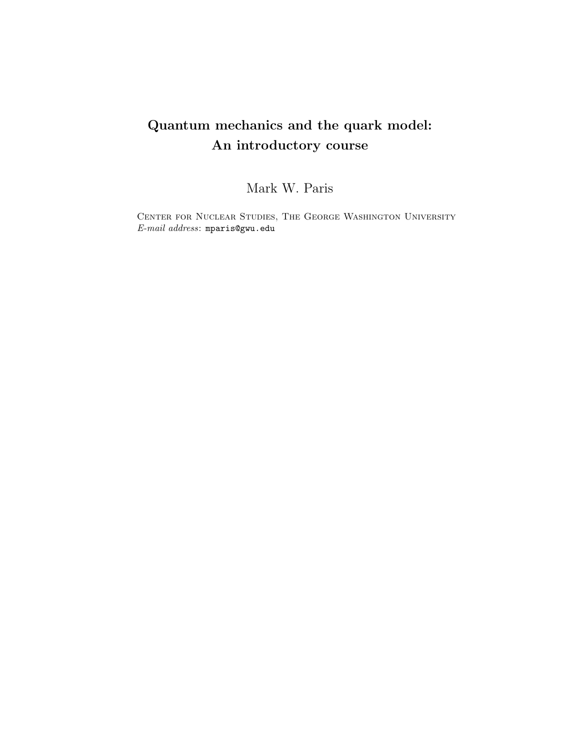# Quantum mechanics and the quark model: An introductory course

Mark W. Paris

Center for Nuclear Studies, The George Washington University
*E-mail address*: mparis@gwu.edu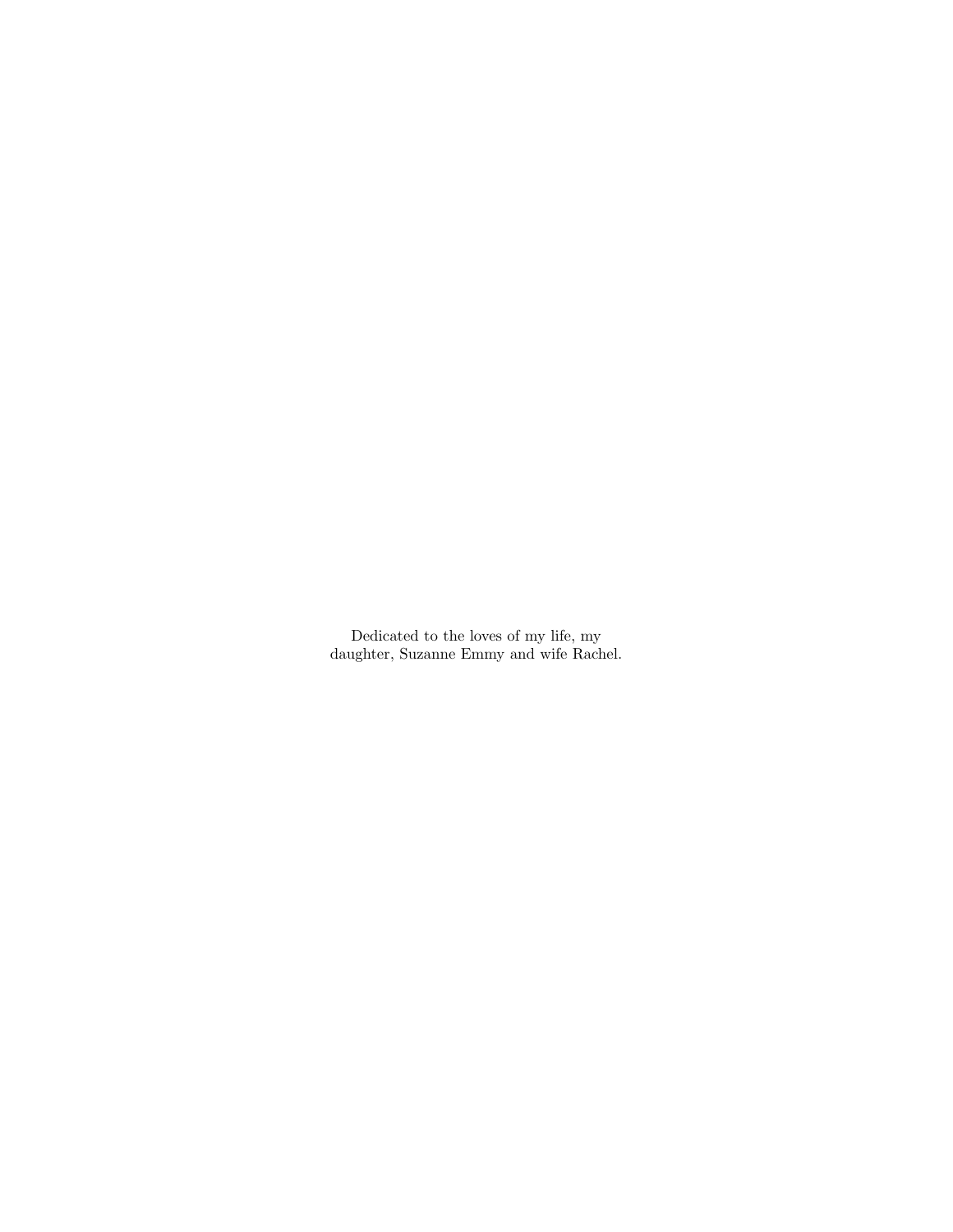Dedicated to the loves of my life, my
daughter, Suzanne Emmy and wife Rachel.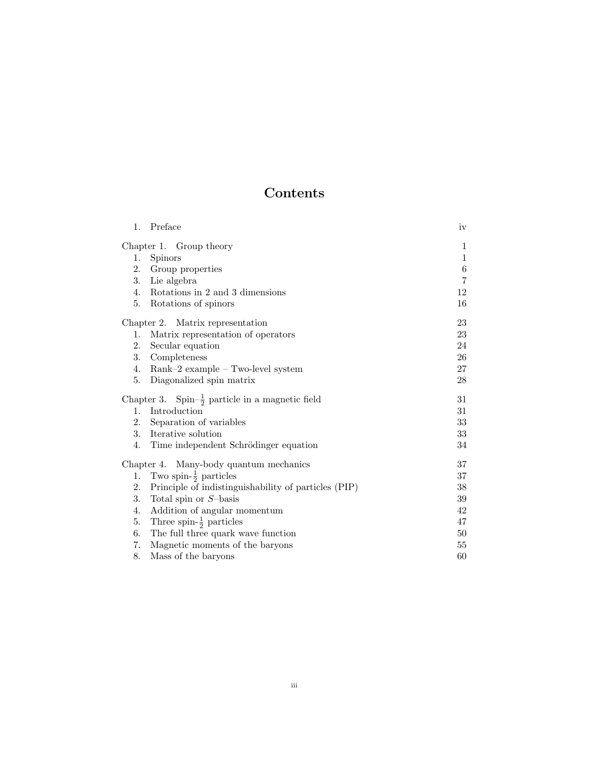# Contents

| | |
|---|---|
| 1. Preface | iv |
| **Chapter 1. Group theory** | 1 |
| 1. Spinors | 1 |
| 2. Group properties | 6 |
| 3. Lie algebra | 7 |
| 4. Rotations in 2 and 3 dimensions | 12 |
| 5. Rotations of spinors | 16 |
| **Chapter 2. Matrix representation** | 23 |
| 1. Matrix representation of operators | 23 |
| 2. Secular equation | 24 |
| 3. Completeness | 26 |
| 4. Rank–2 example – Two-level system | 27 |
| 5. Diagonalized spin matrix | 28 |
| **Chapter 3. Spin–$\frac{1}{2}$ particle in a magnetic field** | 31 |
| 1. Introduction | 31 |
| 2. Separation of variables | 33 |
| 3. Iterative solution | 33 |
| 4. Time independent Schrödinger equation | 34 |
| **Chapter 4. Many-body quantum mechanics** | 37 |
| 1. Two spin-$\frac{1}{2}$ particles | 37 |
| 2. Principle of indistinguishability of particles (PIP) | 38 |
| 3. Total spin or $S$–basis | 39 |
| 4. Addition of angular momentum | 42 |
| 5. Three spin-$\frac{1}{2}$ particles | 47 |
| 6. The full three quark wave function | 50 |
| 7. Magnetic moments of the baryons | 55 |
| 8. Mass of the baryons | 60 |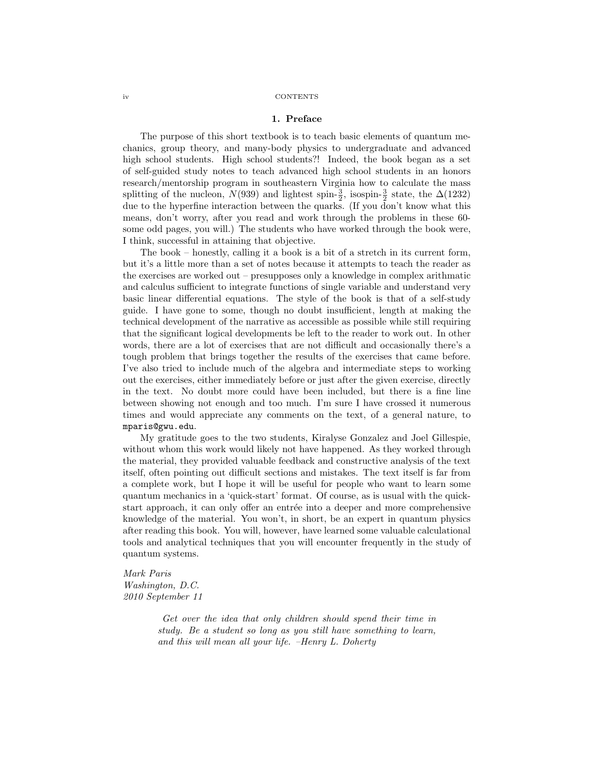## 1. Preface

The purpose of this short textbook is to teach basic elements of quantum mechanics, group theory, and many-body physics to undergraduate and advanced high school students. High school students?! Indeed, the book began as a set of self-guided study notes to teach advanced high school students in an honors research/mentorship program in southeastern Virginia how to calculate the mass splitting of the nucleon, $N(939)$ and lightest spin-$\frac{3}{2}$, isospin-$\frac{3}{2}$ state, the $\Delta(1232)$ due to the hyperfine interaction between the quarks. (If you don't know what this means, don't worry, after you read and work through the problems in these 60-some odd pages, you will.) The students who have worked through the book were, I think, successful in attaining that objective.

The book – honestly, calling it a book is a bit of a stretch in its current form, but it's a little more than a set of notes because it attempts to teach the reader as the exercises are worked out – presupposes only a knowledge in complex arithmatic and calculus sufficient to integrate functions of single variable and understand very basic linear differential equations. The style of the book is that of a self-study guide. I have gone to some, though no doubt insufficient, length at making the technical development of the narrative as accessible as possible while still requiring that the significant logical developments be left to the reader to work out. In other words, there are a lot of exercises that are not difficult and occasionally there's a tough problem that brings together the results of the exercises that came before. I've also tried to include much of the algebra and intermediate steps to working out the exercises, either immediately before or just after the given exercise, directly in the text. No doubt more could have been included, but there is a fine line between showing not enough and too much. I'm sure I have crossed it numerous times and would appreciate any comments on the text, of a general nature, to `mparis@gwu.edu`.

My gratitude goes to the two students, Kiralyse Gonzalez and Joel Gillespie, without whom this work would likely not have happened. As they worked through the material, they provided valuable feedback and constructive analysis of the text itself, often pointing out difficult sections and mistakes. The text itself is far from a complete work, but I hope it will be useful for people who want to learn some quantum mechanics in a 'quick-start' format. Of course, as is usual with the quick-start approach, it can only offer an entrée into a deeper and more comprehensive knowledge of the material. You won't, in short, be an expert in quantum physics after reading this book. You will, however, have learned some valuable calculational tools and analytical techniques that you will encounter frequently in the study of quantum systems.

*Mark Paris*
*Washington, D.C.*
*2010 September 11*

> *Get over the idea that only children should spend their time in study. Be a student so long as you still have something to learn, and this will mean all your life. –Henry L. Doherty*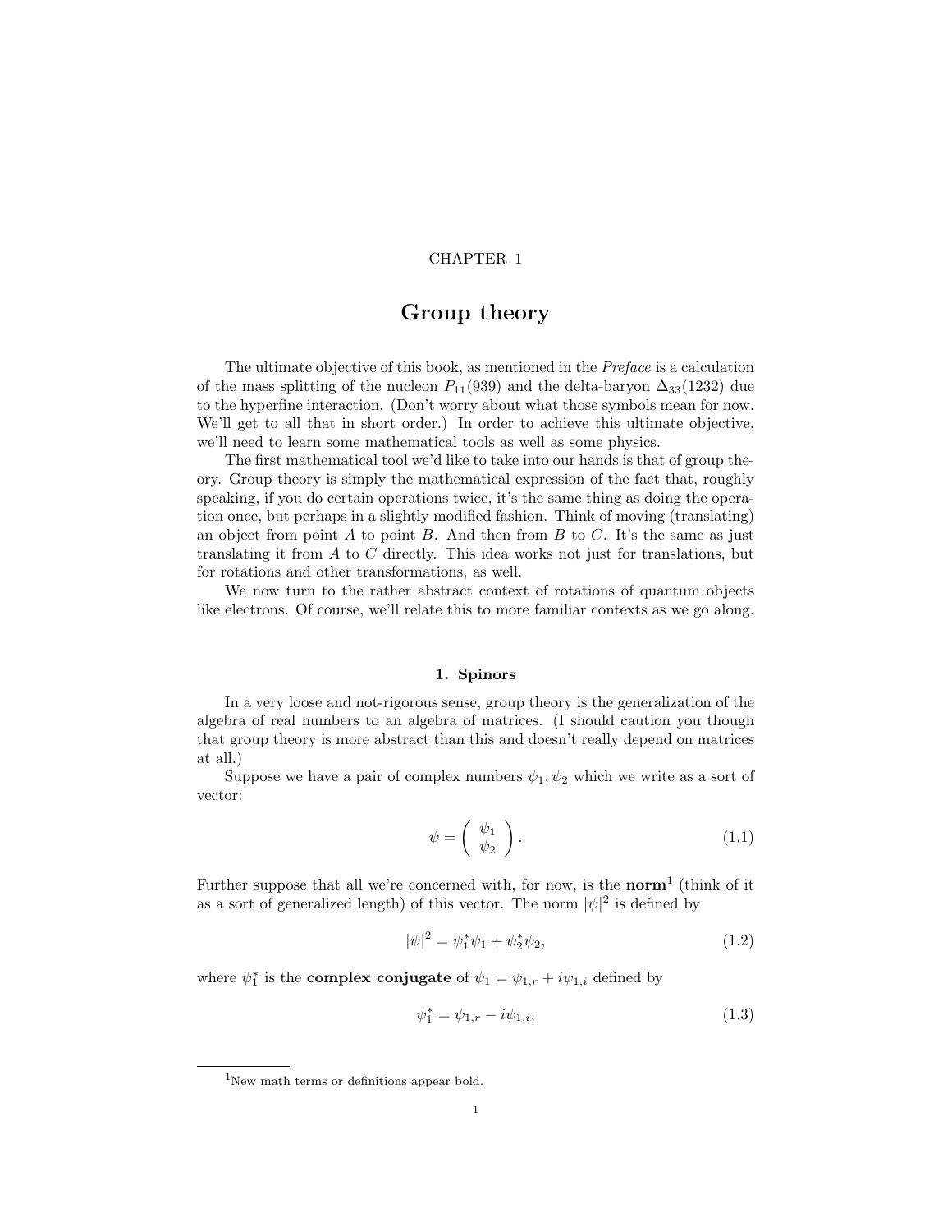CHAPTER 1

# Group theory

The ultimate objective of this book, as mentioned in the *Preface* is a calculation of the mass splitting of the nucleon $P_{11}(939)$ and the delta-baryon $\Delta_{33}(1232)$ due to the hyperfine interaction. (Don't worry about what those symbols mean for now. We'll get to all that in short order.) In order to achieve this ultimate objective, we'll need to learn some mathematical tools as well as some physics.

The first mathematical tool we'd like to take into our hands is that of group theory. Group theory is simply the mathematical expression of the fact that, roughly speaking, if you do certain operations twice, it's the same thing as doing the operation once, but perhaps in a slightly modified fashion. Think of moving (translating) an object from point $A$ to point $B$. And then from $B$ to $C$. It's the same as just translating it from $A$ to $C$ directly. This idea works not just for translations, but for rotations and other transformations, as well.

We now turn to the rather abstract context of rotations of quantum objects like electrons. Of course, we'll relate this to more familiar contexts as we go along.

## 1. Spinors

In a very loose and not-rigorous sense, group theory is the generalization of the algebra of real numbers to an algebra of matrices. (I should caution you though that group theory is more abstract than this and doesn't really depend on matrices at all.)

Suppose we have a pair of complex numbers $\psi_1, \psi_2$ which we write as a sort of vector:

$$\psi = \begin{pmatrix} \psi_1 \\ \psi_2 \end{pmatrix}. \tag{1.1}$$

Further suppose that all we're concerned with, for now, is the **norm**[1] (think of it as a sort of generalized length) of this vector. The norm $|\psi|^2$ is defined by

$$|\psi|^2 = \psi_1^* \psi_1 + \psi_2^* \psi_2, \tag{1.2}$$

where $\psi_1^*$ is the **complex conjugate** of $\psi_1 = \psi_{1,r} + i\psi_{1,i}$ defined by

$$\psi_1^* = \psi_{1,r} - i\psi_{1,i}, \tag{1.3}$$

[1] New math terms or definitions appear bold.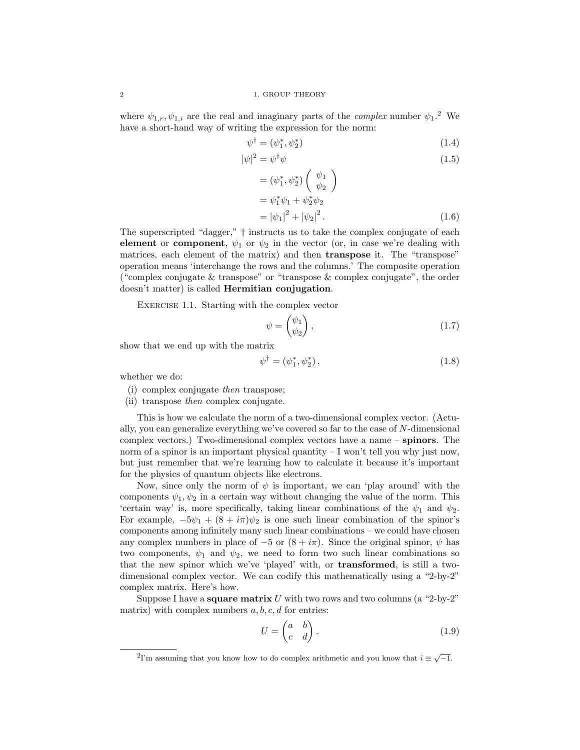where $\psi_{1,r}, \psi_{1,i}$ are the real and imaginary parts of the *complex* number $\psi_1$.[2] We have a short-hand way of writing the expression for the norm:

$$\psi^\dagger = (\psi_1^*, \psi_2^*) \tag{1.4}$$

$$
\begin{aligned}
|\psi|^2 &= \psi^\dagger \psi \qquad\qquad\qquad\qquad (1.5)\\
&= (\psi_1^*, \psi_2^*) \begin{pmatrix} \psi_1 \\ \psi_2 \end{pmatrix} \\
&= \psi_1^* \psi_1 + \psi_2^* \psi_2 \\
&= |\psi_1|^2 + |\psi_2|^2 . \qquad\qquad (1.6)
\end{aligned}
$$

The superscripted "dagger," † instructs us to take the complex conjugate of each **element** or **component**, $\psi_1$ or $\psi_2$ in the vector (or, in case we're dealing with matrices, each element of the matrix) and then **transpose** it. The "transpose" operation means 'interchange the rows and the columns.' The composite operation ("complex conjugate & transpose" or "transpose & complex conjugate", the order doesn't matter) is called **Hermitian conjugation**.

Exercise 1.1. Starting with the complex vector

$$\psi = \begin{pmatrix} \psi_1 \\ \psi_2 \end{pmatrix}, \tag{1.7}$$

show that we end up with the matrix

$$\psi^\dagger = (\psi_1^*, \psi_2^*), \tag{1.8}$$

whether we do:

(i) complex conjugate *then* transpose;
(ii) transpose *then* complex conjugate.

This is how we calculate the norm of a two-dimensional complex vector. (Actually, you can generalize everything we've covered so far to the case of $N$-dimensional complex vectors.) Two-dimensional complex vectors have a name – **spinors**. The norm of a spinor is an important physical quantity – I won't tell you why just now, but just remember that we're learning how to calculate it because it's important for the physics of quantum objects like electrons.

Now, since only the norm of $\psi$ is important, we can 'play around' with the components $\psi_1, \psi_2$ in a certain way without changing the value of the norm. This 'certain way' is, more specifically, taking linear combinations of the $\psi_1$ and $\psi_2$. For example, $-5\psi_1 + (8 + i\pi)\psi_2$ is one such linear combination of the spinor's components among infinitely many such linear combinations – we could have chosen any complex numbers in place of $-5$ or $(8 + i\pi)$. Since the original spinor, $\psi$ has two components, $\psi_1$ and $\psi_2$, we need to form two such linear combinations so that the new spinor which we've 'played' with, or **transformed**, is still a two-dimensional complex vector. We can codify this mathematically using a "2-by-2" complex matrix. Here's how.

Suppose I have a **square matrix** $U$ with two rows and two columns (a "2-by-2" matrix) with complex numbers $a, b, c, d$ for entries:

$$U = \begin{pmatrix} a & b \\ c & d \end{pmatrix}. \tag{1.9}$$

[2] I'm assuming that you know how to do complex arithmetic and you know that $i \equiv \sqrt{-1}$.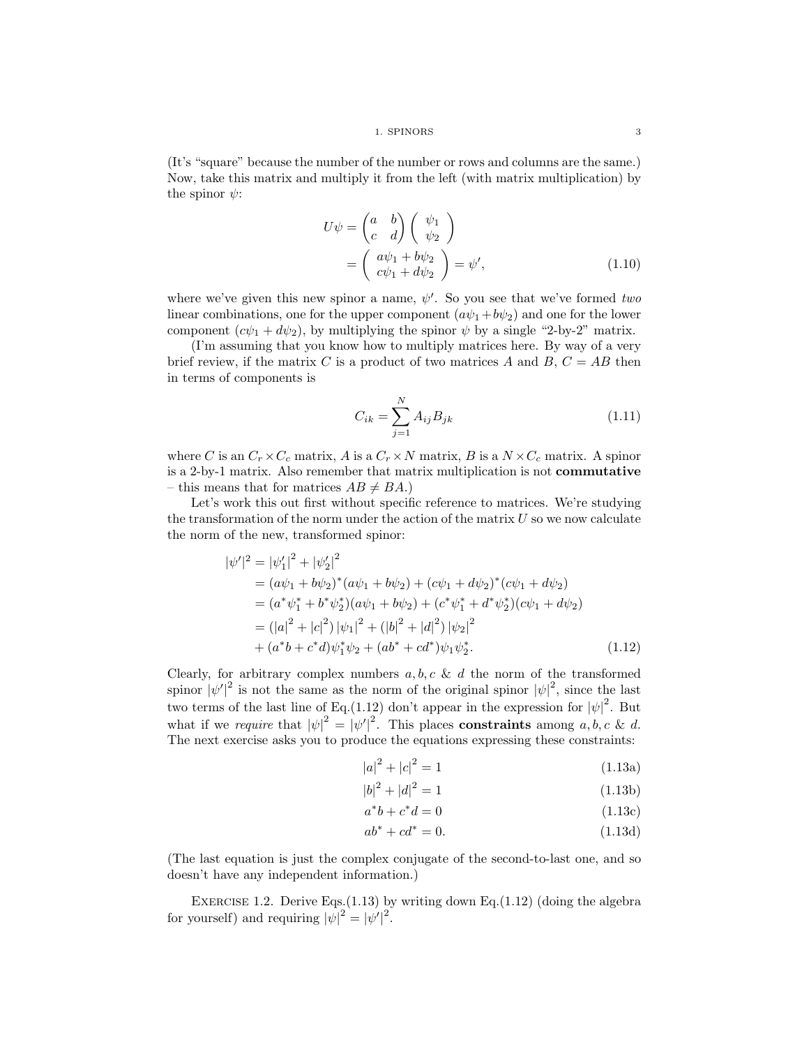(It's "square" because the number of the number or rows and columns are the same.) Now, take this matrix and multiply it from the left (with matrix multiplication) by the spinor $\psi$:

$$
\begin{aligned}
U\psi &= \begin{pmatrix} a & b \\ c & d \end{pmatrix} \begin{pmatrix} \psi_1 \\ \psi_2 \end{pmatrix} \\
&= \begin{pmatrix} a\psi_1 + b\psi_2 \\ c\psi_1 + d\psi_2 \end{pmatrix} = \psi', \qquad (1.10)
\end{aligned}
$$

where we've given this new spinor a name, $\psi'$. So you see that we've formed *two* linear combinations, one for the upper component ($a\psi_1 + b\psi_2$) and one for the lower component ($c\psi_1 + d\psi_2$), by multiplying the spinor $\psi$ by a single "2-by-2" matrix.

(I'm assuming that you know how to multiply matrices here. By way of a very brief review, if the matrix $C$ is a product of two matrices $A$ and $B$, $C = AB$ then in terms of components is

$$
C_{ik} = \sum_{j=1}^{N} A_{ij} B_{jk} \qquad (1.11)
$$

where $C$ is an $C_r \times C_c$ matrix, $A$ is a $C_r \times N$ matrix, $B$ is a $N \times C_c$ matrix. A spinor is a 2-by-1 matrix. Also remember that matrix multiplication is not **commutative** – this means that for matrices $AB \neq BA$.)

Let's work this out first without specific reference to matrices. We're studying the transformation of the norm under the action of the matrix $U$ so we now calculate the norm of the new, transformed spinor:

$$
\begin{aligned}
|\psi'|^2 &= |\psi_1'|^2 + |\psi_2'|^2 \\
&= (a\psi_1 + b\psi_2)^*(a\psi_1 + b\psi_2) + (c\psi_1 + d\psi_2)^*(c\psi_1 + d\psi_2) \\
&= (a^*\psi_1^* + b^*\psi_2^*)(a\psi_1 + b\psi_2) + (c^*\psi_1^* + d^*\psi_2^*)(c\psi_1 + d\psi_2) \\
&= \left(|a|^2 + |c|^2\right)|\psi_1|^2 + \left(|b|^2 + |d|^2\right)|\psi_2|^2 \\
&\quad + (a^*b + c^*d)\psi_1^*\psi_2 + (ab^* + cd^*)\psi_1\psi_2^*. \qquad (1.12)
\end{aligned}
$$

Clearly, for arbitrary complex numbers $a, b, c$ & $d$ the norm of the transformed spinor $|\psi'|^2$ is not the same as the norm of the original spinor $|\psi|^2$, since the last two terms of the last line of Eq.(1.12) don't appear in the expression for $|\psi|^2$. But what if we *require* that $|\psi|^2 = |\psi'|^2$. This places **constraints** among $a, b, c$ & $d$. The next exercise asks you to produce the equations expressing these constraints:

$$
|a|^2 + |c|^2 = 1 \qquad (1.13a)
$$

$$
|b|^2 + |d|^2 = 1 \qquad (1.13b)
$$

$$
a^*b + c^*d = 0 \qquad (1.13c)
$$

$$
ab^* + cd^* = 0. \qquad (1.13d)
$$

(The last equation is just the complex conjugate of the second-to-last one, and so doesn't have any independent information.)

EXERCISE 1.2. Derive Eqs.(1.13) by writing down Eq.(1.12) (doing the algebra for yourself) and requiring $|\psi|^2 = |\psi'|^2$.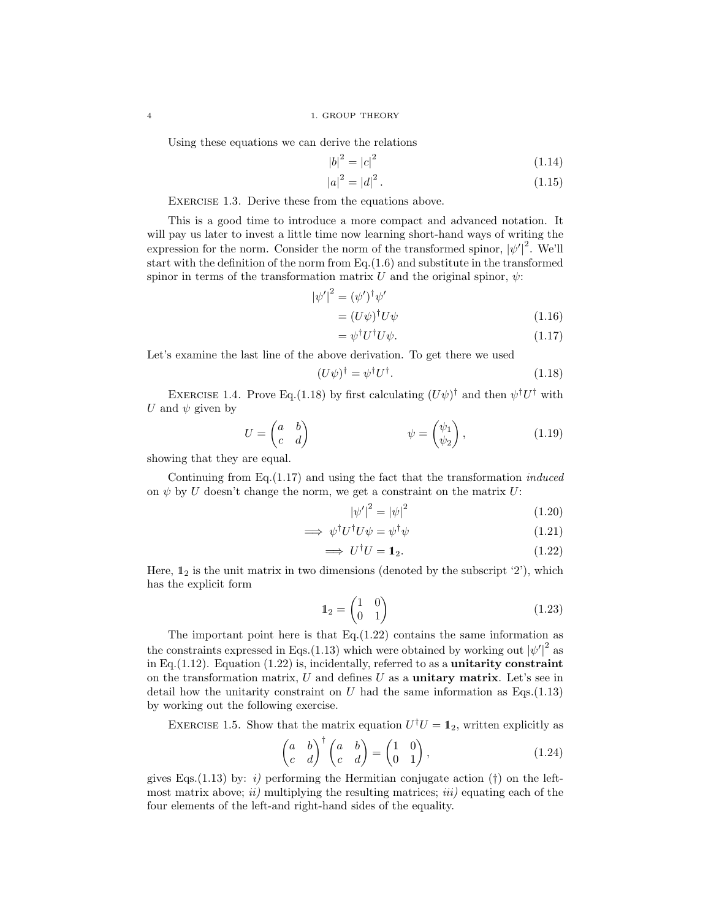Using these equations we can derive the relations

$$|b|^2 = |c|^2 \tag{1.14}$$

$$|a|^2 = |d|^2 . \tag{1.15}$$

EXERCISE 1.3. Derive these from the equations above.

This is a good time to introduce a more compact and advanced notation. It will pay us later to invest a little time now learning short-hand ways of writing the expression for the norm. Consider the norm of the transformed spinor, $|\psi'|^2$. We'll start with the definition of the norm from Eq.(1.6) and substitute in the transformed spinor in terms of the transformation matrix $U$ and the original spinor, $\psi$:

$$\begin{aligned} |\psi'|^2 &= (\psi')^\dagger \psi' \\ &= (U\psi)^\dagger U\psi \qquad (1.16) \\ &= \psi^\dagger U^\dagger U \psi. \qquad (1.17) \end{aligned}$$

Let's examine the last line of the above derivation. To get there we used

$$(U\psi)^\dagger = \psi^\dagger U^\dagger . \tag{1.18}$$

EXERCISE 1.4. Prove Eq.(1.18) by first calculating $(U\psi)^\dagger$ and then $\psi^\dagger U^\dagger$ with $U$ and $\psi$ given by

$$U = \begin{pmatrix} a & b \\ c & d \end{pmatrix} \qquad\qquad \psi = \begin{pmatrix} \psi_1 \\ \psi_2 \end{pmatrix}, \tag{1.19}$$

showing that they are equal.

Continuing from Eq.(1.17) and using the fact that the transformation *induced* on $\psi$ by $U$ doesn't change the norm, we get a constraint on the matrix $U$:

$$|\psi'|^2 = |\psi|^2 \tag{1.20}$$

$$\implies \psi^\dagger U^\dagger U \psi = \psi^\dagger \psi \tag{1.21}$$

$$\implies U^\dagger U = \mathbb{1}_2. \tag{1.22}$$

Here, $\mathbb{1}_2$ is the unit matrix in two dimensions (denoted by the subscript '2'), which has the explicit form

$$\mathbb{1}_2 = \begin{pmatrix} 1 & 0 \\ 0 & 1 \end{pmatrix} \tag{1.23}$$

The important point here is that Eq.(1.22) contains the same information as the constraints expressed in Eqs.(1.13) which were obtained by working out $|\psi'|^2$ as in Eq.(1.12). Equation (1.22) is, incidentally, referred to as a **unitarity constraint** on the transformation matrix, $U$ and defines $U$ as a **unitary matrix**. Let's see in detail how the unitarity constraint on $U$ had the same information as Eqs.(1.13) by working out the following exercise.

EXERCISE 1.5. Show that the matrix equation $U^\dagger U = \mathbb{1}_2$, written explicitly as

$$\begin{pmatrix} a & b \\ c & d \end{pmatrix}^\dagger \begin{pmatrix} a & b \\ c & d \end{pmatrix} = \begin{pmatrix} 1 & 0 \\ 0 & 1 \end{pmatrix}, \tag{1.24}$$

gives Eqs.(1.13) by: *i)* performing the Hermitian conjugate action ($\dagger$) on the left-most matrix above; *ii)* multiplying the resulting matrices; *iii)* equating each of the four elements of the left-and right-hand sides of the equality.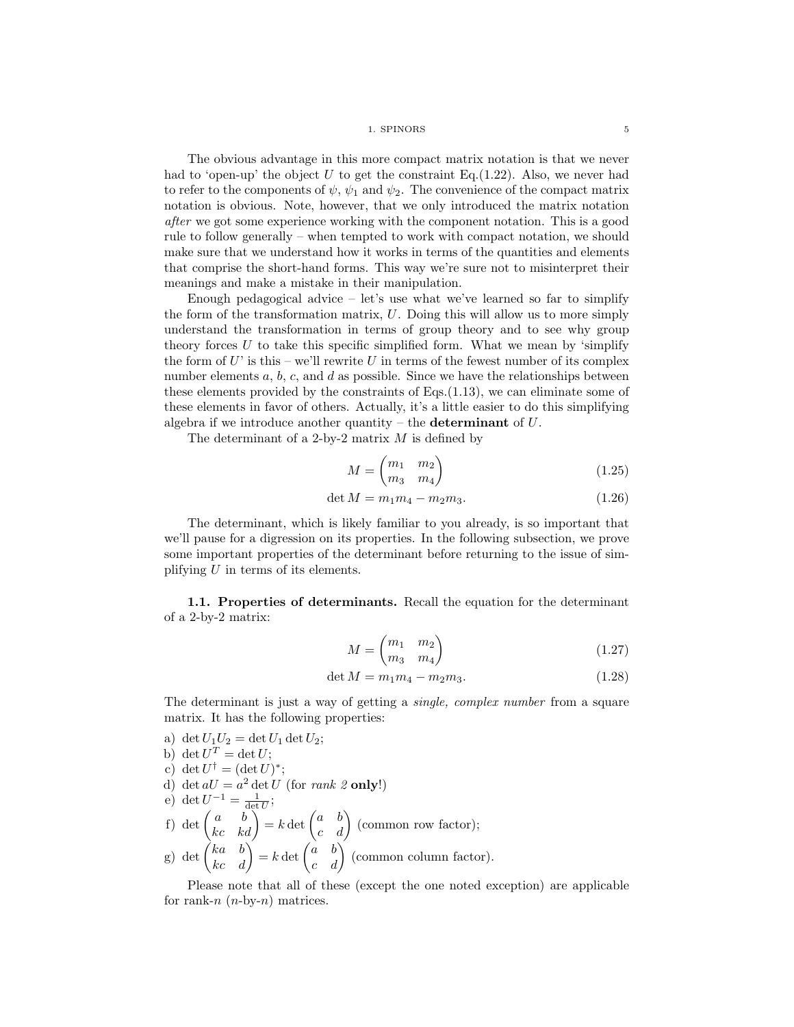The obvious advantage in this more compact matrix notation is that we never had to 'open-up' the object $U$ to get the constraint Eq.(1.22). Also, we never had to refer to the components of $\psi$, $\psi_1$ and $\psi_2$. The convenience of the compact matrix notation is obvious. Note, however, that we only introduced the matrix notation *after* we got some experience working with the component notation. This is a good rule to follow generally – when tempted to work with compact notation, we should make sure that we understand how it works in terms of the quantities and elements that comprise the short-hand forms. This way we're sure not to misinterpret their meanings and make a mistake in their manipulation.

Enough pedagogical advice – let's use what we've learned so far to simplify the form of the transformation matrix, $U$. Doing this will allow us to more simply understand the transformation in terms of group theory and to see why group theory forces $U$ to take this specific simplified form. What we mean by 'simplify the form of $U$' is this – we'll rewrite $U$ in terms of the fewest number of its complex number elements $a$, $b$, $c$, and $d$ as possible. Since we have the relationships between these elements provided by the constraints of Eqs.(1.13), we can eliminate some of these elements in favor of others. Actually, it's a little easier to do this simplifying algebra if we introduce another quantity – the **determinant** of $U$.

The determinant of a 2-by-2 matrix $M$ is defined by

$$M = \begin{pmatrix} m_1 & m_2 \\ m_3 & m_4 \end{pmatrix} \tag{1.25}$$

$$\det M = m_1 m_4 - m_2 m_3. \tag{1.26}$$

The determinant, which is likely familiar to you already, is so important that we'll pause for a digression on its properties. In the following subsection, we prove some important properties of the determinant before returning to the issue of simplifying $U$ in terms of its elements.

**1.1. Properties of determinants.** Recall the equation for the determinant of a 2-by-2 matrix:

$$M = \begin{pmatrix} m_1 & m_2 \\ m_3 & m_4 \end{pmatrix} \tag{1.27}$$

$$\det M = m_1 m_4 - m_2 m_3. \tag{1.28}$$

The determinant is just a way of getting a *single, complex number* from a square matrix. It has the following properties:

a) $\det U_1 U_2 = \det U_1 \det U_2$;
b) $\det U^T = \det U$;
c) $\det U^\dagger = (\det U)^*$;
d) $\det aU = a^2 \det U$ (for *rank 2* **only**!)
e) $\det U^{-1} = \frac{1}{\det U}$;
f) $\det \begin{pmatrix} a & b \\ kc & kd \end{pmatrix} = k \det \begin{pmatrix} a & b \\ c & d \end{pmatrix}$ (common row factor);
g) $\det \begin{pmatrix} ka & b \\ kc & d \end{pmatrix} = k \det \begin{pmatrix} a & b \\ c & d \end{pmatrix}$ (common column factor).

Please note that all of these (except the one noted exception) are applicable for rank-$n$ ($n$-by-$n$) matrices.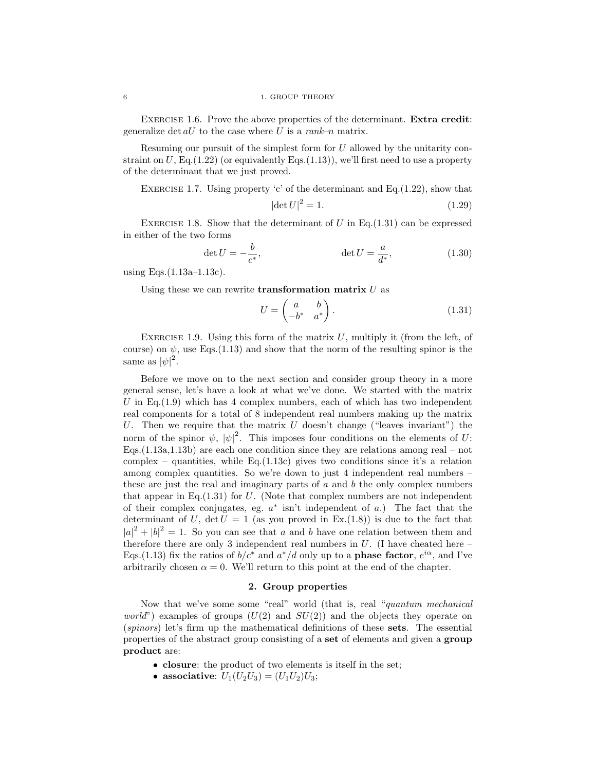Exercise 1.6. Prove the above properties of the determinant. **Extra credit**: generalize $\det aU$ to the case where $U$ is a *rank–n* matrix.

Resuming our pursuit of the simplest form for $U$ allowed by the unitarity constraint on $U$, Eq.(1.22) (or equivalently Eqs.(1.13)), we'll first need to use a property of the determinant that we just proved.

Exercise 1.7. Using property 'c' of the determinant and Eq.(1.22), show that

$$|\det U|^2 = 1. \tag{1.29}$$

Exercise 1.8. Show that the determinant of $U$ in Eq.(1.31) can be expressed in either of the two forms

$$\det U = -\frac{b}{c^*}, \qquad\qquad \det U = \frac{a}{d^*}, \tag{1.30}$$

using Eqs.(1.13a–1.13c).

Using these we can rewrite **transformation matrix** $U$ as

$$U = \begin{pmatrix} a & b \\ -b^* & a^* \end{pmatrix}. \tag{1.31}$$

Exercise 1.9. Using this form of the matrix $U$, multiply it (from the left, of course) on $\psi$, use Eqs.(1.13) and show that the norm of the resulting spinor is the same as $|\psi|^2$.

Before we move on to the next section and consider group theory in a more general sense, let's have a look at what we've done. We started with the matrix $U$ in Eq.(1.9) which has 4 complex numbers, each of which has two independent real components for a total of 8 independent real numbers making up the matrix $U$. Then we require that the matrix $U$ doesn't change ("leaves invariant") the norm of the spinor $\psi$, $|\psi|^2$. This imposes four conditions on the elements of $U$: Eqs.(1.13a,1.13b) are each one condition since they are relations among real – not complex – quantities, while Eq.(1.13c) gives two conditions since it's a relation among complex quantities. So we're down to just 4 independent real numbers – these are just the real and imaginary parts of $a$ and $b$ the only complex numbers that appear in Eq.(1.31) for $U$. (Note that complex numbers are not independent of their complex conjugates, eg. $a^*$ isn't independent of $a$.) The fact that the determinant of $U$, $\det U = 1$ (as you proved in Ex.(1.8)) is due to the fact that $|a|^2 + |b|^2 = 1$. So you can see that $a$ and $b$ have one relation between them and therefore there are only 3 independent real numbers in $U$. (I have cheated here – Eqs.(1.13) fix the ratios of $b/c^*$ and $a^*/d$ only up to a **phase factor**, $e^{i\alpha}$, and I've arbitrarily chosen $\alpha = 0$. We'll return to this point at the end of the chapter.

## 2. Group properties

Now that we've some some "real" world (that is, real "*quantum mechanical world*") examples of groups ($U(2)$ and $SU(2)$) and the objects they operate on (*spinors*) let's firm up the mathematical definitions of these **sets**. The essential properties of the abstract group consisting of a **set** of elements and given a **group product** are:

- **closure**: the product of two elements is itself in the set;
- **associative**: $U_1(U_2U_3) = (U_1U_2)U_3$;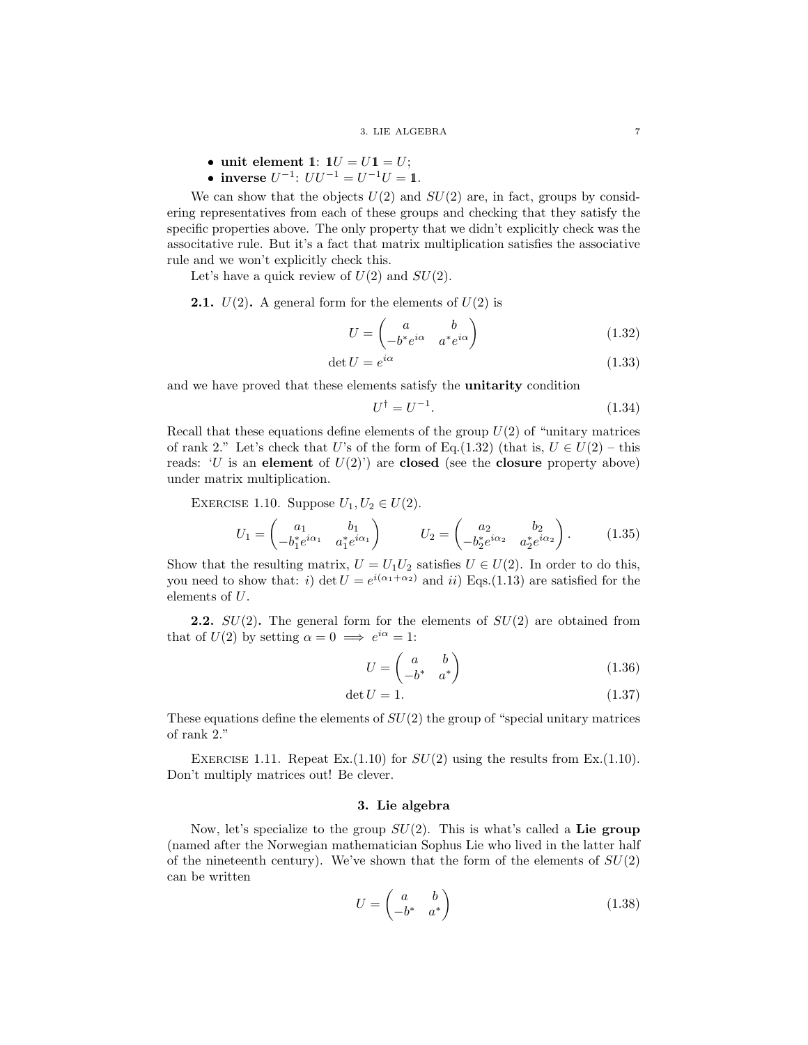- **unit element $\mathbb{1}$**: $\mathbb{1}U = U\mathbb{1} = U$;
- **inverse $U^{-1}$**: $UU^{-1} = U^{-1}U = \mathbb{1}$.

We can show that the objects $U(2)$ and $SU(2)$ are, in fact, groups by considering representatives from each of these groups and checking that they satisfy the specific properties above. The only property that we didn't explicitly check was the associtative rule. But it's a fact that matrix multiplication satisfies the associative rule and we won't explicitly check this.

Let's have a quick review of $U(2)$ and $SU(2)$.

**2.1.** $U(2)$**.** A general form for the elements of $U(2)$ is

$$U = \begin{pmatrix} a & b \\ -b^* e^{i\alpha} & a^* e^{i\alpha} \end{pmatrix} \tag{1.32}$$

$$\det U = e^{i\alpha} \tag{1.33}$$

and we have proved that these elements satisfy the **unitarity** condition

$$U^\dagger = U^{-1}. \tag{1.34}$$

Recall that these equations define elements of the group $U(2)$ of "unitary matrices of rank 2." Let's check that $U$'s of the form of Eq.(1.32) (that is, $U \in U(2)$ – this reads: '$U$ is an **element** of $U(2)$') are **closed** (see the **closure** property above) under matrix multiplication.

Exercise 1.10. Suppose $U_1, U_2 \in U(2)$.

$$U_1 = \begin{pmatrix} a_1 & b_1 \\ -b_1^* e^{i\alpha_1} & a_1^* e^{i\alpha_1} \end{pmatrix} \qquad U_2 = \begin{pmatrix} a_2 & b_2 \\ -b_2^* e^{i\alpha_2} & a_2^* e^{i\alpha_2} \end{pmatrix}. \tag{1.35}$$

Show that the resulting matrix, $U = U_1U_2$ satisfies $U \in U(2)$. In order to do this, you need to show that: *i*) $\det U = e^{i(\alpha_1+\alpha_2)}$ and *ii*) Eqs.(1.13) are satisfied for the elements of $U$.

**2.2.** $SU(2)$**.** The general form for the elements of $SU(2)$ are obtained from that of $U(2)$ by setting $\alpha = 0 \implies e^{i\alpha} = 1$:

$$U = \begin{pmatrix} a & b \\ -b^* & a^* \end{pmatrix} \tag{1.36}$$

$$\det U = 1. \tag{1.37}$$

These equations define the elements of $SU(2)$ the group of "special unitary matrices of rank 2."

Exercise 1.11. Repeat Ex.(1.10) for $SU(2)$ using the results from Ex.(1.10). Don't multiply matrices out! Be clever.

## 3. Lie algebra

Now, let's specialize to the group $SU(2)$. This is what's called a **Lie group** (named after the Norwegian mathematician Sophus Lie who lived in the latter half of the nineteenth century). We've shown that the form of the elements of $SU(2)$ can be written

$$U = \begin{pmatrix} a & b \\ -b^* & a^* \end{pmatrix} \tag{1.38}$$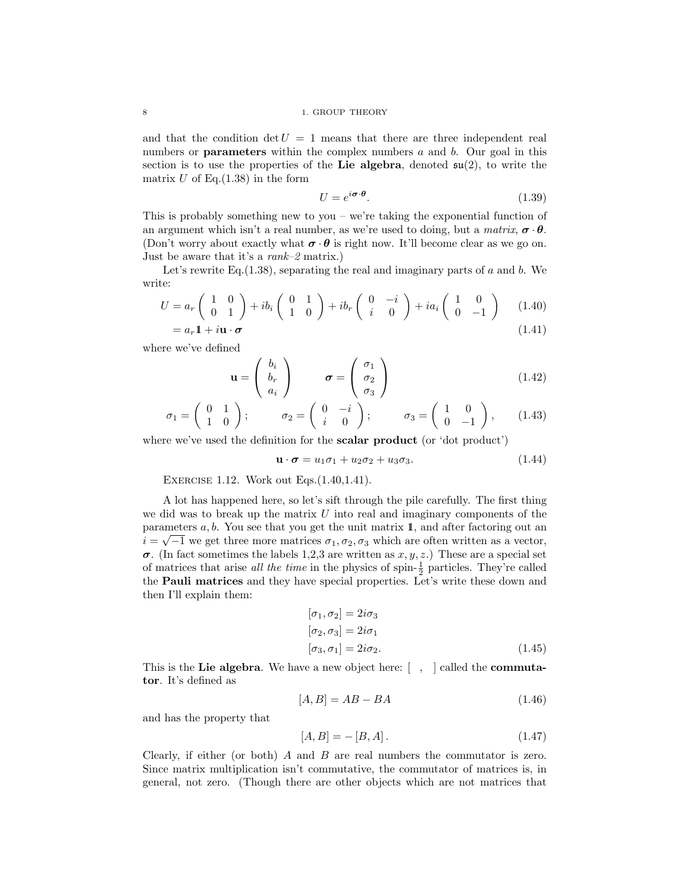and that the condition $\det U = 1$ means that there are three independent real numbers or **parameters** within the complex numbers $a$ and $b$. Our goal in this section is to use the properties of the **Lie algebra**, denoted $\mathfrak{su}(2)$, to write the matrix $U$ of Eq.(1.38) in the form

$$U = e^{i\boldsymbol{\sigma}\cdot\boldsymbol{\theta}}. \tag{1.39}$$

This is probably something new to you – we're taking the exponential function of an argument which isn't a real number, as we're used to doing, but a *matrix*, $\boldsymbol{\sigma}\cdot\boldsymbol{\theta}$. (Don't worry about exactly what $\boldsymbol{\sigma}\cdot\boldsymbol{\theta}$ is right now. It'll become clear as we go on. Just be aware that it's a *rank–2* matrix.)

Let's rewrite Eq.(1.38), separating the real and imaginary parts of $a$ and $b$. We write:

$$U = a_r \begin{pmatrix} 1 & 0 \\ 0 & 1 \end{pmatrix} + ib_i \begin{pmatrix} 0 & 1 \\ 1 & 0 \end{pmatrix} + ib_r \begin{pmatrix} 0 & -i \\ i & 0 \end{pmatrix} + ia_i \begin{pmatrix} 1 & 0 \\ 0 & -1 \end{pmatrix} \tag{1.40}$$

$$= a_r \mathbb{1} + i\mathbf{u}\cdot\boldsymbol{\sigma} \tag{1.41}$$

where we've defined

$$\mathbf{u} = \begin{pmatrix} b_i \\ b_r \\ a_i \end{pmatrix} \qquad \boldsymbol{\sigma} = \begin{pmatrix} \sigma_1 \\ \sigma_2 \\ \sigma_3 \end{pmatrix} \tag{1.42}$$

$$\sigma_1 = \begin{pmatrix} 0 & 1 \\ 1 & 0 \end{pmatrix}; \qquad \sigma_2 = \begin{pmatrix} 0 & -i \\ i & 0 \end{pmatrix}; \qquad \sigma_3 = \begin{pmatrix} 1 & 0 \\ 0 & -1 \end{pmatrix}, \tag{1.43}$$

where we've used the definition for the **scalar product** (or 'dot product')

$$\mathbf{u}\cdot\boldsymbol{\sigma} = u_1\sigma_1 + u_2\sigma_2 + u_3\sigma_3. \tag{1.44}$$

Exercise 1.12. Work out Eqs.(1.40,1.41).

A lot has happened here, so let's sift through the pile carefully. The first thing we did was to break up the matrix $U$ into real and imaginary components of the parameters $a, b$. You see that you get the unit matrix $\mathbb{1}$, and after factoring out an $i = \sqrt{-1}$ we get three more matrices $\sigma_1, \sigma_2, \sigma_3$ which are often written as a vector, $\boldsymbol{\sigma}$. (In fact sometimes the labels 1,2,3 are written as $x, y, z$.) These are a special set of matrices that arise *all the time* in the physics of spin-$\frac{1}{2}$ particles. They're called the **Pauli matrices** and they have special properties. Let's write these down and then I'll explain them:

$$\begin{aligned} [\sigma_1, \sigma_2] &= 2i\sigma_3 \\ [\sigma_2, \sigma_3] &= 2i\sigma_1 \\ [\sigma_3, \sigma_1] &= 2i\sigma_2. \end{aligned} \tag{1.45}$$

This is the **Lie algebra**. We have a new object here: $[\ \ ,\ \ ]$ called the **commutator**. It's defined as

$$[A, B] = AB - BA \tag{1.46}$$

and has the property that

$$[A, B] = -[B, A]. \tag{1.47}$$

Clearly, if either (or both) $A$ and $B$ are real numbers the commutator is zero. Since matrix multiplication isn't commutative, the commutator of matrices is, in general, not zero. (Though there are other objects which are not matrices that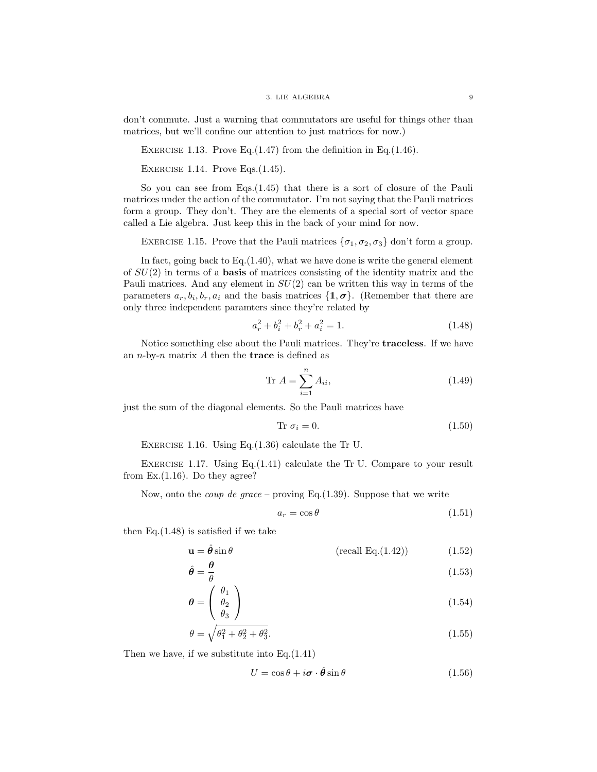don't commute. Just a warning that commutators are useful for things other than matrices, but we'll confine our attention to just matrices for now.)

EXERCISE 1.13. Prove Eq.(1.47) from the definition in Eq.(1.46).

EXERCISE 1.14. Prove Eqs.(1.45).

So you can see from Eqs.(1.45) that there is a sort of closure of the Pauli matrices under the action of the commutator. I'm not saying that the Pauli matrices form a group. They don't. They are the elements of a special sort of vector space called a Lie algebra. Just keep this in the back of your mind for now.

EXERCISE 1.15. Prove that the Pauli matrices $\{\sigma_1, \sigma_2, \sigma_3\}$ don't form a group.

In fact, going back to Eq.(1.40), what we have done is write the general element of $SU(2)$ in terms of a **basis** of matrices consisting of the identity matrix and the Pauli matrices. And any element in $SU(2)$ can be written this way in terms of the parameters $a_r, b_i, b_r, a_i$ and the basis matrices $\{\mathbb{1}, \boldsymbol{\sigma}\}$. (Remember that there are only three independent paramters since they're related by

$$a_r^2 + b_i^2 + b_r^2 + a_i^2 = 1. \tag{1.48}$$

Notice something else about the Pauli matrices. They're **traceless**. If we have an $n$-by-$n$ matrix $A$ then the **trace** is defined as

$$\text{Tr } A = \sum_{i=1}^{n} A_{ii}, \tag{1.49}$$

just the sum of the diagonal elements. So the Pauli matrices have

$$\text{Tr } \sigma_i = 0. \tag{1.50}$$

EXERCISE 1.16. Using Eq.(1.36) calculate the Tr U.

EXERCISE 1.17. Using Eq.(1.41) calculate the Tr U. Compare to your result from Ex.(1.16). Do they agree?

Now, onto the *coup de grace* – proving Eq.(1.39). Suppose that we write

$$a_r = \cos\theta \tag{1.51}$$

then Eq.(1.48) is satisfied if we take

$$\mathbf{u} = \hat{\boldsymbol{\theta}} \sin\theta \qquad \text{(recall Eq.(1.42))} \tag{1.52}$$

$$\hat{\boldsymbol{\theta}} = \frac{\boldsymbol{\theta}}{\theta} \tag{1.53}$$

$$\boldsymbol{\theta} = \begin{pmatrix} \theta_1 \\ \theta_2 \\ \theta_3 \end{pmatrix} \tag{1.54}$$

$$\theta = \sqrt{\theta_1^2 + \theta_2^2 + \theta_3^2}. \tag{1.55}$$

Then we have, if we substitute into Eq.(1.41)

$$U = \cos\theta + i\boldsymbol{\sigma} \cdot \hat{\boldsymbol{\theta}} \sin\theta \tag{1.56}$$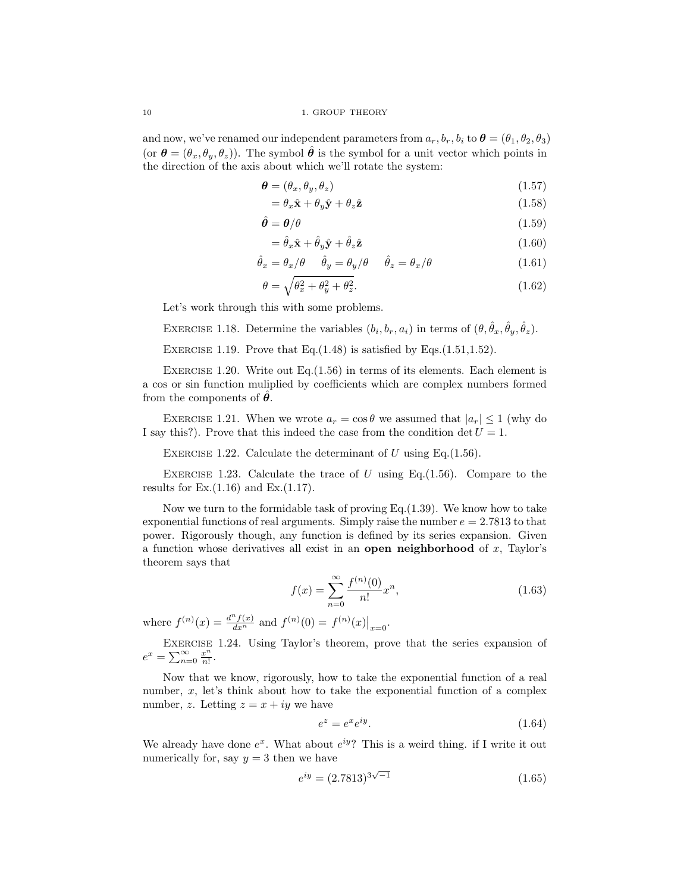and now, we've renamed our independent parameters from $a_r, b_r, b_i$ to $\boldsymbol{\theta} = (\theta_1, \theta_2, \theta_3)$ (or $\boldsymbol{\theta} = (\theta_x, \theta_y, \theta_z)$). The symbol $\hat{\boldsymbol{\theta}}$ is the symbol for a unit vector which points in the direction of the axis about which we'll rotate the system:

$$\boldsymbol{\theta} = (\theta_x, \theta_y, \theta_z) \tag{1.57}$$

$$= \theta_x \hat{\mathbf{x}} + \theta_y \hat{\mathbf{y}} + \theta_z \hat{\mathbf{z}} \tag{1.58}$$

$$\hat{\boldsymbol{\theta}} = \boldsymbol{\theta}/\theta \tag{1.59}$$

$$= \hat{\theta}_x \hat{\mathbf{x}} + \hat{\theta}_y \hat{\mathbf{y}} + \hat{\theta}_z \hat{\mathbf{z}} \tag{1.60}$$

$$\hat{\theta}_x = \theta_x/\theta \quad\quad \hat{\theta}_y = \theta_y/\theta \quad\quad \hat{\theta}_z = \theta_x/\theta \tag{1.61}$$

$$\theta = \sqrt{\theta_x^2 + \theta_y^2 + \theta_z^2}. \tag{1.62}$$

Let's work through this with some problems.

EXERCISE 1.18. Determine the variables $(b_i, b_r, a_i)$ in terms of $(\theta, \hat{\theta}_x, \hat{\theta}_y, \hat{\theta}_z)$.

EXERCISE 1.19. Prove that Eq.(1.48) is satisfied by Eqs.(1.51,1.52).

EXERCISE 1.20. Write out Eq.(1.56) in terms of its elements. Each element is a cos or sin function muliplied by coefficients which are complex numbers formed from the components of $\hat{\boldsymbol{\theta}}$.

EXERCISE 1.21. When we wrote $a_r = \cos\theta$ we assumed that $|a_r| \leq 1$ (why do I say this?). Prove that this indeed the case from the condition $\det U = 1$.

EXERCISE 1.22. Calculate the determinant of $U$ using Eq.(1.56).

EXERCISE 1.23. Calculate the trace of $U$ using Eq.(1.56). Compare to the results for Ex.(1.16) and Ex.(1.17).

Now we turn to the formidable task of proving Eq.(1.39). We know how to take exponential functions of real arguments. Simply raise the number $e = 2.7813$ to that power. Rigorously though, any function is defined by its series expansion. Given a function whose derivatives all exist in an **open neighborhood** of $x$, Taylor's theorem says that

$$f(x) = \sum_{n=0}^{\infty} \frac{f^{(n)}(0)}{n!} x^n, \tag{1.63}$$

where $f^{(n)}(x) = \frac{d^n f(x)}{dx^n}$ and $f^{(n)}(0) = f^{(n)}(x)\big|_{x=0}$.

EXERCISE 1.24. Using Taylor's theorem, prove that the series expansion of $e^x = \sum_{n=0}^{\infty} \frac{x^n}{n!}$.

Now that we know, rigorously, how to take the exponential function of a real number, $x$, let's think about how to take the exponential function of a complex number, $z$. Letting $z = x + iy$ we have

$$e^z = e^x e^{iy}. \tag{1.64}$$

We already have done $e^x$. What about $e^{iy}$? This is a weird thing. if I write it out numerically for, say $y = 3$ then we have

$$e^{iy} = (2.7813)^{3\sqrt{-1}} \tag{1.65}$$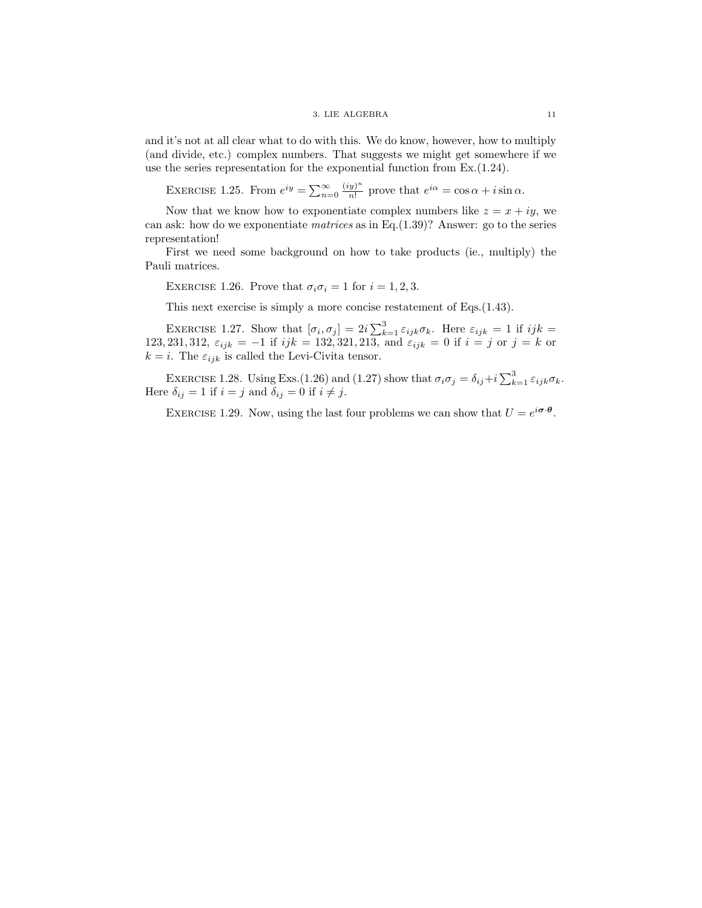and it's not at all clear what to do with this. We do know, however, how to multiply (and divide, etc.) complex numbers. That suggests we might get somewhere if we use the series representation for the exponential function from Ex.(1.24).

Exercise 1.25. From $e^{iy} = \sum_{n=0}^{\infty} \frac{(iy)^n}{n!}$ prove that $e^{i\alpha} = \cos\alpha + i\sin\alpha$.

Now that we know how to exponentiate complex numbers like $z = x + iy$, we can ask: how do we exponentiate *matrices* as in Eq.(1.39)? Answer: go to the series representation!

First we need some background on how to take products (ie., multiply) the Pauli matrices.

Exercise 1.26. Prove that $\sigma_i\sigma_i = 1$ for $i = 1, 2, 3$.

This next exercise is simply a more concise restatement of Eqs.(1.43).

Exercise 1.27. Show that $[\sigma_i, \sigma_j] = 2i\sum_{k=1}^{3} \varepsilon_{ijk}\sigma_k$. Here $\varepsilon_{ijk} = 1$ if $ijk = 123, 231, 312$, $\varepsilon_{ijk} = -1$ if $ijk = 132, 321, 213$, and $\varepsilon_{ijk} = 0$ if $i = j$ or $j = k$ or $k = i$. The $\varepsilon_{ijk}$ is called the Levi-Civita tensor.

Exercise 1.28. Using Exs.(1.26) and (1.27) show that $\sigma_i\sigma_j = \delta_{ij} + i\sum_{k=1}^{3} \varepsilon_{ijk}\sigma_k$. Here $\delta_{ij} = 1$ if $i = j$ and $\delta_{ij} = 0$ if $i \neq j$.

Exercise 1.29. Now, using the last four problems we can show that $U = e^{i\boldsymbol{\sigma}\cdot\boldsymbol{\theta}}$.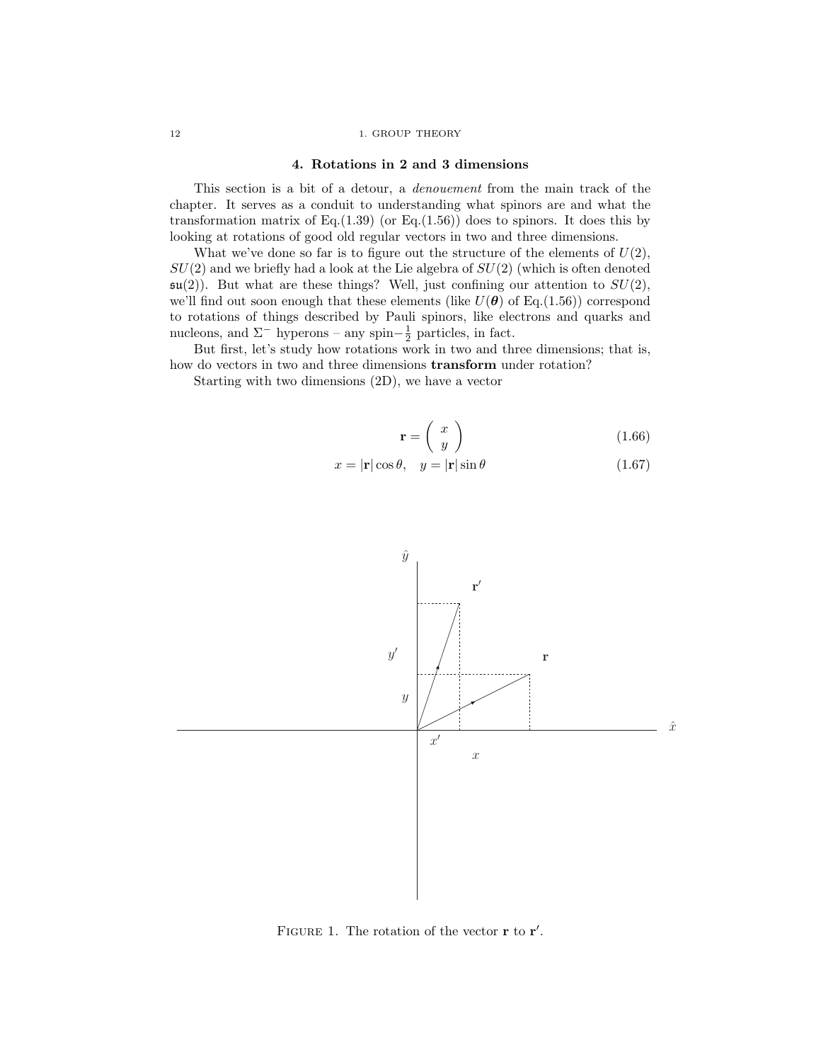## 4. Rotations in 2 and 3 dimensions

This section is a bit of a detour, a *denouement* from the main track of the chapter. It serves as a conduit to understanding what spinors are and what the transformation matrix of Eq.(1.39) (or Eq.(1.56)) does to spinors. It does this by looking at rotations of good old regular vectors in two and three dimensions.

What we've done so far is to figure out the structure of the elements of $U(2)$, $SU(2)$ and we briefly had a look at the Lie algebra of $SU(2)$ (which is often denoted $\mathfrak{su}(2)$). But what are these things? Well, just confining our attention to $SU(2)$, we'll find out soon enough that these elements (like $U(\boldsymbol{\theta})$ of Eq.(1.56)) correspond to rotations of things described by Pauli spinors, like electrons and quarks and nucleons, and $\Sigma^-$ hyperons – any spin$-\frac{1}{2}$ particles, in fact.

But first, let's study how rotations work in two and three dimensions; that is, how do vectors in two and three dimensions **transform** under rotation?

Starting with two dimensions (2D), we have a vector

$$\mathbf{r} = \begin{pmatrix} x \\ y \end{pmatrix} \tag{1.66}$$

$$x = |\mathbf{r}|\cos\theta, \quad y = |\mathbf{r}|\sin\theta \tag{1.67}$$

FIGURE 1. The rotation of the vector $\mathbf{r}$ to $\mathbf{r}'$.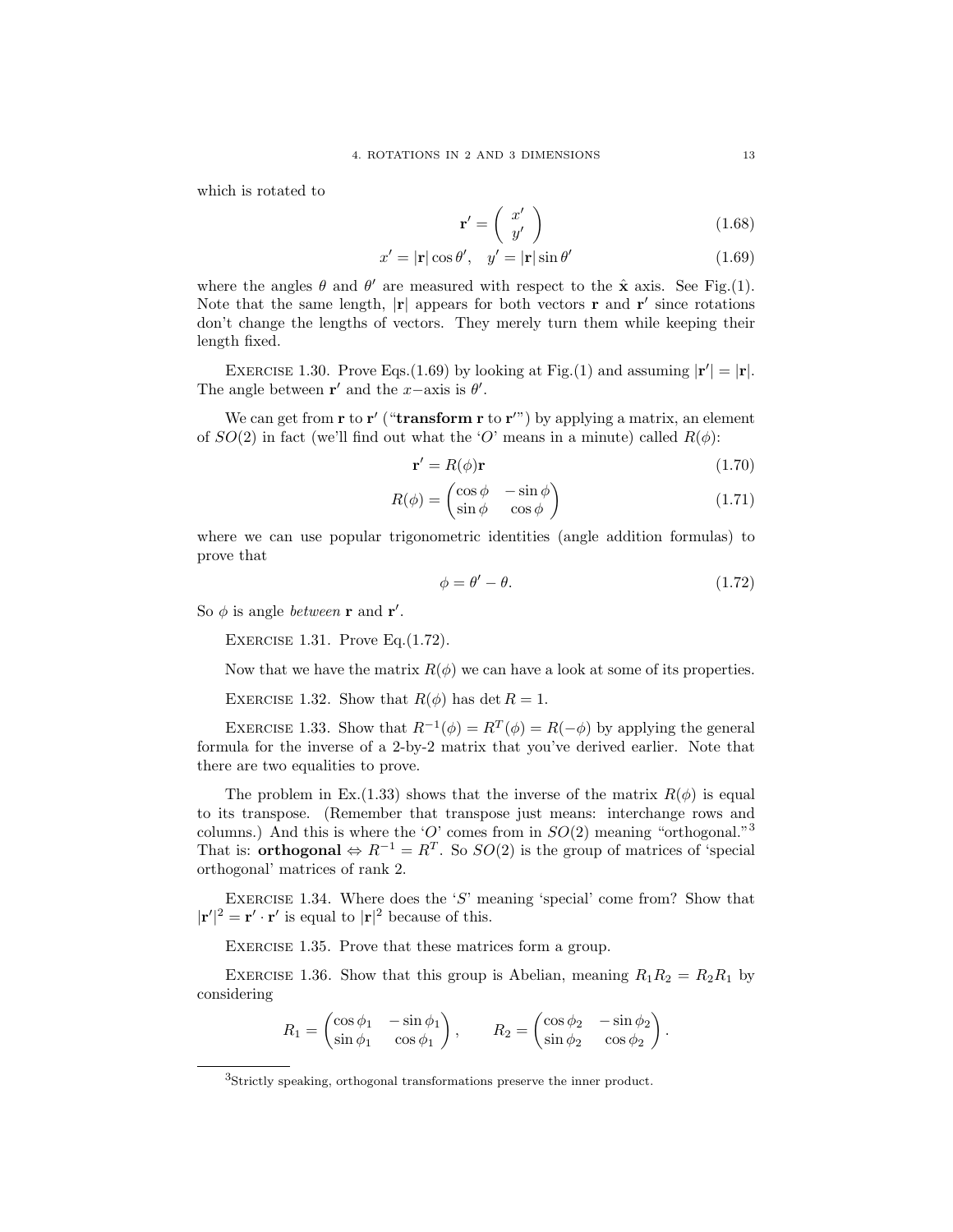which is rotated to

$$\mathbf{r}' = \begin{pmatrix} x' \\ y' \end{pmatrix} \tag{1.68}$$

$$x' = |\mathbf{r}| \cos\theta', \quad y' = |\mathbf{r}| \sin\theta' \tag{1.69}$$

where the angles $\theta$ and $\theta'$ are measured with respect to the $\hat{\mathbf{x}}$ axis. See Fig.(1). Note that the same length, $|\mathbf{r}|$ appears for both vectors $\mathbf{r}$ and $\mathbf{r}'$ since rotations don't change the lengths of vectors. They merely turn them while keeping their length fixed.

EXERCISE 1.30. Prove Eqs.(1.69) by looking at Fig.(1) and assuming $|\mathbf{r}'| = |\mathbf{r}|$. The angle between $\mathbf{r}'$ and the $x$−axis is $\theta'$.

We can get from $\mathbf{r}$ to $\mathbf{r}'$ ("**transform r to r′**") by applying a matrix, an element of $SO(2)$ in fact (we'll find out what the '$O$' means in a minute) called $R(\phi)$:

$$\mathbf{r}' = R(\phi)\mathbf{r} \tag{1.70}$$

$$R(\phi) = \begin{pmatrix} \cos\phi & -\sin\phi \\ \sin\phi & \cos\phi \end{pmatrix} \tag{1.71}$$

where we can use popular trigonometric identities (angle addition formulas) to prove that

$$\phi = \theta' - \theta. \tag{1.72}$$

So $\phi$ is angle *between* $\mathbf{r}$ and $\mathbf{r}'$.

EXERCISE 1.31. Prove Eq.(1.72).

Now that we have the matrix $R(\phi)$ we can have a look at some of its properties.

EXERCISE 1.32. Show that $R(\phi)$ has $\det R = 1$.

EXERCISE 1.33. Show that $R^{-1}(\phi) = R^T(\phi) = R(-\phi)$ by applying the general formula for the inverse of a 2-by-2 matrix that you've derived earlier. Note that there are two equalities to prove.

The problem in Ex.(1.33) shows that the inverse of the matrix $R(\phi)$ is equal to its transpose. (Remember that transpose just means: interchange rows and columns.) And this is where the '$O$' comes from in $SO(2)$ meaning "orthogonal."[3] That is: **orthogonal** $\Leftrightarrow R^{-1} = R^T$. So $SO(2)$ is the group of matrices of 'special orthogonal' matrices of rank 2.

EXERCISE 1.34. Where does the '$S$' meaning 'special' come from? Show that $|\mathbf{r}'|^2 = \mathbf{r}' \cdot \mathbf{r}'$ is equal to $|\mathbf{r}|^2$ because of this.

EXERCISE 1.35. Prove that these matrices form a group.

EXERCISE 1.36. Show that this group is Abelian, meaning $R_1R_2 = R_2R_1$ by considering

$$R_1 = \begin{pmatrix} \cos\phi_1 & -\sin\phi_1 \\ \sin\phi_1 & \cos\phi_1 \end{pmatrix}, \qquad R_2 = \begin{pmatrix} \cos\phi_2 & -\sin\phi_2 \\ \sin\phi_2 & \cos\phi_2 \end{pmatrix}.$$

[3] Strictly speaking, orthogonal transformations preserve the inner product.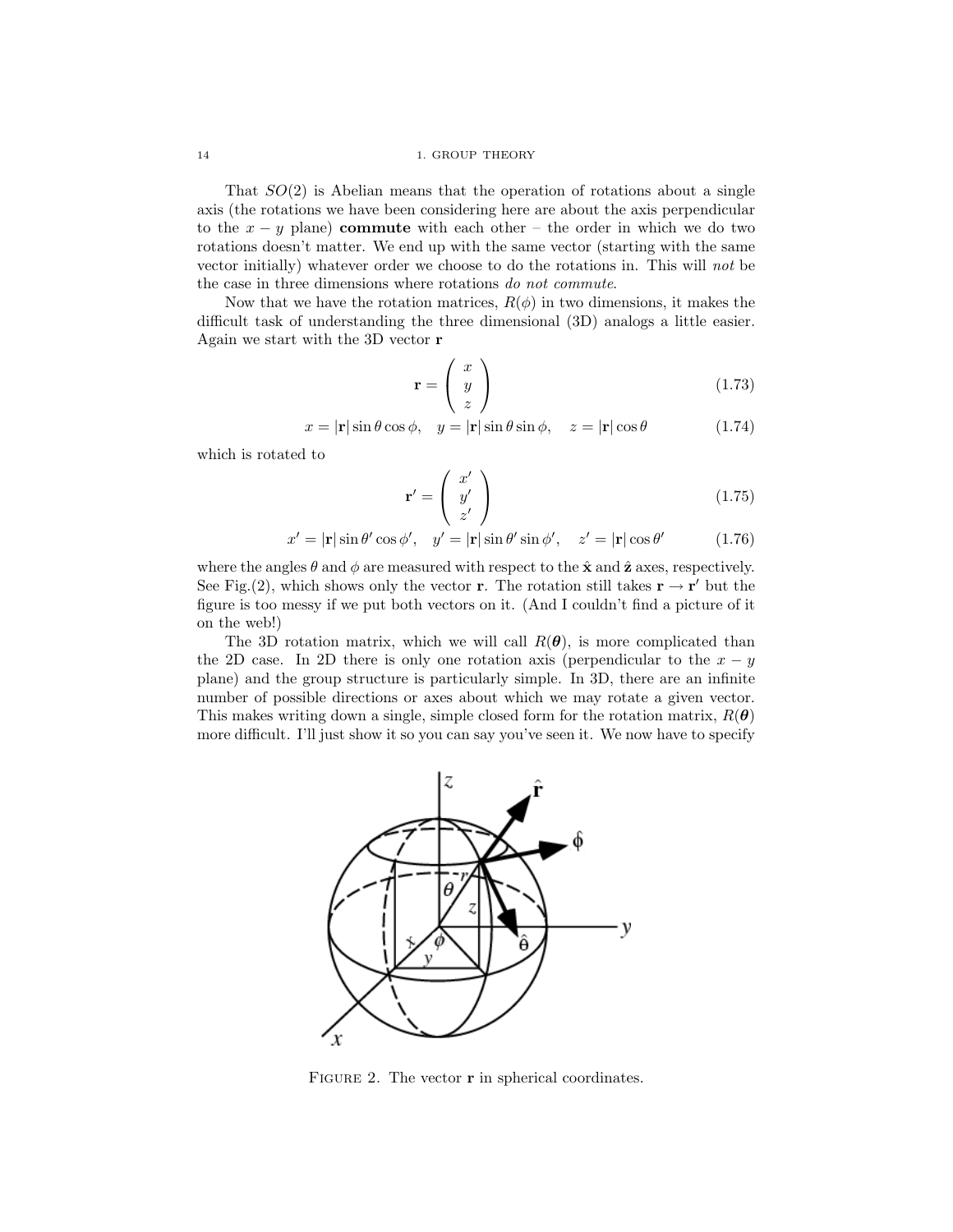That $SO(2)$ is Abelian means that the operation of rotations about a single axis (the rotations we have been considering here are about the axis perpendicular to the $x-y$ plane) **commute** with each other – the order in which we do two rotations doesn't matter. We end up with the same vector (starting with the same vector initially) whatever order we choose to do the rotations in. This will *not* be the case in three dimensions where rotations *do not commute*.

Now that we have the rotation matrices, $R(\phi)$ in two dimensions, it makes the difficult task of understanding the three dimensional (3D) analogs a little easier. Again we start with the 3D vector $\mathbf{r}$

$$\mathbf{r} = \begin{pmatrix} x \\ y \\ z \end{pmatrix} \tag{1.73}$$

$$x = |\mathbf{r}|\sin\theta\cos\phi, \quad y = |\mathbf{r}|\sin\theta\sin\phi, \quad z = |\mathbf{r}|\cos\theta \tag{1.74}$$

which is rotated to

$$\mathbf{r}' = \begin{pmatrix} x' \\ y' \\ z' \end{pmatrix} \tag{1.75}$$

$$x' = |\mathbf{r}|\sin\theta'\cos\phi', \quad y' = |\mathbf{r}|\sin\theta'\sin\phi', \quad z' = |\mathbf{r}|\cos\theta' \tag{1.76}$$

where the angles $\theta$ and $\phi$ are measured with respect to the $\hat{\mathbf{x}}$ and $\hat{\mathbf{z}}$ axes, respectively. See Fig.(2), which shows only the vector $\mathbf{r}$. The rotation still takes $\mathbf{r} \to \mathbf{r}'$ but the figure is too messy if we put both vectors on it. (And I couldn't find a picture of it on the web!)

The 3D rotation matrix, which we will call $R(\boldsymbol{\theta})$, is more complicated than the 2D case. In 2D there is only one rotation axis (perpendicular to the $x-y$ plane) and the group structure is particularly simple. In 3D, there are an infinite number of possible directions or axes about which we may rotate a given vector. This makes writing down a single, simple closed form for the rotation matrix, $R(\boldsymbol{\theta})$ more difficult. I'll just show it so you can say you've seen it. We now have to specify

FIGURE 2. The vector $\mathbf{r}$ in spherical coordinates.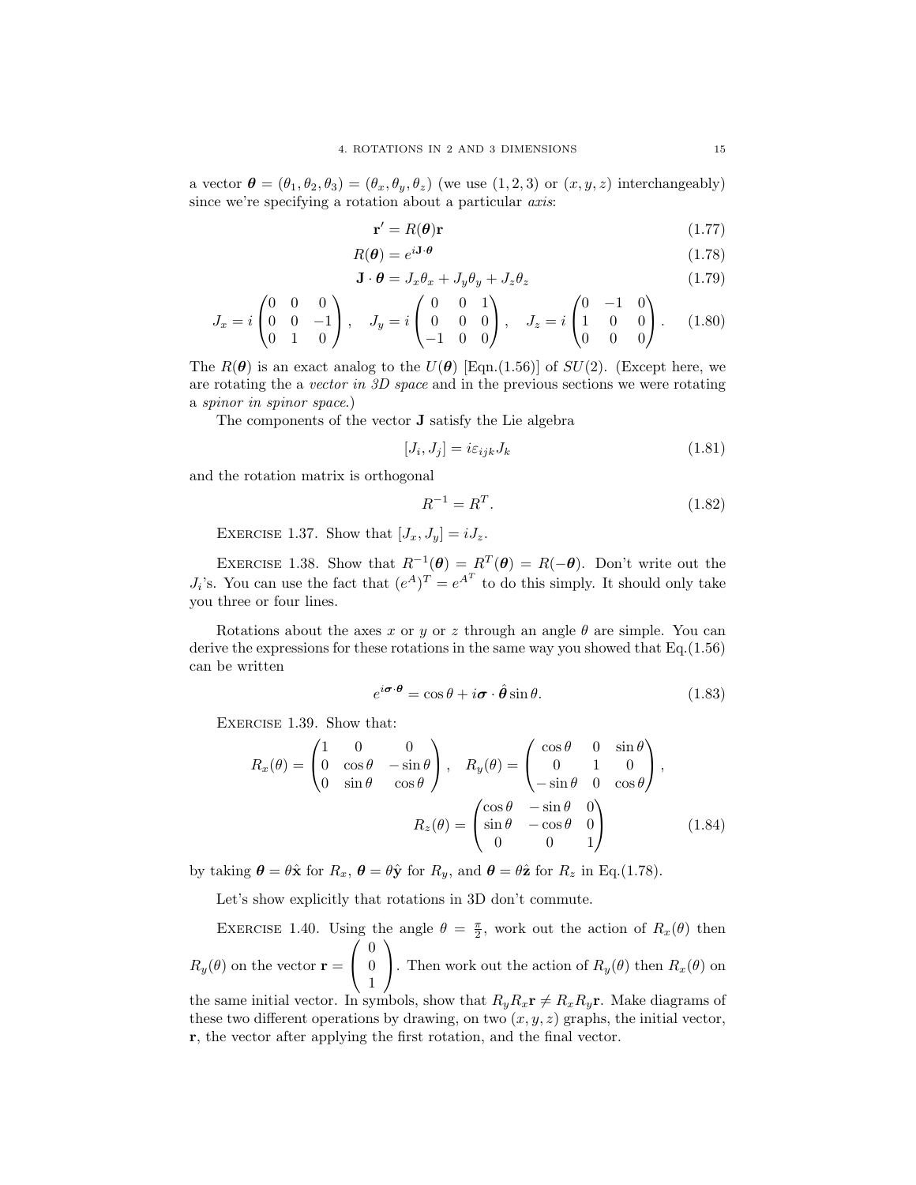a vector $\boldsymbol{\theta} = (\theta_1, \theta_2, \theta_3) = (\theta_x, \theta_y, \theta_z)$ (we use $(1, 2, 3)$ or $(x, y, z)$ interchangeably) since we're specifying a rotation about a particular *axis*:

$$\mathbf{r}' = R(\boldsymbol{\theta})\mathbf{r} \tag{1.77}$$

$$R(\boldsymbol{\theta}) = e^{i\mathbf{J}\cdot\boldsymbol{\theta}} \tag{1.78}$$

$$\mathbf{J} \cdot \boldsymbol{\theta} = J_x\theta_x + J_y\theta_y + J_z\theta_z \tag{1.79}$$

$$J_x = i\begin{pmatrix} 0 & 0 & 0 \\ 0 & 0 & -1 \\ 0 & 1 & 0 \end{pmatrix}, \quad J_y = i\begin{pmatrix} 0 & 0 & 1 \\ 0 & 0 & 0 \\ -1 & 0 & 0 \end{pmatrix}, \quad J_z = i\begin{pmatrix} 0 & -1 & 0 \\ 1 & 0 & 0 \\ 0 & 0 & 0 \end{pmatrix}. \tag{1.80}$$

The $R(\boldsymbol{\theta})$ is an exact analog to the $U(\boldsymbol{\theta})$ [Eqn.(1.56)] of $SU(2)$. (Except here, we are rotating the a *vector in 3D space* and in the previous sections we were rotating a *spinor in spinor space*.)

The components of the vector $\mathbf{J}$ satisfy the Lie algebra

$$[J_i, J_j] = i\varepsilon_{ijk}J_k \tag{1.81}$$

and the rotation matrix is orthogonal

$$R^{-1} = R^T. \tag{1.82}$$

Exercise 1.37. Show that $[J_x, J_y] = iJ_z$.

Exercise 1.38. Show that $R^{-1}(\boldsymbol{\theta}) = R^T(\boldsymbol{\theta}) = R(-\boldsymbol{\theta})$. Don't write out the $J_i$'s. You can use the fact that $(e^A)^T = e^{A^T}$ to do this simply. It should only take you three or four lines.

Rotations about the axes $x$ or $y$ or $z$ through an angle $\theta$ are simple. You can derive the expressions for these rotations in the same way you showed that Eq.(1.56) can be written

$$e^{i\boldsymbol{\sigma}\cdot\boldsymbol{\theta}} = \cos\theta + i\boldsymbol{\sigma}\cdot\hat{\boldsymbol{\theta}}\sin\theta. \tag{1.83}$$

Exercise 1.39. Show that:

$$R_x(\theta) = \begin{pmatrix} 1 & 0 & 0 \\ 0 & \cos\theta & -\sin\theta \\ 0 & \sin\theta & \cos\theta \end{pmatrix}, \quad R_y(\theta) = \begin{pmatrix} \cos\theta & 0 & \sin\theta \\ 0 & 1 & 0 \\ -\sin\theta & 0 & \cos\theta \end{pmatrix},$$

$$R_z(\theta) = \begin{pmatrix} \cos\theta & -\sin\theta & 0 \\ \sin\theta & -\cos\theta & 0 \\ 0 & 0 & 1 \end{pmatrix} \tag{1.84}$$

by taking $\boldsymbol{\theta} = \theta\hat{\mathbf{x}}$ for $R_x$, $\boldsymbol{\theta} = \theta\hat{\mathbf{y}}$ for $R_y$, and $\boldsymbol{\theta} = \theta\hat{\mathbf{z}}$ for $R_z$ in Eq.(1.78).

Let's show explicitly that rotations in 3D don't commute.

Exercise 1.40. Using the angle $\theta = \frac{\pi}{2}$, work out the action of $R_x(\theta)$ then $R_y(\theta)$ on the vector $\mathbf{r} = \begin{pmatrix} 0 \\ 0 \\ 1 \end{pmatrix}$. Then work out the action of $R_y(\theta)$ then $R_x(\theta)$ on the same initial vector. In symbols, show that $R_yR_x\mathbf{r} \neq R_xR_y\mathbf{r}$. Make diagrams of these two different operations by drawing, on two $(x, y, z)$ graphs, the initial vector, $\mathbf{r}$, the vector after applying the first rotation, and the final vector.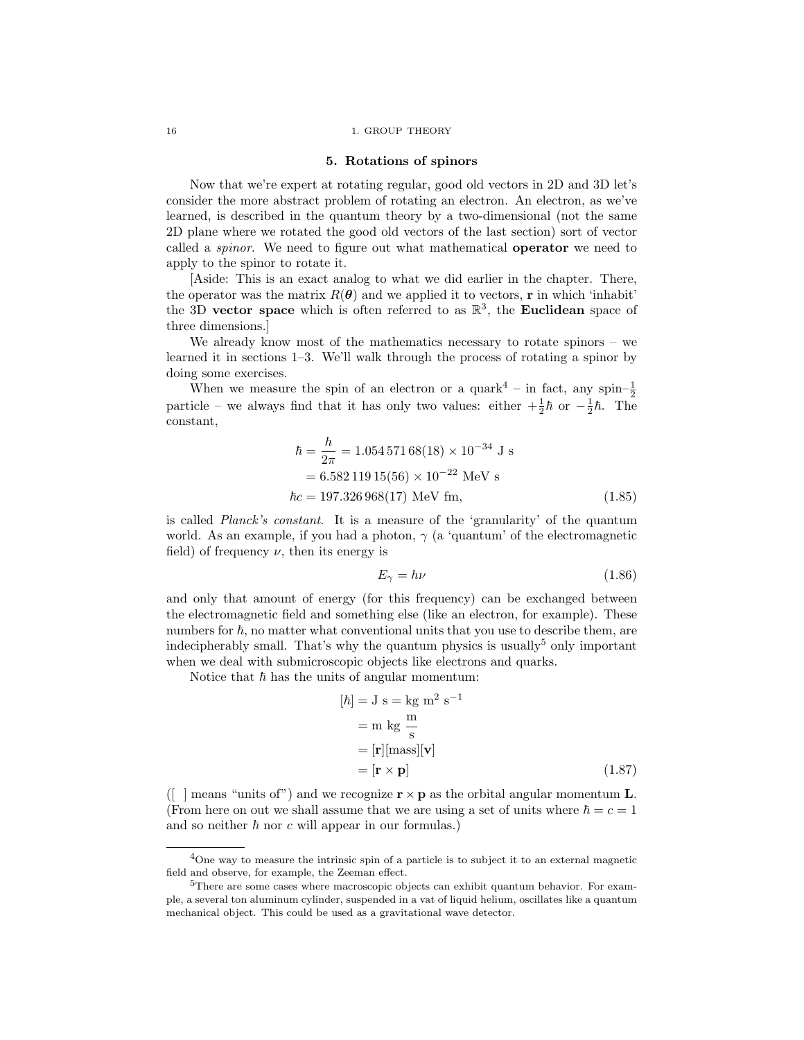## 5. Rotations of spinors

Now that we're expert at rotating regular, good old vectors in 2D and 3D let's consider the more abstract problem of rotating an electron. An electron, as we've learned, is described in the quantum theory by a two-dimensional (not the same 2D plane where we rotated the good old vectors of the last section) sort of vector called a *spinor*. We need to figure out what mathematical **operator** we need to apply to the spinor to rotate it.

[Aside: This is an exact analog to what we did earlier in the chapter. There, the operator was the matrix $R(\boldsymbol{\theta})$ and we applied it to vectors, $\mathbf{r}$ in which 'inhabit' the 3D **vector space** which is often referred to as $\mathbb{R}^3$, the **Euclidean** space of three dimensions.]

We already know most of the mathematics necessary to rotate spinors – we learned it in sections 1–3. We'll walk through the process of rotating a spinor by doing some exercises.

When we measure the spin of an electron or a quark[4] – in fact, any spin–$\frac{1}{2}$ particle – we always find that it has only two values: either $+\frac{1}{2}\hbar$ or $-\frac{1}{2}\hbar$. The constant,

$$
\begin{aligned}
\hbar = \frac{h}{2\pi} &= 1.054\,571\,68(18) \times 10^{-34} \text{ J s} \\
&= 6.582\,119\,15(56) \times 10^{-22} \text{ MeV s} \\
\hbar c &= 197.326\,968(17) \text{ MeV fm},
\end{aligned}
\tag{1.85}
$$

is called *Planck's constant*. It is a measure of the 'granularity' of the quantum world. As an example, if you had a photon, $\gamma$ (a 'quantum' of the electromagnetic field) of frequency $\nu$, then its energy is

$$
E_\gamma = h\nu \tag{1.86}
$$

and only that amount of energy (for this frequency) can be exchanged between the electromagnetic field and something else (like an electron, for example). These numbers for $\hbar$, no matter what conventional units that you use to describe them, are indecipherably small. That's why the quantum physics is usually[5] only important when we deal with submicroscopic objects like electrons and quarks.

Notice that $\hbar$ has the units of angular momentum:

$$
\begin{aligned}
[\hbar] &= \text{J s} = \text{kg m}^2\text{ s}^{-1} \\
&= \text{m kg } \frac{\text{m}}{\text{s}} \\
&= [\mathbf{r}][\text{mass}][\mathbf{v}] \\
&= [\mathbf{r} \times \mathbf{p}]
\end{aligned}
\tag{1.87}
$$

([ ] means "units of") and we recognize $\mathbf{r} \times \mathbf{p}$ as the orbital angular momentum $\mathbf{L}$. (From here on out we shall assume that we are using a set of units where $\hbar = c = 1$ and so neither $\hbar$ nor $c$ will appear in our formulas.)

---

[4]One way to measure the intrinsic spin of a particle is to subject it to an external magnetic field and observe, for example, the Zeeman effect.

[5]There are some cases where macroscopic objects can exhibit quantum behavior. For example, a several ton aluminum cylinder, suspended in a vat of liquid helium, oscillates like a quantum mechanical object. This could be used as a gravitational wave detector.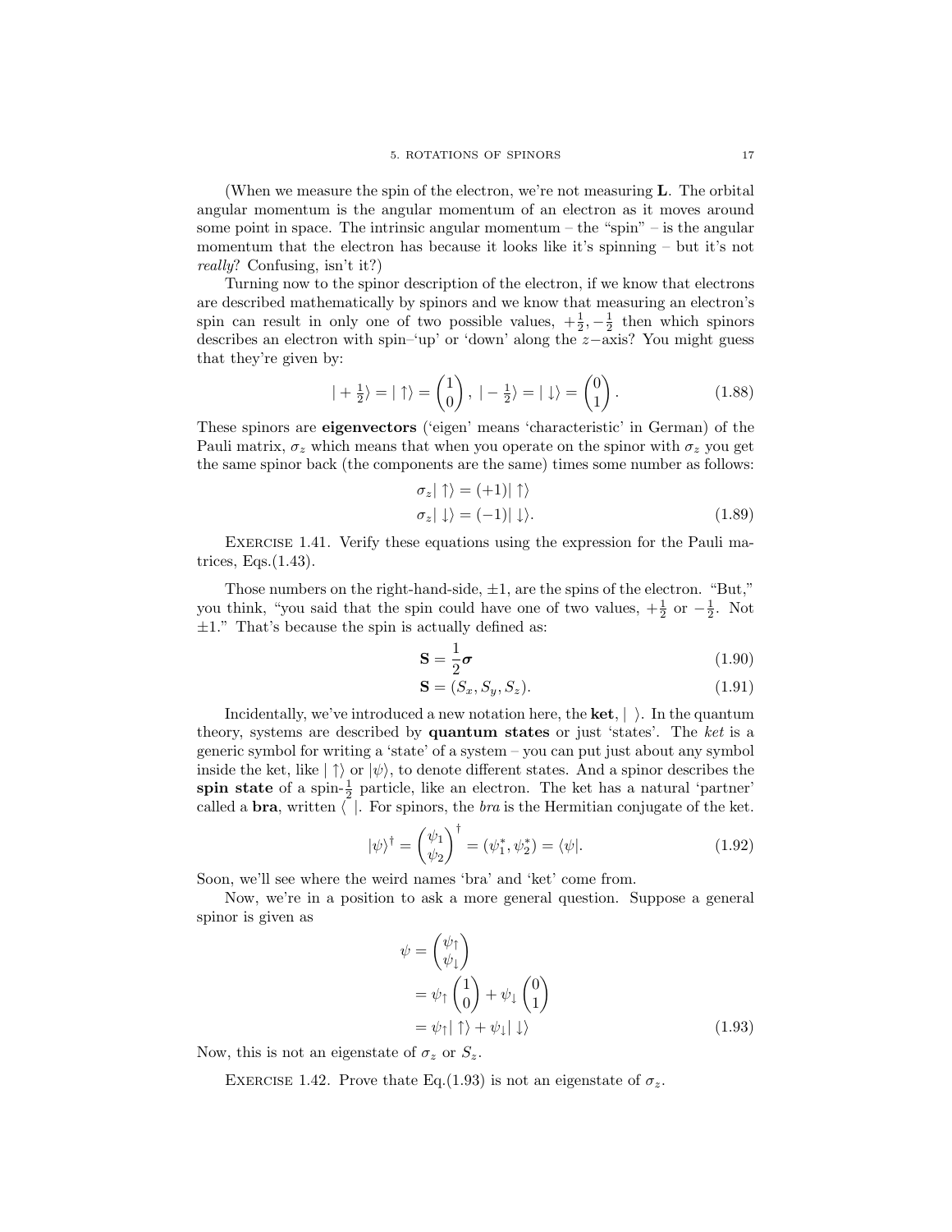(When we measure the spin of the electron, we're not measuring $\mathbf{L}$. The orbital angular momentum is the angular momentum of an electron as it moves around some point in space. The intrinsic angular momentum – the "spin" – is the angular momentum that the electron has because it looks like it's spinning – but it's not *really*? Confusing, isn't it?)

Turning now to the spinor description of the electron, if we know that electrons are described mathematically by spinors and we know that measuring an electron's spin can result in only one of two possible values, $+\frac{1}{2}, -\frac{1}{2}$ then which spinors describes an electron with spin–'up' or 'down' along the $z-$axis? You might guess that they're given by:

$$|+\tfrac{1}{2}\rangle = |\uparrow\rangle = \begin{pmatrix} 1 \\ 0 \end{pmatrix},\ |-\tfrac{1}{2}\rangle = |\downarrow\rangle = \begin{pmatrix} 0 \\ 1 \end{pmatrix}. \tag{1.88}$$

These spinors are **eigenvectors** ('eigen' means 'characteristic' in German) of the Pauli matrix, $\sigma_z$ which means that when you operate on the spinor with $\sigma_z$ you get the same spinor back (the components are the same) times some number as follows:

$$\begin{aligned} \sigma_z|\uparrow\rangle &= (+1)|\uparrow\rangle \\ \sigma_z|\downarrow\rangle &= (-1)|\downarrow\rangle. \end{aligned} \tag{1.89}$$

Exercise 1.41. Verify these equations using the expression for the Pauli matrices, Eqs.(1.43).

Those numbers on the right-hand-side, $\pm 1$, are the spins of the electron. "But," you think, "you said that the spin could have one of two values, $+\frac{1}{2}$ or $-\frac{1}{2}$. Not $\pm 1$." That's because the spin is actually defined as:

$$\mathbf{S} = \frac{1}{2}\boldsymbol{\sigma} \tag{1.90}$$

$$\mathbf{S} = (S_x, S_y, S_z). \tag{1.91}$$

Incidentally, we've introduced a new notation here, the **ket**, $|\ \rangle$. In the quantum theory, systems are described by **quantum states** or just 'states'. The *ket* is a generic symbol for writing a 'state' of a system – you can put just about any symbol inside the ket, like $|\uparrow\rangle$ or $|\psi\rangle$, to denote different states. And a spinor describes the **spin state** of a spin-$\frac{1}{2}$ particle, like an electron. The ket has a natural 'partner' called a **bra**, written $\langle\ |$. For spinors, the *bra* is the Hermitian conjugate of the ket.

$$|\psi\rangle^\dagger = \begin{pmatrix} \psi_1 \\ \psi_2 \end{pmatrix}^\dagger = (\psi_1^*, \psi_2^*) = \langle\psi|. \tag{1.92}$$

Soon, we'll see where the weird names 'bra' and 'ket' come from.

Now, we're in a position to ask a more general question. Suppose a general spinor is given as

$$\begin{aligned} \psi &= \begin{pmatrix} \psi_\uparrow \\ \psi_\downarrow \end{pmatrix} \\ &= \psi_\uparrow \begin{pmatrix} 1 \\ 0 \end{pmatrix} + \psi_\downarrow \begin{pmatrix} 0 \\ 1 \end{pmatrix} \\ &= \psi_\uparrow|\uparrow\rangle + \psi_\downarrow|\downarrow\rangle \end{aligned} \tag{1.93}$$

Now, this is not an eigenstate of $\sigma_z$ or $S_z$.

Exercise 1.42. Prove thate Eq.(1.93) is not an eigenstate of $\sigma_z$.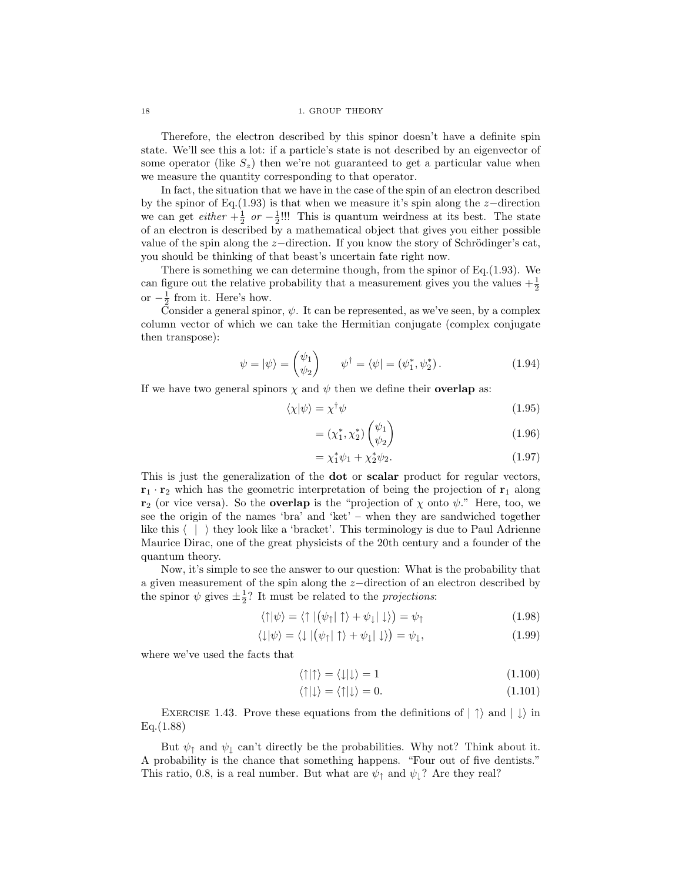Therefore, the electron described by this spinor doesn't have a definite spin state. We'll see this a lot: if a particle's state is not described by an eigenvector of some operator (like $S_z$) then we're not guaranteed to get a particular value when we measure the quantity corresponding to that operator.

In fact, the situation that we have in the case of the spin of an electron described by the spinor of Eq.(1.93) is that when we measure it's spin along the $z-$direction we can get *either* $+\frac{1}{2}$ *or* $-\frac{1}{2}$!!! This is quantum weirdness at its best. The state of an electron is described by a mathematical object that gives you either possible value of the spin along the $z-$direction. If you know the story of Schrödinger's cat, you should be thinking of that beast's uncertain fate right now.

There is something we can determine though, from the spinor of Eq.(1.93). We can figure out the relative probability that a measurement gives you the values $+\frac{1}{2}$ or $-\frac{1}{2}$ from it. Here's how.

Consider a general spinor, $\psi$. It can be represented, as we've seen, by a complex column vector of which we can take the Hermitian conjugate (complex conjugate then transpose):

$$\psi = |\psi\rangle = \begin{pmatrix} \psi_1 \\ \psi_2 \end{pmatrix} \qquad \psi^\dagger = \langle\psi| = (\psi_1^*, \psi_2^*)\,. \tag{1.94}$$

If we have two general spinors $\chi$ and $\psi$ then we define their **overlap** as:

$$\langle\chi|\psi\rangle = \chi^\dagger\psi \tag{1.95}$$

$$= (\chi_1^*, \chi_2^*)\begin{pmatrix} \psi_1 \\ \psi_2 \end{pmatrix} \tag{1.96}$$

$$= \chi_1^*\psi_1 + \chi_2^*\psi_2. \tag{1.97}$$

This is just the generalization of the **dot** or **scalar** product for regular vectors, $\mathbf{r}_1 \cdot \mathbf{r}_2$ which has the geometric interpretation of being the projection of $\mathbf{r}_1$ along $\mathbf{r}_2$ (or vice versa). So the **overlap** is the "projection of $\chi$ onto $\psi$." Here, too, we see the origin of the names 'bra' and 'ket' – when they are sandwiched together like this $\langle\ |\ \rangle$ they look like a 'bracket'. This terminology is due to Paul Adrienne Maurice Dirac, one of the great physicists of the 20th century and a founder of the quantum theory.

Now, it's simple to see the answer to our question: What is the probability that a given measurement of the spin along the $z-$direction of an electron described by the spinor $\psi$ gives $\pm\frac{1}{2}$? It must be related to the *projections*:

$$\langle\uparrow|\psi\rangle = \langle\uparrow|\big(\psi_\uparrow|\uparrow\rangle + \psi_\downarrow|\downarrow\rangle\big) = \psi_\uparrow \tag{1.98}$$

$$\langle\downarrow|\psi\rangle = \langle\downarrow|\big(\psi_\uparrow|\uparrow\rangle + \psi_\downarrow|\downarrow\rangle\big) = \psi_\downarrow, \tag{1.99}$$

where we've used the facts that

$$\langle\uparrow|\uparrow\rangle = \langle\downarrow|\downarrow\rangle = 1 \tag{1.100}$$

$$\langle\uparrow|\downarrow\rangle = \langle\uparrow|\downarrow\rangle = 0. \tag{1.101}$$

Exercise 1.43. Prove these equations from the definitions of $|\uparrow\rangle$ and $|\downarrow\rangle$ in Eq.(1.88)

But $\psi_\uparrow$ and $\psi_\downarrow$ can't directly be the probabilities. Why not? Think about it. A probability is the chance that something happens. "Four out of five dentists." This ratio, 0.8, is a real number. But what are $\psi_\uparrow$ and $\psi_\downarrow$? Are they real?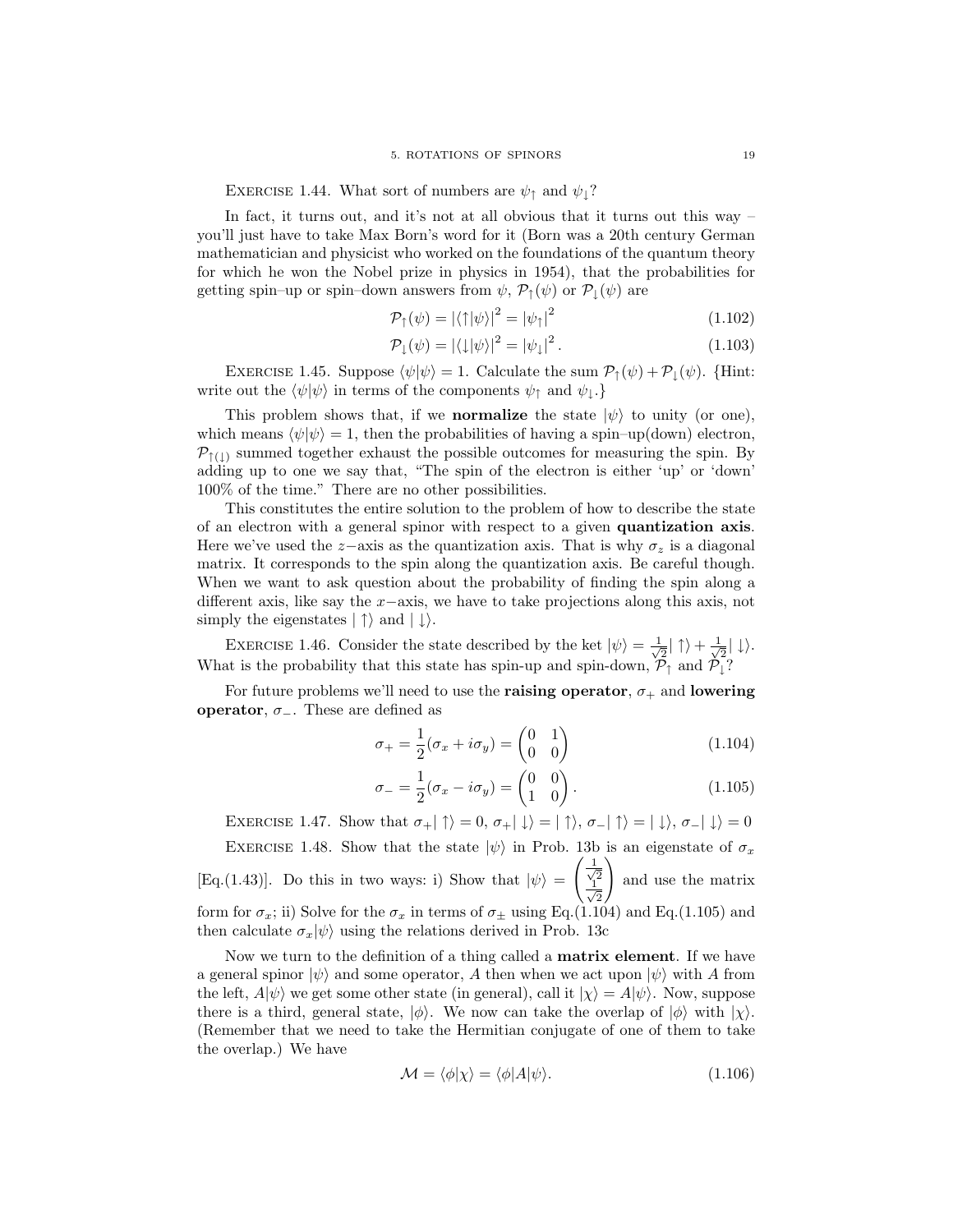EXERCISE 1.44. What sort of numbers are $\psi_\uparrow$ and $\psi_\downarrow$?

In fact, it turns out, and it's not at all obvious that it turns out this way – you'll just have to take Max Born's word for it (Born was a 20th century German mathematician and physicist who worked on the foundations of the quantum theory for which he won the Nobel prize in physics in 1954), that the probabilities for getting spin–up or spin–down answers from $\psi$, $\mathcal{P}_\uparrow(\psi)$ or $\mathcal{P}_\downarrow(\psi)$ are

$$\mathcal{P}_\uparrow(\psi) = |\langle\uparrow|\psi\rangle|^2 = |\psi_\uparrow|^2 \tag{1.102}$$

$$\mathcal{P}_\downarrow(\psi) = |\langle\downarrow|\psi\rangle|^2 = |\psi_\downarrow|^2 . \tag{1.103}$$

EXERCISE 1.45. Suppose $\langle\psi|\psi\rangle = 1$. Calculate the sum $\mathcal{P}_\uparrow(\psi) + \mathcal{P}_\downarrow(\psi)$. {Hint: write out the $\langle\psi|\psi\rangle$ in terms of the components $\psi_\uparrow$ and $\psi_\downarrow$.}

This problem shows that, if we **normalize** the state $|\psi\rangle$ to unity (or one), which means $\langle\psi|\psi\rangle = 1$, then the probabilities of having a spin–up(down) electron, $\mathcal{P}_{\uparrow(\downarrow)}$ summed together exhaust the possible outcomes for measuring the spin. By adding up to one we say that, "The spin of the electron is either 'up' or 'down' 100% of the time." There are no other possibilities.

This constitutes the entire solution to the problem of how to describe the state of an electron with a general spinor with respect to a given **quantization axis**. Here we've used the $z-$axis as the quantization axis. That is why $\sigma_z$ is a diagonal matrix. It corresponds to the spin along the quantization axis. Be careful though. When we want to ask question about the probability of finding the spin along a different axis, like say the $x-$axis, we have to take projections along this axis, not simply the eigenstates $|\uparrow\rangle$ and $|\downarrow\rangle$.

EXERCISE 1.46. Consider the state described by the ket $|\psi\rangle = \frac{1}{\sqrt{2}}|\uparrow\rangle + \frac{1}{\sqrt{2}}|\downarrow\rangle$. What is the probability that this state has spin-up and spin-down, $\mathcal{P}_\uparrow$ and $\mathcal{P}_\downarrow$?

For future problems we'll need to use the **raising operator**, $\sigma_+$ and **lowering operator**, $\sigma_-$. These are defined as

$$\sigma_+ = \frac{1}{2}(\sigma_x + i\sigma_y) = \begin{pmatrix} 0 & 1 \\ 0 & 0 \end{pmatrix} \tag{1.104}$$

$$\sigma_- = \frac{1}{2}(\sigma_x - i\sigma_y) = \begin{pmatrix} 0 & 0 \\ 1 & 0 \end{pmatrix} . \tag{1.105}$$

EXERCISE 1.47. Show that $\sigma_+|\uparrow\rangle = 0$, $\sigma_+|\downarrow\rangle = |\uparrow\rangle$, $\sigma_-|\uparrow\rangle = |\downarrow\rangle$, $\sigma_-|\downarrow\rangle = 0$

EXERCISE 1.48. Show that the state $|\psi\rangle$ in Prob. 13b is an eigenstate of $\sigma_x$ [Eq.(1.43)]. Do this in two ways: i) Show that $|\psi\rangle = \begin{pmatrix} \frac{1}{\sqrt{2}} \\ \frac{1}{\sqrt{2}} \end{pmatrix}$ and use the matrix form for $\sigma_x$; ii) Solve for the $\sigma_x$ in terms of $\sigma_\pm$ using Eq.(1.104) and Eq.(1.105) and then calculate $\sigma_x|\psi\rangle$ using the relations derived in Prob. 13c

Now we turn to the definition of a thing called a **matrix element**. If we have a general spinor $|\psi\rangle$ and some operator, $A$ then when we act upon $|\psi\rangle$ with $A$ from the left, $A|\psi\rangle$ we get some other state (in general), call it $|\chi\rangle = A|\psi\rangle$. Now, suppose there is a third, general state, $|\phi\rangle$. We now can take the overlap of $|\phi\rangle$ with $|\chi\rangle$. (Remember that we need to take the Hermitian conjugate of one of them to take the overlap.) We have

$$\mathcal{M} = \langle\phi|\chi\rangle = \langle\phi|A|\psi\rangle. \tag{1.106}$$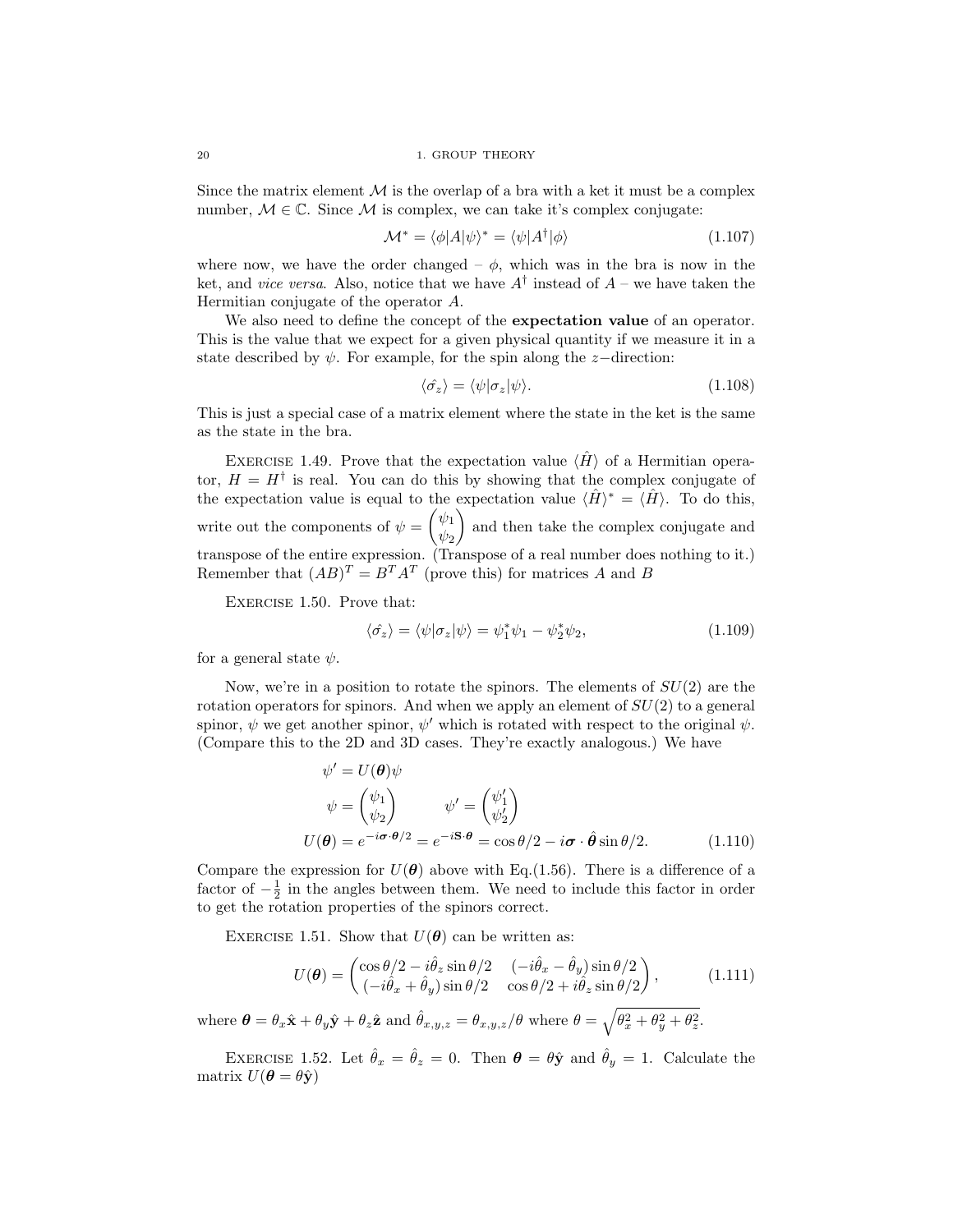Since the matrix element $\mathcal{M}$ is the overlap of a bra with a ket it must be a complex number, $\mathcal{M} \in \mathbb{C}$. Since $\mathcal{M}$ is complex, we can take it's complex conjugate:

$$\mathcal{M}^* = \langle \phi | A | \psi \rangle^* = \langle \psi | A^\dagger | \phi \rangle \tag{1.107}$$

where now, we have the order changed – $\phi$, which was in the bra is now in the ket, and *vice versa*. Also, notice that we have $A^\dagger$ instead of $A$ – we have taken the Hermitian conjugate of the operator $A$.

We also need to define the concept of the **expectation value** of an operator. This is the value that we expect for a given physical quantity if we measure it in a state described by $\psi$. For example, for the spin along the $z-$direction:

$$\langle \hat{\sigma_z} \rangle = \langle \psi | \sigma_z | \psi \rangle. \tag{1.108}$$

This is just a special case of a matrix element where the state in the ket is the same as the state in the bra.

EXERCISE 1.49. Prove that the expectation value $\langle \hat{H} \rangle$ of a Hermitian operator, $H = H^\dagger$ is real. You can do this by showing that the complex conjugate of the expectation value is equal to the expectation value $\langle \hat{H} \rangle^* = \langle \hat{H} \rangle$. To do this, write out the components of $\psi = \begin{pmatrix} \psi_1 \\ \psi_2 \end{pmatrix}$ and then take the complex conjugate and transpose of the entire expression. (Transpose of a real number does nothing to it.) Remember that $(AB)^T = B^T A^T$ (prove this) for matrices $A$ and $B$

EXERCISE 1.50. Prove that:

$$\langle \hat{\sigma_z} \rangle = \langle \psi | \sigma_z | \psi \rangle = \psi_1^* \psi_1 - \psi_2^* \psi_2, \tag{1.109}$$

for a general state $\psi$.

Now, we're in a position to rotate the spinors. The elements of $SU(2)$ are the rotation operators for spinors. And when we apply an element of $SU(2)$ to a general spinor, $\psi$ we get another spinor, $\psi'$ which is rotated with respect to the original $\psi$. (Compare this to the 2D and 3D cases. They're exactly analogous.) We have

$$\begin{aligned}
\psi' &= U(\boldsymbol{\theta})\psi \\
\psi &= \begin{pmatrix} \psi_1 \\ \psi_2 \end{pmatrix} \qquad \psi' = \begin{pmatrix} \psi_1' \\ \psi_2' \end{pmatrix} \\
U(\boldsymbol{\theta}) &= e^{-i\boldsymbol{\sigma}\cdot\boldsymbol{\theta}/2} = e^{-i\mathbf{S}\cdot\boldsymbol{\theta}} = \cos\theta/2 - i\boldsymbol{\sigma}\cdot\hat{\boldsymbol{\theta}}\sin\theta/2.
\end{aligned} \tag{1.110}$$

Compare the expression for $U(\boldsymbol{\theta})$ above with Eq.(1.56). There is a difference of a factor of $-\frac{1}{2}$ in the angles between them. We need to include this factor in order to get the rotation properties of the spinors correct.

EXERCISE 1.51. Show that $U(\boldsymbol{\theta})$ can be written as:

$$U(\boldsymbol{\theta}) = \begin{pmatrix} \cos\theta/2 - i\hat{\theta}_z \sin\theta/2 & (-i\hat{\theta}_x - \hat{\theta}_y)\sin\theta/2 \\ (-i\hat{\theta}_x + \hat{\theta}_y)\sin\theta/2 & \cos\theta/2 + i\hat{\theta}_z \sin\theta/2 \end{pmatrix}, \tag{1.111}$$

where $\boldsymbol{\theta} = \theta_x \hat{\mathbf{x}} + \theta_y \hat{\mathbf{y}} + \theta_z \hat{\mathbf{z}}$ and $\hat{\theta}_{x,y,z} = \theta_{x,y,z}/\theta$ where $\theta = \sqrt{\theta_x^2 + \theta_y^2 + \theta_z^2}$.

EXERCISE 1.52. Let $\hat{\theta}_x = \hat{\theta}_z = 0$. Then $\boldsymbol{\theta} = \theta\hat{\mathbf{y}}$ and $\hat{\theta}_y = 1$. Calculate the matrix $U(\boldsymbol{\theta} = \theta\hat{\mathbf{y}})$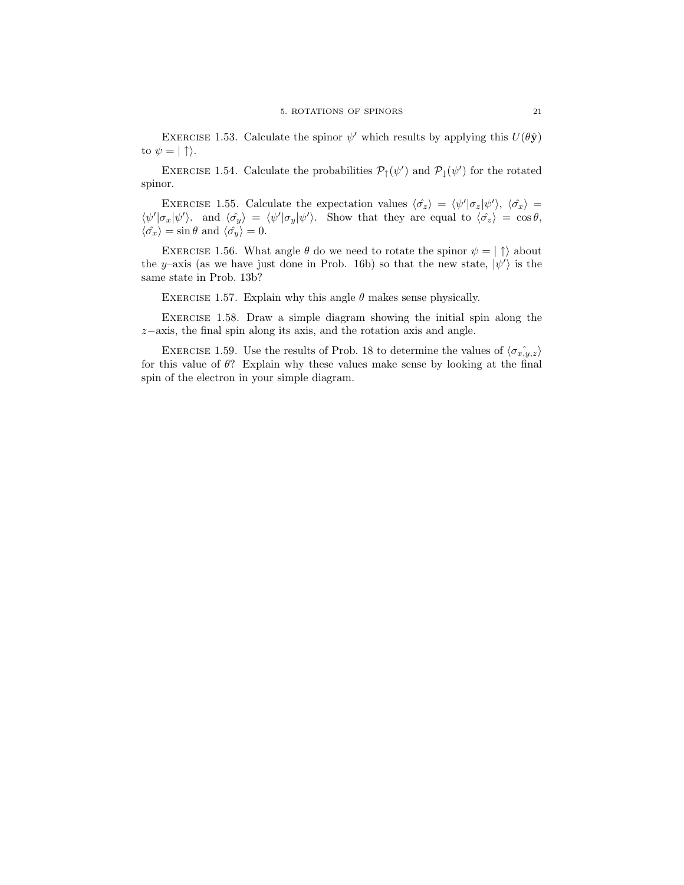EXERCISE 1.53. Calculate the spinor $\psi'$ which results by applying this $U(\theta\hat{\mathbf{y}})$ to $\psi = |\uparrow\rangle$.

EXERCISE 1.54. Calculate the probabilities $\mathcal{P}_{\uparrow}(\psi')$ and $\mathcal{P}_{\downarrow}(\psi')$ for the rotated spinor.

EXERCISE 1.55. Calculate the expectation values $\langle\hat{\sigma_z}\rangle = \langle\psi'|\sigma_z|\psi'\rangle$, $\langle\hat{\sigma_x}\rangle = \langle\psi'|\sigma_x|\psi'\rangle$. and $\langle\hat{\sigma_y}\rangle = \langle\psi'|\sigma_y|\psi'\rangle$. Show that they are equal to $\langle\hat{\sigma_z}\rangle = \cos\theta$, $\langle\hat{\sigma_x}\rangle = \sin\theta$ and $\langle\hat{\sigma_y}\rangle = 0$.

EXERCISE 1.56. What angle $\theta$ do we need to rotate the spinor $\psi = |\uparrow\rangle$ about the $y$–axis (as we have just done in Prob. 16b) so that the new state, $|\psi'\rangle$ is the same state in Prob. 13b?

EXERCISE 1.57. Explain why this angle $\theta$ makes sense physically.

EXERCISE 1.58. Draw a simple diagram showing the initial spin along the $z-$axis, the final spin along its axis, and the rotation axis and angle.

EXERCISE 1.59. Use the results of Prob. 18 to determine the values of $\langle\sigma_{x,\hat{y},z}\rangle$ for this value of $\theta$? Explain why these values make sense by looking at the final spin of the electron in your simple diagram.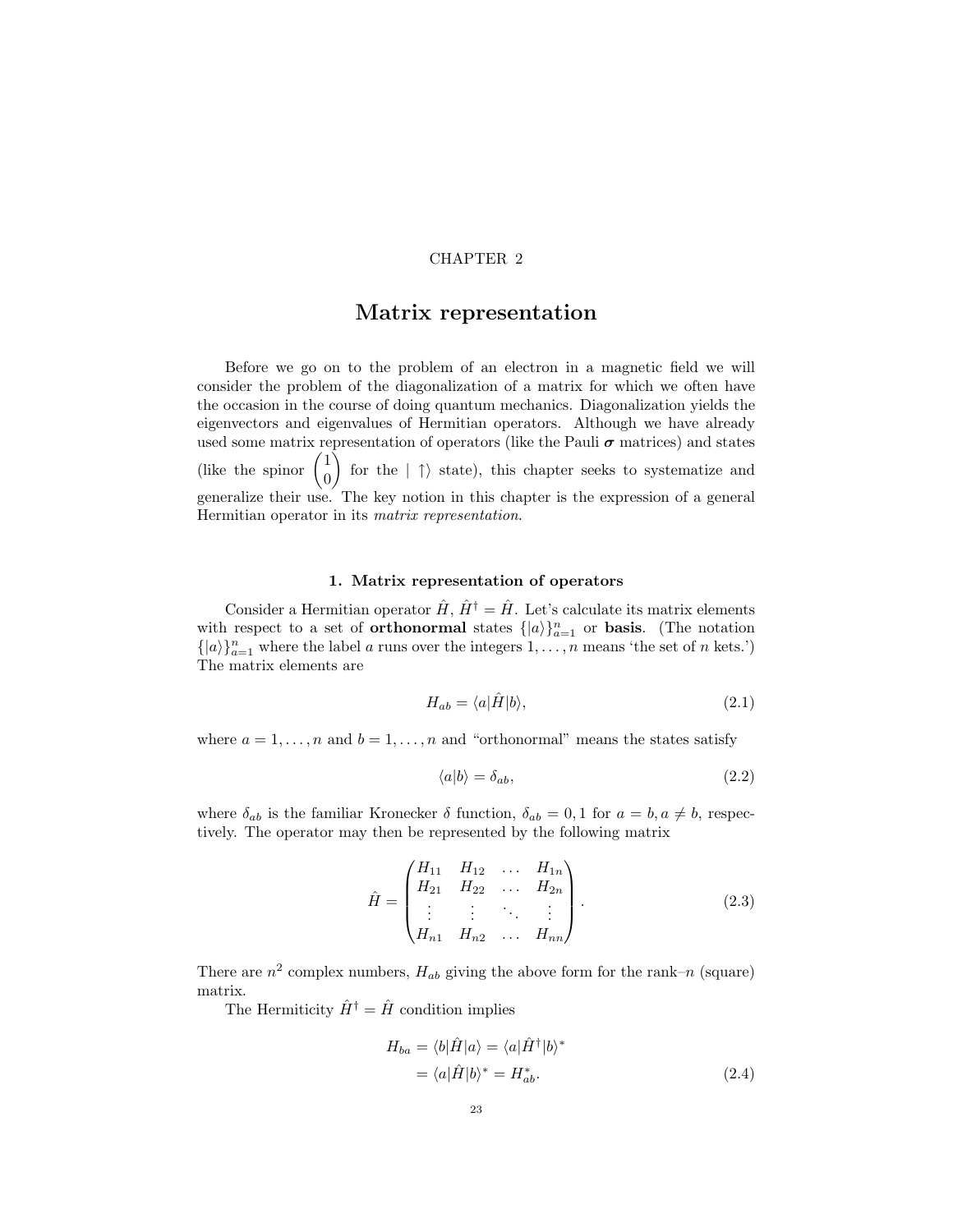CHAPTER 2

# Matrix representation

Before we go on to the problem of an electron in a magnetic field we will consider the problem of the diagonalization of a matrix for which we often have the occasion in the course of doing quantum mechanics. Diagonalization yields the eigenvectors and eigenvalues of Hermitian operators. Although we have already used some matrix representation of operators (like the Pauli $\boldsymbol{\sigma}$ matrices) and states (like the spinor $\begin{pmatrix} 1 \\ 0 \end{pmatrix}$ for the $|\uparrow\rangle$ state), this chapter seeks to systematize and generalize their use. The key notion in this chapter is the expression of a general Hermitian operator in its *matrix representation*.

## 1. Matrix representation of operators

Consider a Hermitian operator $\hat{H}$, $\hat{H}^\dagger = \hat{H}$. Let's calculate its matrix elements with respect to a set of **orthonormal** states $\{|a\rangle\}_{a=1}^n$ or **basis**. (The notation $\{|a\rangle\}_{a=1}^n$ where the label $a$ runs over the integers $1, \ldots, n$ means 'the set of $n$ kets.') The matrix elements are

$$H_{ab} = \langle a|\hat{H}|b\rangle, \tag{2.1}$$

where $a = 1, \ldots, n$ and $b = 1, \ldots, n$ and "orthonormal" means the states satisfy

$$\langle a|b\rangle = \delta_{ab}, \tag{2.2}$$

where $\delta_{ab}$ is the familiar Kronecker $\delta$ function, $\delta_{ab} = 0, 1$ for $a = b, a \neq b$, respectively. The operator may then be represented by the following matrix

$$\hat{H} = \begin{pmatrix} H_{11} & H_{12} & \ldots & H_{1n} \\ H_{21} & H_{22} & \ldots & H_{2n} \\ \vdots & \vdots & \ddots & \vdots \\ H_{n1} & H_{n2} & \ldots & H_{nn} \end{pmatrix}. \tag{2.3}$$

There are $n^2$ complex numbers, $H_{ab}$ giving the above form for the rank–$n$ (square) matrix.

The Hermiticity $\hat{H}^\dagger = \hat{H}$ condition implies

$$\begin{aligned} H_{ba} &= \langle b|\hat{H}|a\rangle = \langle a|\hat{H}^\dagger|b\rangle^* \\ &= \langle a|\hat{H}|b\rangle^* = H_{ab}^*. \end{aligned} \tag{2.4}$$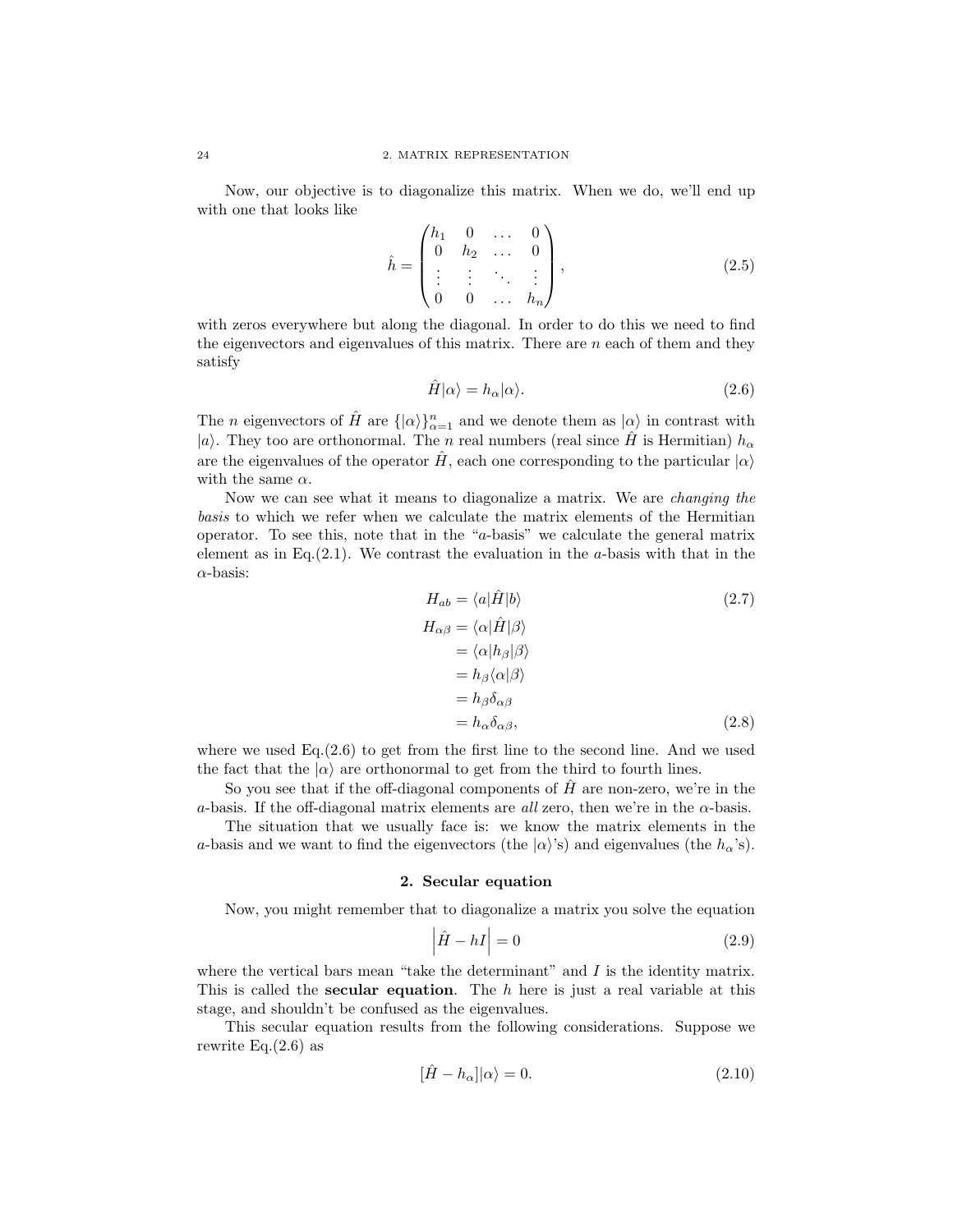Now, our objective is to diagonalize this matrix. When we do, we'll end up with one that looks like

$$\hat{h} = \begin{pmatrix} h_1 & 0 & \dots & 0 \\ 0 & h_2 & \dots & 0 \\ \vdots & \vdots & \ddots & \vdots \\ 0 & 0 & \dots & h_n \end{pmatrix}, \tag{2.5}$$

with zeros everywhere but along the diagonal. In order to do this we need to find the eigenvectors and eigenvalues of this matrix. There are $n$ each of them and they satisfy

$$\hat{H}|\alpha\rangle = h_\alpha|\alpha\rangle. \tag{2.6}$$

The $n$ eigenvectors of $\hat{H}$ are $\{|\alpha\rangle\}_{\alpha=1}^{n}$ and we denote them as $|\alpha\rangle$ in contrast with $|a\rangle$. They too are orthonormal. The $n$ real numbers (real since $\hat{H}$ is Hermitian) $h_\alpha$ are the eigenvalues of the operator $\hat{H}$, each one corresponding to the particular $|\alpha\rangle$ with the same $\alpha$.

Now we can see what it means to diagonalize a matrix. We are *changing the basis* to which we refer when we calculate the matrix elements of the Hermitian operator. To see this, note that in the "$a$-basis" we calculate the general matrix element as in Eq.(2.1). We contrast the evaluation in the $a$-basis with that in the $\alpha$-basis:

$$H_{ab} = \langle a|\hat{H}|b\rangle \tag{2.7}$$

$$\begin{aligned} H_{\alpha\beta} &= \langle \alpha|\hat{H}|\beta\rangle \\ &= \langle \alpha|h_\beta|\beta\rangle \\ &= h_\beta\langle \alpha|\beta\rangle \\ &= h_\beta\delta_{\alpha\beta} \\ &= h_\alpha\delta_{\alpha\beta}, \end{aligned} \tag{2.8}$$

where we used Eq.(2.6) to get from the first line to the second line. And we used the fact that the $|\alpha\rangle$ are orthonormal to get from the third to fourth lines.

So you see that if the off-diagonal components of $\hat{H}$ are non-zero, we're in the $a$-basis. If the off-diagonal matrix elements are *all* zero, then we're in the $\alpha$-basis.

The situation that we usually face is: we know the matrix elements in the $a$-basis and we want to find the eigenvectors (the $|\alpha\rangle$'s) and eigenvalues (the $h_\alpha$'s).

## 2. Secular equation

Now, you might remember that to diagonalize a matrix you solve the equation

$$\left|\hat{H} - hI\right| = 0 \tag{2.9}$$

where the vertical bars mean "take the determinant" and $I$ is the identity matrix. This is called the **secular equation**. The $h$ here is just a real variable at this stage, and shouldn't be confused as the eigenvalues.

This secular equation results from the following considerations. Suppose we rewrite Eq.(2.6) as

$$[\hat{H} - h_\alpha]|\alpha\rangle = 0. \tag{2.10}$$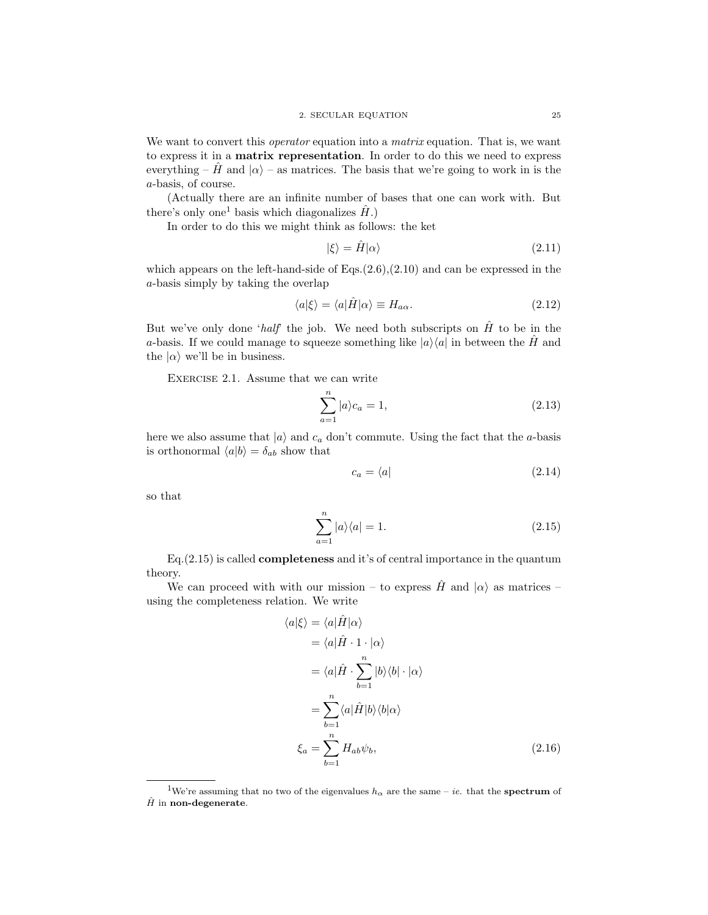We want to convert this *operator* equation into a *matrix* equation. That is, we want to express it in a **matrix representation**. In order to do this we need to express everything – $\hat{H}$ and $|\alpha\rangle$ – as matrices. The basis that we're going to work in is the $a$-basis, of course.

(Actually there are an infinite number of bases that one can work with. But there's only one[1] basis which diagonalizes $\hat{H}$.)

In order to do this we might think as follows: the ket

$$|\xi\rangle = \hat{H}|\alpha\rangle \tag{2.11}$$

which appears on the left-hand-side of Eqs.(2.6),(2.10) and can be expressed in the $a$-basis simply by taking the overlap

$$\langle a|\xi\rangle = \langle a|\hat{H}|\alpha\rangle \equiv H_{a\alpha}. \tag{2.12}$$

But we've only done '*half*' the job. We need both subscripts on $\hat{H}$ to be in the $a$-basis. If we could manage to squeeze something like $|a\rangle\langle a|$ in between the $\hat{H}$ and the $|\alpha\rangle$ we'll be in business.

Exercise 2.1. Assume that we can write

$$\sum_{a=1}^{n} |a\rangle c_a = 1, \tag{2.13}$$

here we also assume that $|a\rangle$ and $c_a$ don't commute. Using the fact that the $a$-basis is orthonormal $\langle a|b\rangle = \delta_{ab}$ show that

$$c_a = \langle a| \tag{2.14}$$

so that

$$\sum_{a=1}^{n} |a\rangle\langle a| = 1. \tag{2.15}$$

Eq.(2.15) is called **completeness** and it's of central importance in the quantum theory.

We can proceed with with our mission – to express $\hat{H}$ and $|\alpha\rangle$ as matrices – using the completeness relation. We write

$$
\begin{aligned}
\langle a|\xi\rangle &= \langle a|\hat{H}|\alpha\rangle \\
&= \langle a|\hat{H} \cdot 1 \cdot |\alpha\rangle \\
&= \langle a|\hat{H} \cdot \sum_{b=1}^{n} |b\rangle\langle b| \cdot |\alpha\rangle \\
&= \sum_{b=1}^{n} \langle a|\hat{H}|b\rangle\langle b|\alpha\rangle \\
\xi_a &= \sum_{b=1}^{n} H_{ab}\psi_b,
\end{aligned} \tag{2.16}
$$

[1] We're assuming that no two of the eigenvalues $h_\alpha$ are the same – *ie.* that the **spectrum** of $\hat{H}$ in **non-degenerate**.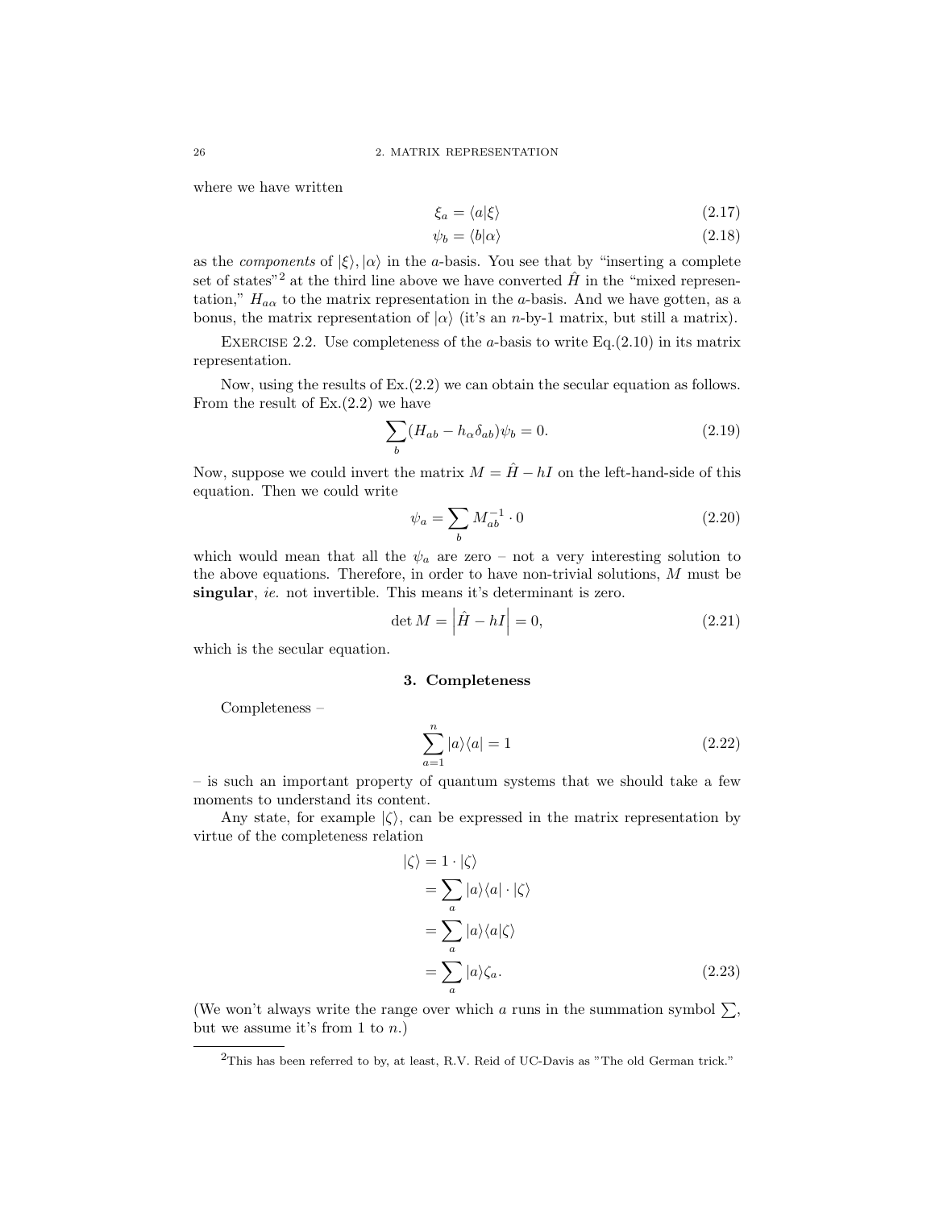where we have written

$$\xi_a = \langle a|\xi\rangle \tag{2.17}$$

$$\psi_b = \langle b|\alpha\rangle \tag{2.18}$$

as the *components* of $|\xi\rangle, |\alpha\rangle$ in the $a$-basis. You see that by "inserting a complete set of states"[2] at the third line above we have converted $\hat{H}$ in the "mixed representation," $H_{a\alpha}$ to the matrix representation in the $a$-basis. And we have gotten, as a bonus, the matrix representation of $|\alpha\rangle$ (it's an $n$-by-1 matrix, but still a matrix).

Exercise 2.2. Use completeness of the $a$-basis to write Eq.(2.10) in its matrix representation.

Now, using the results of Ex.(2.2) we can obtain the secular equation as follows. From the result of Ex.(2.2) we have

$$\sum_b (H_{ab} - h_\alpha \delta_{ab})\psi_b = 0. \tag{2.19}$$

Now, suppose we could invert the matrix $M = \hat{H} - hI$ on the left-hand-side of this equation. Then we could write

$$\psi_a = \sum_b M^{-1}_{ab} \cdot 0 \tag{2.20}$$

which would mean that all the $\psi_a$ are zero – not a very interesting solution to the above equations. Therefore, in order to have non-trivial solutions, $M$ must be **singular**, *ie.* not invertible. This means it's determinant is zero.

$$\det M = \left|\hat{H} - hI\right| = 0, \tag{2.21}$$

which is the secular equation.

## 3. Completeness

Completeness –

$$\sum_{a=1}^{n} |a\rangle\langle a| = 1 \tag{2.22}$$

– is such an important property of quantum systems that we should take a few moments to understand its content.

Any state, for example $|\zeta\rangle$, can be expressed in the matrix representation by virtue of the completeness relation

$$\begin{aligned}
|\zeta\rangle &= 1 \cdot |\zeta\rangle \\
&= \sum_a |a\rangle\langle a| \cdot |\zeta\rangle \\
&= \sum_a |a\rangle\langle a|\zeta\rangle \\
&= \sum_a |a\rangle\zeta_a.
\end{aligned} \tag{2.23}$$

(We won't always write the range over which $a$ runs in the summation symbol $\sum$, but we assume it's from 1 to $n$.)

[2] This has been referred to by, at least, R.V. Reid of UC-Davis as "The old German trick."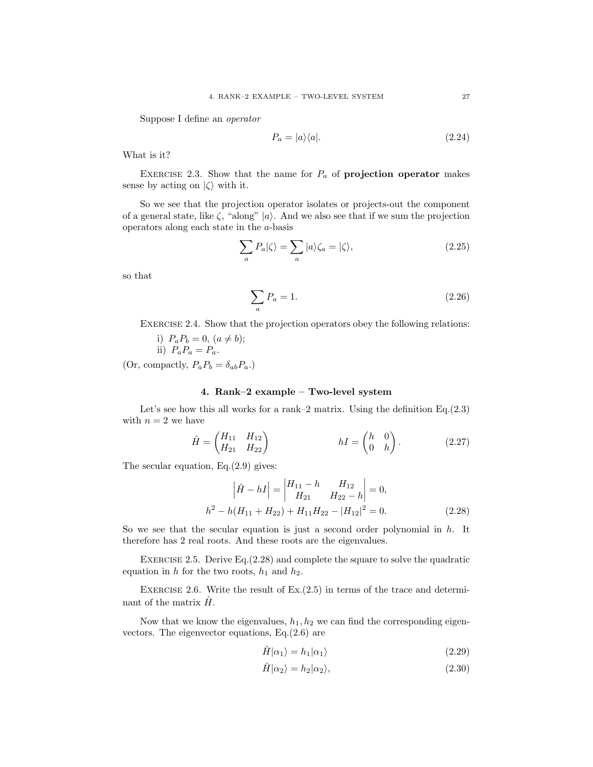Suppose I define an *operator*

$$P_a = |a\rangle\langle a|. \tag{2.24}$$

What is it?

EXERCISE 2.3. Show that the name for $P_a$ of **projection operator** makes sense by acting on $|\zeta\rangle$ with it.

So we see that the projection operator isolates or projects-out the component of a general state, like $\zeta$, "along" $|a\rangle$. And we also see that if we sum the projection operators along each state in the $a$-basis

$$\sum_a P_a|\zeta\rangle = \sum_a |a\rangle\zeta_a = |\zeta\rangle, \tag{2.25}$$

so that

$$\sum_a P_a = 1. \tag{2.26}$$

EXERCISE 2.4. Show that the projection operators obey the following relations:

i) $P_a P_b = 0$, $(a \neq b)$;
ii) $P_a P_a = P_a$.

(Or, compactly, $P_a P_b = \delta_{ab} P_a$.)

## 4. Rank–2 example – Two-level system

Let's see how this all works for a rank–2 matrix. Using the definition Eq.(2.3) with $n = 2$ we have

$$\hat{H} = \begin{pmatrix} H_{11} & H_{12} \\ H_{21} & H_{22} \end{pmatrix} \qquad\qquad hI = \begin{pmatrix} h & 0 \\ 0 & h \end{pmatrix}. \tag{2.27}$$

The secular equation, Eq.(2.9) gives:

$$\left|\hat{H} - hI\right| = \begin{vmatrix} H_{11} - h & H_{12} \\ H_{21} & H_{22} - h \end{vmatrix} = 0,$$

$$h^2 - h(H_{11} + H_{22}) + H_{11}H_{22} - |H_{12}|^2 = 0. \tag{2.28}$$

So we see that the secular equation is just a second order polynomial in $h$. It therefore has 2 real roots. And these roots are the eigenvalues.

EXERCISE 2.5. Derive Eq.(2.28) and complete the square to solve the quadratic equation in $h$ for the two roots, $h_1$ and $h_2$.

EXERCISE 2.6. Write the result of Ex.(2.5) in terms of the trace and determinant of the matrix $\hat{H}$.

Now that we know the eigenvalues, $h_1, h_2$ we can find the corresponding eigenvectors. The eigenvector equations, Eq.(2.6) are

$$\hat{H}|\alpha_1\rangle = h_1|\alpha_1\rangle \tag{2.29}$$

$$\hat{H}|\alpha_2\rangle = h_2|\alpha_2\rangle, \tag{2.30}$$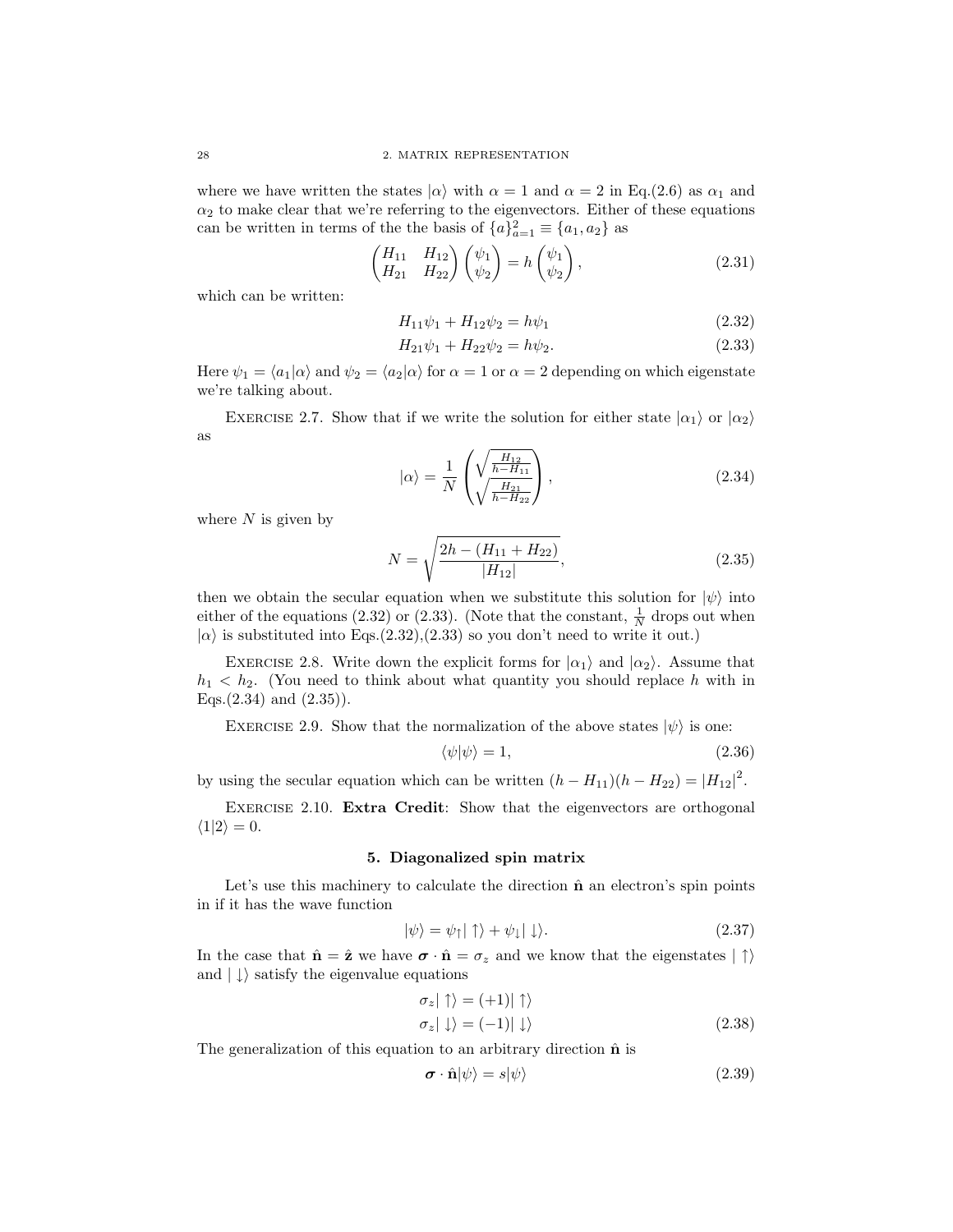where we have written the states $|\alpha\rangle$ with $\alpha = 1$ and $\alpha = 2$ in Eq.(2.6) as $\alpha_1$ and $\alpha_2$ to make clear that we're referring to the eigenvectors. Either of these equations can be written in terms of the the basis of $\{a\}_{a=1}^2 \equiv \{a_1, a_2\}$ as

$$\begin{pmatrix} H_{11} & H_{12} \\ H_{21} & H_{22} \end{pmatrix} \begin{pmatrix} \psi_1 \\ \psi_2 \end{pmatrix} = h \begin{pmatrix} \psi_1 \\ \psi_2 \end{pmatrix}, \tag{2.31}$$

which can be written:

$$H_{11}\psi_1 + H_{12}\psi_2 = h\psi_1 \tag{2.32}$$

$$H_{21}\psi_1 + H_{22}\psi_2 = h\psi_2. \tag{2.33}$$

Here $\psi_1 = \langle a_1|\alpha\rangle$ and $\psi_2 = \langle a_2|\alpha\rangle$ for $\alpha = 1$ or $\alpha = 2$ depending on which eigenstate we're talking about.

EXERCISE 2.7. Show that if we write the solution for either state $|\alpha_1\rangle$ or $|\alpha_2\rangle$ as

$$|\alpha\rangle = \frac{1}{N} \begin{pmatrix} \sqrt{\frac{H_{12}}{h-H_{11}}} \\ \sqrt{\frac{H_{21}}{h-H_{22}}} \end{pmatrix}, \tag{2.34}$$

where $N$ is given by

$$N = \sqrt{\frac{2h - (H_{11} + H_{22})}{|H_{12}|}}, \tag{2.35}$$

then we obtain the secular equation when we substitute this solution for $|\psi\rangle$ into either of the equations (2.32) or (2.33). (Note that the constant, $\frac{1}{N}$ drops out when $|\alpha\rangle$ is substituted into Eqs.(2.32),(2.33) so you don't need to write it out.)

EXERCISE 2.8. Write down the explicit forms for $|\alpha_1\rangle$ and $|\alpha_2\rangle$. Assume that $h_1 < h_2$. (You need to think about what quantity you should replace $h$ with in Eqs.(2.34) and (2.35)).

EXERCISE 2.9. Show that the normalization of the above states $|\psi\rangle$ is one:

$$\langle\psi|\psi\rangle = 1, \tag{2.36}$$

by using the secular equation which can be written $(h - H_{11})(h - H_{22}) = |H_{12}|^2$.

EXERCISE 2.10. **Extra Credit**: Show that the eigenvectors are orthogonal $\langle 1|2\rangle = 0$.

## 5. Diagonalized spin matrix

Let's use this machinery to calculate the direction $\hat{\mathbf{n}}$ an electron's spin points in if it has the wave function

$$|\psi\rangle = \psi_\uparrow|\uparrow\rangle + \psi_\downarrow|\downarrow\rangle. \tag{2.37}$$

In the case that $\hat{\mathbf{n}} = \hat{\mathbf{z}}$ we have $\boldsymbol{\sigma} \cdot \hat{\mathbf{n}} = \sigma_z$ and we know that the eigenstates $|\uparrow\rangle$ and $|\downarrow\rangle$ satisfy the eigenvalue equations

$$\begin{aligned} \sigma_z|\uparrow\rangle &= (+1)|\uparrow\rangle \\ \sigma_z|\downarrow\rangle &= (-1)|\downarrow\rangle \end{aligned} \tag{2.38}$$

The generalization of this equation to an arbitrary direction $\hat{\mathbf{n}}$ is

$$\boldsymbol{\sigma} \cdot \hat{\mathbf{n}}|\psi\rangle = s|\psi\rangle \tag{2.39}$$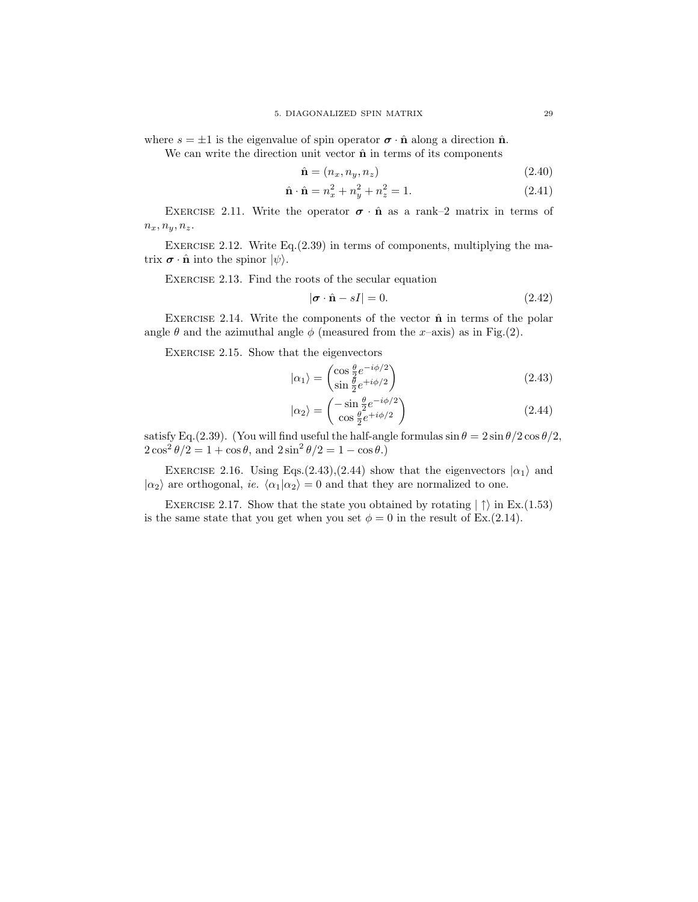where $s = \pm 1$ is the eigenvalue of spin operator $\boldsymbol{\sigma} \cdot \hat{\mathbf{n}}$ along a direction $\hat{\mathbf{n}}$.

We can write the direction unit vector $\hat{\mathbf{n}}$ in terms of its components

$$\hat{\mathbf{n}} = (n_x, n_y, n_z) \tag{2.40}$$

$$\hat{\mathbf{n}} \cdot \hat{\mathbf{n}} = n_x^2 + n_y^2 + n_z^2 = 1. \tag{2.41}$$

Exercise 2.11. Write the operator $\boldsymbol{\sigma} \cdot \hat{\mathbf{n}}$ as a rank–2 matrix in terms of $n_x, n_y, n_z$.

Exercise 2.12. Write Eq.(2.39) in terms of components, multiplying the matrix $\boldsymbol{\sigma} \cdot \hat{\mathbf{n}}$ into the spinor $|\psi\rangle$.

Exercise 2.13. Find the roots of the secular equation

$$|\boldsymbol{\sigma} \cdot \hat{\mathbf{n}} - sI| = 0. \tag{2.42}$$

Exercise 2.14. Write the components of the vector $\hat{\mathbf{n}}$ in terms of the polar angle $\theta$ and the azimuthal angle $\phi$ (measured from the $x$–axis) as in Fig.(2).

Exercise 2.15. Show that the eigenvectors

$$|\alpha_1\rangle = \begin{pmatrix} \cos\frac{\theta}{2} e^{-i\phi/2} \\ \sin\frac{\theta}{2} e^{+i\phi/2} \end{pmatrix} \tag{2.43}$$

$$|\alpha_2\rangle = \begin{pmatrix} -\sin\frac{\theta}{2} e^{-i\phi/2} \\ \cos\frac{\theta}{2} e^{+i\phi/2} \end{pmatrix} \tag{2.44}$$

satisfy Eq.(2.39). (You will find useful the half-angle formulas $\sin\theta = 2\sin\theta/2\cos\theta/2$, $2\cos^2\theta/2 = 1 + \cos\theta$, and $2\sin^2\theta/2 = 1 - \cos\theta$.)

Exercise 2.16. Using Eqs.(2.43),(2.44) show that the eigenvectors $|\alpha_1\rangle$ and $|\alpha_2\rangle$ are orthogonal, *ie.* $\langle\alpha_1|\alpha_2\rangle = 0$ and that they are normalized to one.

Exercise 2.17. Show that the state you obtained by rotating $|\uparrow\rangle$ in Ex.(1.53) is the same state that you get when you set $\phi = 0$ in the result of Ex.(2.14).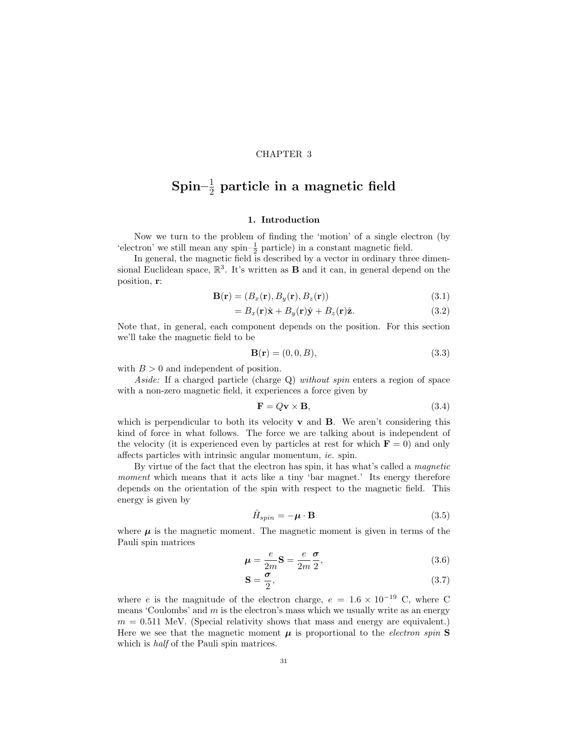CHAPTER 3

# Spin–$\frac{1}{2}$ particle in a magnetic field

## 1. Introduction

Now we turn to the problem of finding the 'motion' of a single electron (by 'electron' we still mean any spin–$\frac{1}{2}$ particle) in a constant magnetic field.

In general, the magnetic field is described by a vector in ordinary three dimensional Euclidean space, $\mathbb{R}^3$. It's written as $\mathbf{B}$ and it can, in general depend on the position, $\mathbf{r}$:

$$\mathbf{B}(\mathbf{r}) = (B_x(\mathbf{r}), B_y(\mathbf{r}), B_z(\mathbf{r})) \tag{3.1}$$

$$= B_x(\mathbf{r})\hat{\mathbf{x}} + B_y(\mathbf{r})\hat{\mathbf{y}} + B_z(\mathbf{r})\hat{\mathbf{z}}. \tag{3.2}$$

Note that, in general, each component depends on the position. For this section we'll take the magnetic field to be

$$\mathbf{B}(\mathbf{r}) = (0, 0, B), \tag{3.3}$$

with $B > 0$ and independent of position.

*Aside:* If a charged particle (charge Q) *without spin* enters a region of space with a non-zero magnetic field, it experiences a force given by

$$\mathbf{F} = Q\mathbf{v} \times \mathbf{B}, \tag{3.4}$$

which is perpendicular to both its velocity $\mathbf{v}$ and $\mathbf{B}$. We aren't considering this kind of force in what follows. The force we are talking about is independent of the velocity (it is experienced even by particles at rest for which $\mathbf{F} = 0$) and only affects particles with intrinsic angular momentum, *ie.* spin.

By virtue of the fact that the electron has spin, it has what's called a *magnetic moment* which means that it acts like a tiny 'bar magnet.' Its energy therefore depends on the orientation of the spin with respect to the magnetic field. This energy is given by

$$\hat{H}_{spin} = -\boldsymbol{\mu} \cdot \mathbf{B} \tag{3.5}$$

where $\boldsymbol{\mu}$ is the magnetic moment. The magnetic moment is given in terms of the Pauli spin matrices

$$\boldsymbol{\mu} = \frac{e}{2m}\mathbf{S} = \frac{e}{2m}\frac{\boldsymbol{\sigma}}{2}, \tag{3.6}$$

$$\mathbf{S} = \frac{\boldsymbol{\sigma}}{2}, \tag{3.7}$$

where $e$ is the magnitude of the electron charge, $e = 1.6 \times 10^{-19}$ C, where C means 'Coulombs' and $m$ is the electron's mass which we usually write as an energy $m = 0.511$ MeV. (Special relativity shows that mass and energy are equivalent.) Here we see that the magnetic moment $\boldsymbol{\mu}$ is proportional to the *electron spin* $\mathbf{S}$ which is *half* of the Pauli spin matrices.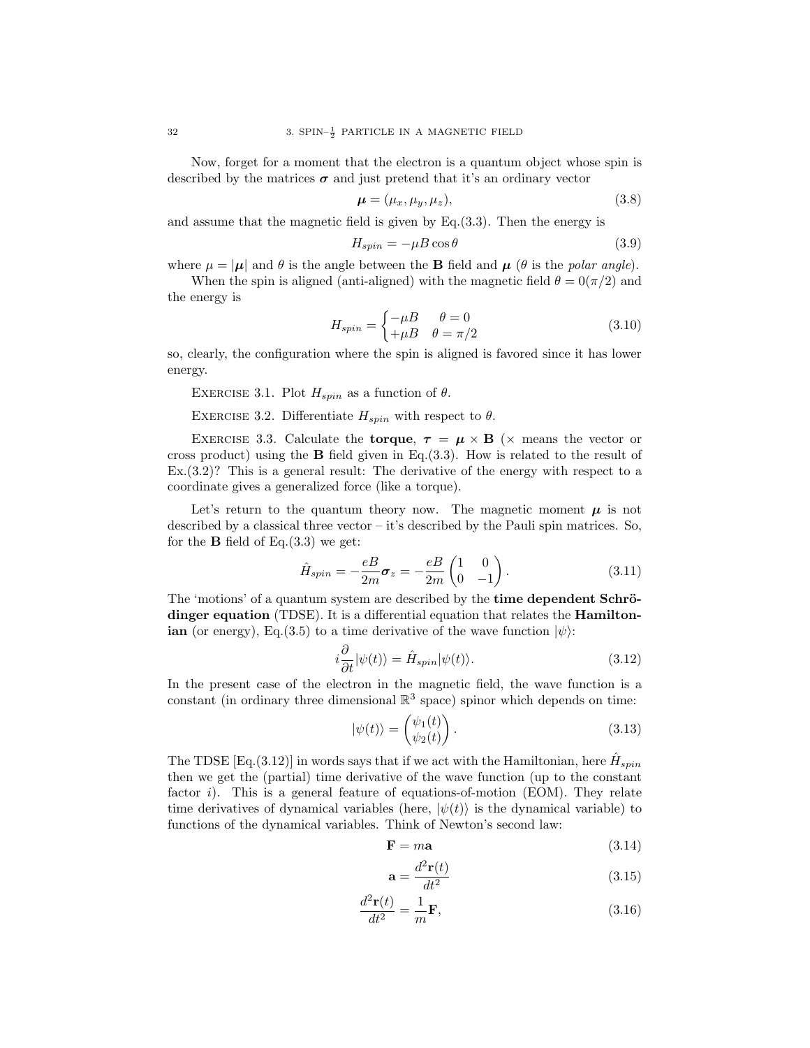Now, forget for a moment that the electron is a quantum object whose spin is described by the matrices $\boldsymbol{\sigma}$ and just pretend that it's an ordinary vector

$$\boldsymbol{\mu} = (\mu_x, \mu_y, \mu_z), \tag{3.8}$$

and assume that the magnetic field is given by Eq.(3.3). Then the energy is

$$H_{spin} = -\mu B \cos\theta \tag{3.9}$$

where $\mu = |\boldsymbol{\mu}|$ and $\theta$ is the angle between the $\mathbf{B}$ field and $\boldsymbol{\mu}$ ($\theta$ is the *polar angle*).

When the spin is aligned (anti-aligned) with the magnetic field $\theta = 0(\pi/2)$ and the energy is

$$H_{spin} = \begin{cases} -\mu B & \theta = 0 \\ +\mu B & \theta = \pi/2 \end{cases} \tag{3.10}$$

so, clearly, the configuration where the spin is aligned is favored since it has lower energy.

EXERCISE 3.1. Plot $H_{spin}$ as a function of $\theta$.

EXERCISE 3.2. Differentiate $H_{spin}$ with respect to $\theta$.

EXERCISE 3.3. Calculate the **torque**, $\boldsymbol{\tau} = \boldsymbol{\mu} \times \mathbf{B}$ ($\times$ means the vector or cross product) using the $\mathbf{B}$ field given in Eq.(3.3). How is related to the result of Ex.(3.2)? This is a general result: The derivative of the energy with respect to a coordinate gives a generalized force (like a torque).

Let's return to the quantum theory now. The magnetic moment $\boldsymbol{\mu}$ is not described by a classical three vector – it's described by the Pauli spin matrices. So, for the $\mathbf{B}$ field of Eq.(3.3) we get:

$$\hat{H}_{spin} = -\frac{eB}{2m}\boldsymbol{\sigma}_z = -\frac{eB}{2m}\begin{pmatrix} 1 & 0 \\ 0 & -1 \end{pmatrix}. \tag{3.11}$$

The 'motions' of a quantum system are described by the **time dependent Schrödinger equation** (TDSE). It is a differential equation that relates the **Hamiltonian** (or energy), Eq.(3.5) to a time derivative of the wave function $|\psi\rangle$:

$$i\frac{\partial}{\partial t}|\psi(t)\rangle = \hat{H}_{spin}|\psi(t)\rangle. \tag{3.12}$$

In the present case of the electron in the magnetic field, the wave function is a constant (in ordinary three dimensional $\mathbb{R}^3$ space) spinor which depends on time:

$$|\psi(t)\rangle = \begin{pmatrix} \psi_1(t) \\ \psi_2(t) \end{pmatrix}. \tag{3.13}$$

The TDSE [Eq.(3.12)] in words says that if we act with the Hamiltonian, here $\hat{H}_{spin}$ then we get the (partial) time derivative of the wave function (up to the constant factor $i$). This is a general feature of equations-of-motion (EOM). They relate time derivatives of dynamical variables (here, $|\psi(t)\rangle$ is the dynamical variable) to functions of the dynamical variables. Think of Newton's second law:

$$\mathbf{F} = m\mathbf{a} \tag{3.14}$$

$$\mathbf{a} = \frac{d^2\mathbf{r}(t)}{dt^2} \tag{3.15}$$

$$\frac{d^2\mathbf{r}(t)}{dt^2} = \frac{1}{m}\mathbf{F}, \tag{3.16}$$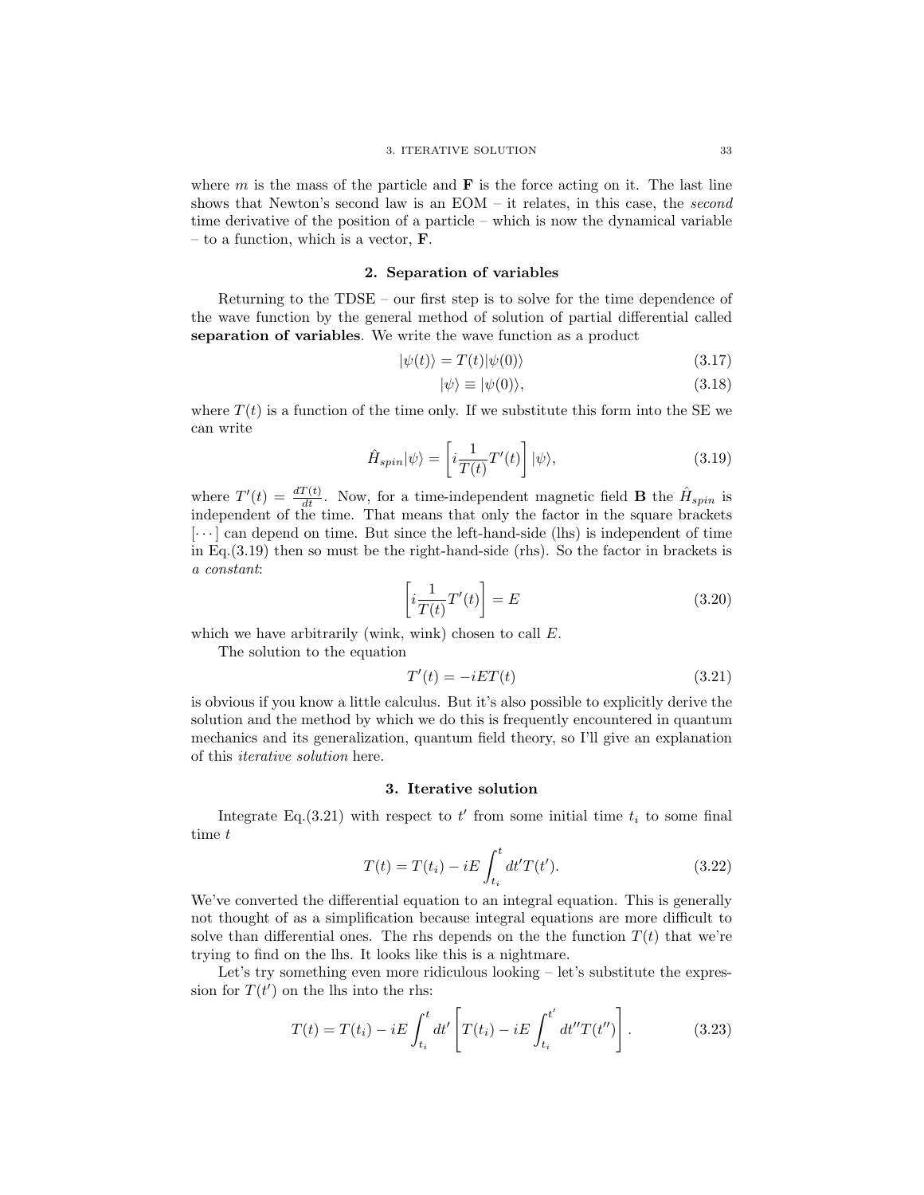where $m$ is the mass of the particle and $\mathbf{F}$ is the force acting on it. The last line shows that Newton's second law is an EOM – it relates, in this case, the *second* time derivative of the position of a particle – which is now the dynamical variable – to a function, which is a vector, $\mathbf{F}$.

## 2. Separation of variables

Returning to the TDSE – our first step is to solve for the time dependence of the wave function by the general method of solution of partial differential called **separation of variables**. We write the wave function as a product

$$|\psi(t)\rangle = T(t)|\psi(0)\rangle \tag{3.17}$$

$$|\psi\rangle \equiv |\psi(0)\rangle, \tag{3.18}$$

where $T(t)$ is a function of the time only. If we substitute this form into the SE we can write

$$\hat{H}_{spin}|\psi\rangle = \left[i\frac{1}{T(t)}T'(t)\right]|\psi\rangle, \tag{3.19}$$

where $T'(t) = \frac{dT(t)}{dt}$. Now, for a time-independent magnetic field $\mathbf{B}$ the $\hat{H}_{spin}$ is independent of the time. That means that only the factor in the square brackets $[\cdots]$ can depend on time. But since the left-hand-side (lhs) is independent of time in Eq.(3.19) then so must be the right-hand-side (rhs). So the factor in brackets is *a constant*:

$$\left[i\frac{1}{T(t)}T'(t)\right] = E \tag{3.20}$$

which we have arbitrarily (wink, wink) chosen to call $E$.

The solution to the equation

$$T'(t) = -iET(t) \tag{3.21}$$

is obvious if you know a little calculus. But it's also possible to explicitly derive the solution and the method by which we do this is frequently encountered in quantum mechanics and its generalization, quantum field theory, so I'll give an explanation of this *iterative solution* here.

## 3. Iterative solution

Integrate Eq.(3.21) with respect to $t'$ from some initial time $t_i$ to some final time $t$

$$T(t) = T(t_i) - iE\int_{t_i}^{t} dt' T(t'). \tag{3.22}$$

We've converted the differential equation to an integral equation. This is generally not thought of as a simplification because integral equations are more difficult to solve than differential ones. The rhs depends on the the function $T(t)$ that we're trying to find on the lhs. It looks like this is a nightmare.

Let's try something even more ridiculous looking – let's substitute the expression for $T(t')$ on the lhs into the rhs:

$$T(t) = T(t_i) - iE\int_{t_i}^{t} dt'\left[T(t_i) - iE\int_{t_i}^{t'} dt'' T(t'')\right]. \tag{3.23}$$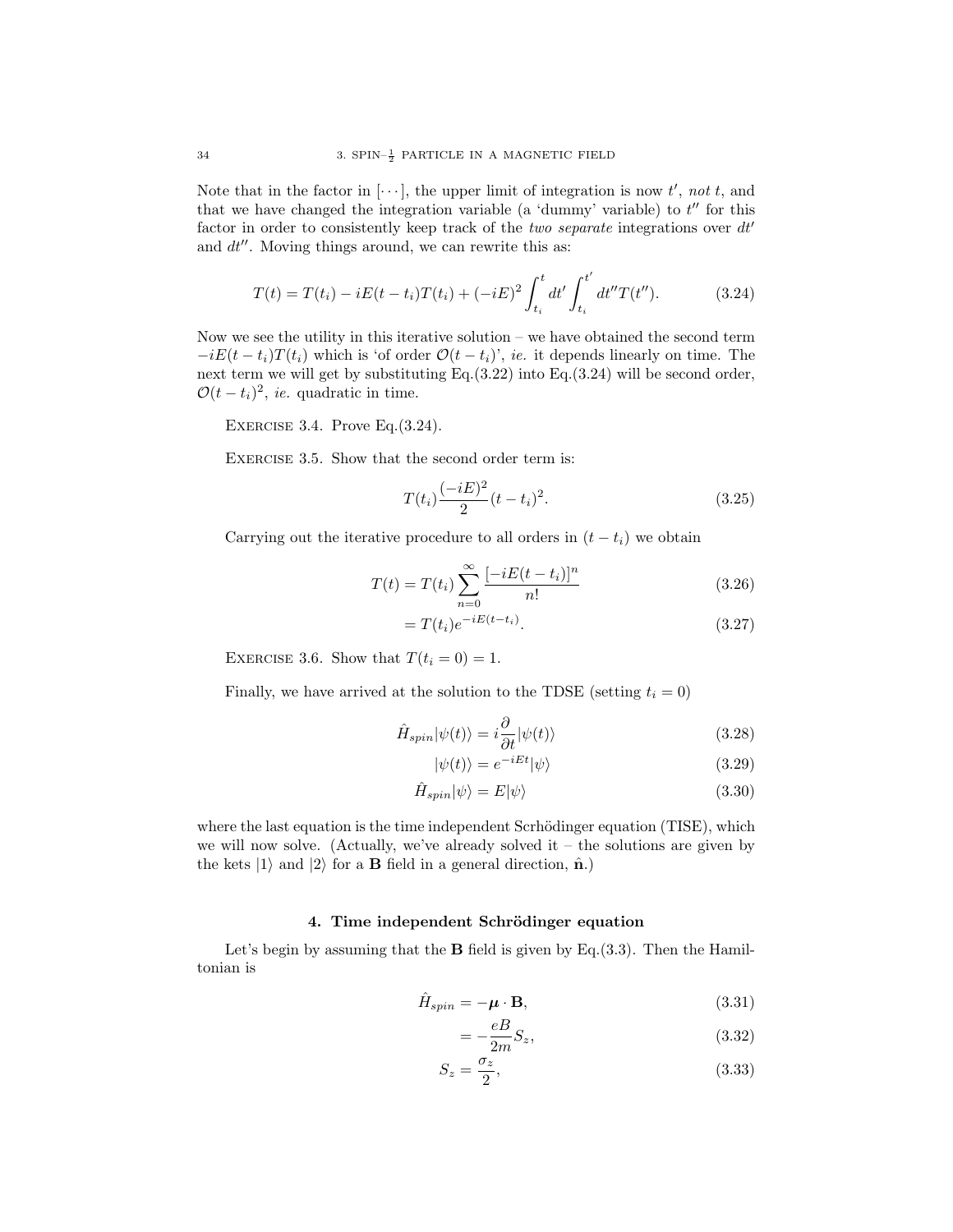Note that in the factor in $[\cdots]$, the upper limit of integration is now $t'$, *not* $t$, and that we have changed the integration variable (a 'dummy' variable) to $t''$ for this factor in order to consistently keep track of the *two separate* integrations over $dt'$ and $dt''$. Moving things around, we can rewrite this as:

$$T(t) = T(t_i) - iE(t - t_i)T(t_i) + (-iE)^2 \int_{t_i}^{t} dt' \int_{t_i}^{t'} dt'' T(t''). \tag{3.24}$$

Now we see the utility in this iterative solution – we have obtained the second term $-iE(t - t_i)T(t_i)$ which is 'of order $\mathcal{O}(t - t_i)$', *ie.* it depends linearly on time. The next term we will get by substituting Eq.(3.22) into Eq.(3.24) will be second order, $\mathcal{O}(t - t_i)^2$, *ie.* quadratic in time.

Exercise 3.4. Prove Eq.(3.24).

Exercise 3.5. Show that the second order term is:

$$T(t_i)\frac{(-iE)^2}{2}(t - t_i)^2. \tag{3.25}$$

Carrying out the iterative procedure to all orders in $(t - t_i)$ we obtain

$$T(t) = T(t_i) \sum_{n=0}^{\infty} \frac{[-iE(t - t_i)]^n}{n!} \tag{3.26}$$

$$= T(t_i)e^{-iE(t-t_i)}. \tag{3.27}$$

Exercise 3.6. Show that $T(t_i = 0) = 1$.

Finally, we have arrived at the solution to the TDSE (setting $t_i = 0$)

$$\hat{H}_{spin}|\psi(t)\rangle = i\frac{\partial}{\partial t}|\psi(t)\rangle \tag{3.28}$$

$$|\psi(t)\rangle = e^{-iEt}|\psi\rangle \tag{3.29}$$

$$\hat{H}_{spin}|\psi\rangle = E|\psi\rangle \tag{3.30}$$

where the last equation is the time independent Scrhödinger equation (TISE), which we will now solve. (Actually, we've already solved it – the solutions are given by the kets $|1\rangle$ and $|2\rangle$ for a $\mathbf{B}$ field in a general direction, $\hat{\mathbf{n}}$.)

## 4. Time independent Schrödinger equation

Let's begin by assuming that the $\mathbf{B}$ field is given by Eq.(3.3). Then the Hamiltonian is

$$\hat{H}_{spin} = -\boldsymbol{\mu} \cdot \mathbf{B}, \tag{3.31}$$

$$= -\frac{eB}{2m}S_z, \tag{3.32}$$

$$S_z = \frac{\sigma_z}{2}, \tag{3.33}$$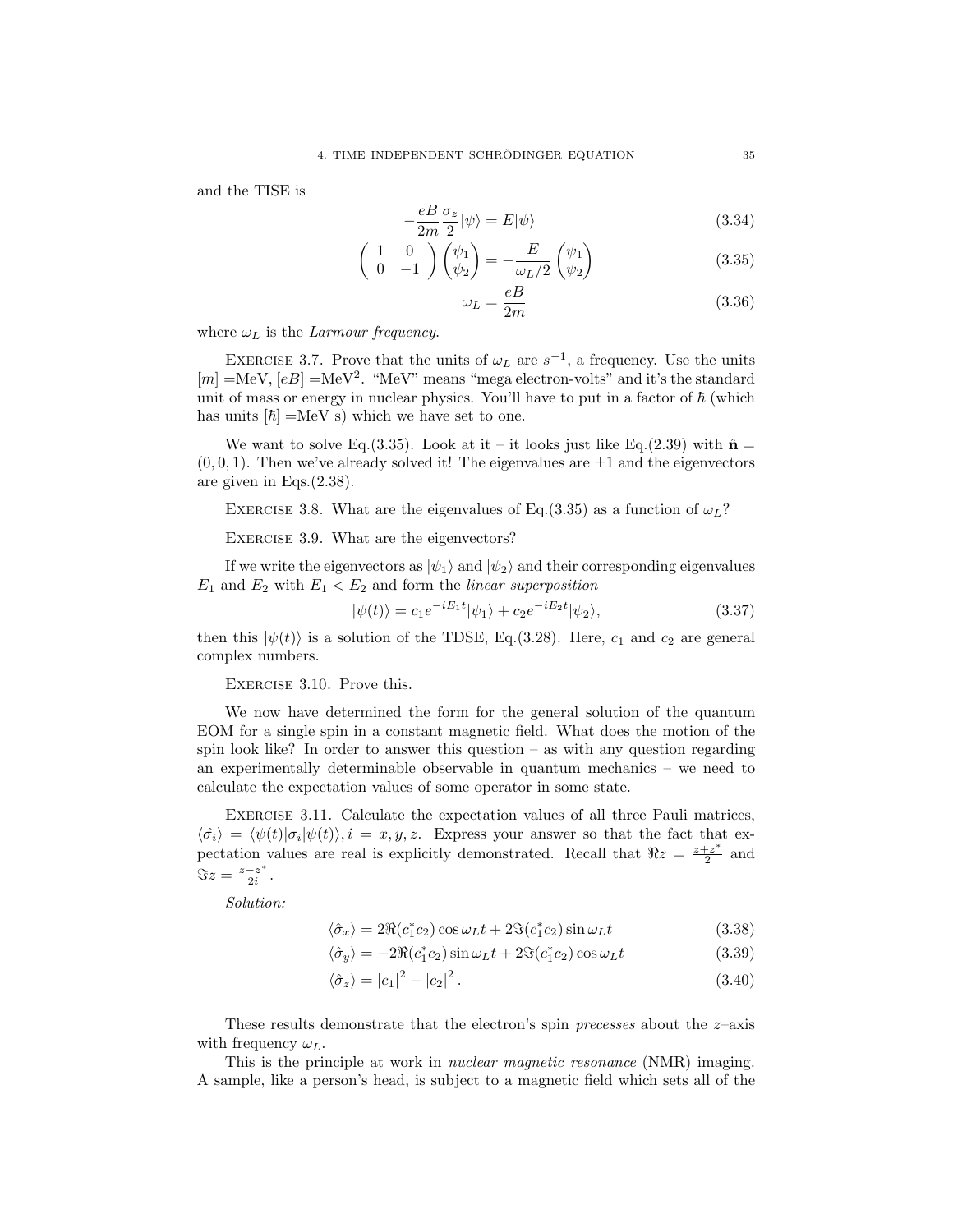and the TISE is

$$-\frac{eB}{2m}\frac{\sigma_z}{2}|\psi\rangle = E|\psi\rangle \tag{3.34}$$

$$\begin{pmatrix} 1 & 0 \\ 0 & -1 \end{pmatrix}\begin{pmatrix}\psi_1 \\ \psi_2\end{pmatrix} = -\frac{E}{\omega_L/2}\begin{pmatrix}\psi_1 \\ \psi_2\end{pmatrix} \tag{3.35}$$

$$\omega_L = \frac{eB}{2m} \tag{3.36}$$

where $\omega_L$ is the *Larmour frequency*.

EXERCISE 3.7. Prove that the units of $\omega_L$ are $s^{-1}$, a frequency. Use the units $[m]$ =MeV, $[eB]$ =MeV$^2$. "MeV" means "mega electron-volts" and it's the standard unit of mass or energy in nuclear physics. You'll have to put in a factor of $\hbar$ (which has units $[\hbar]$ =MeV s) which we have set to one.

We want to solve Eq.(3.35). Look at it – it looks just like Eq.(2.39) with $\hat{\mathbf{n}} = (0, 0, 1)$. Then we've already solved it! The eigenvalues are $\pm 1$ and the eigenvectors are given in Eqs.(2.38).

EXERCISE 3.8. What are the eigenvalues of Eq.(3.35) as a function of $\omega_L$?

EXERCISE 3.9. What are the eigenvectors?

If we write the eigenvectors as $|\psi_1\rangle$ and $|\psi_2\rangle$ and their corresponding eigenvalues $E_1$ and $E_2$ with $E_1 < E_2$ and form the *linear superposition*

$$|\psi(t)\rangle = c_1 e^{-iE_1 t}|\psi_1\rangle + c_2 e^{-iE_2 t}|\psi_2\rangle, \tag{3.37}$$

then this $|\psi(t)\rangle$ is a solution of the TDSE, Eq.(3.28). Here, $c_1$ and $c_2$ are general complex numbers.

EXERCISE 3.10. Prove this.

We now have determined the form for the general solution of the quantum EOM for a single spin in a constant magnetic field. What does the motion of the spin look like? In order to answer this question – as with any question regarding an experimentally determinable observable in quantum mechanics – we need to calculate the expectation values of some operator in some state.

EXERCISE 3.11. Calculate the expectation values of all three Pauli matrices, $\langle\hat{\sigma}_i\rangle = \langle\psi(t)|\sigma_i|\psi(t)\rangle, i = x, y, z$. Express your answer so that the fact that expectation values are real is explicitly demonstrated. Recall that $\Re z = \frac{z+z^*}{2}$ and $\Im z = \frac{z-z^*}{2i}$.

*Solution:*

$$\langle\hat{\sigma}_x\rangle = 2\Re(c_1^* c_2)\cos\omega_L t + 2\Im(c_1^* c_2)\sin\omega_L t \tag{3.38}$$

$$\langle\hat{\sigma}_y\rangle = -2\Re(c_1^* c_2)\sin\omega_L t + 2\Im(c_1^* c_2)\cos\omega_L t \tag{3.39}$$

$$\langle\hat{\sigma}_z\rangle = |c_1|^2 - |c_2|^2. \tag{3.40}$$

These results demonstrate that the electron's spin *precesses* about the $z$–axis with frequency $\omega_L$.

This is the principle at work in *nuclear magnetic resonance* (NMR) imaging. A sample, like a person's head, is subject to a magnetic field which sets all of the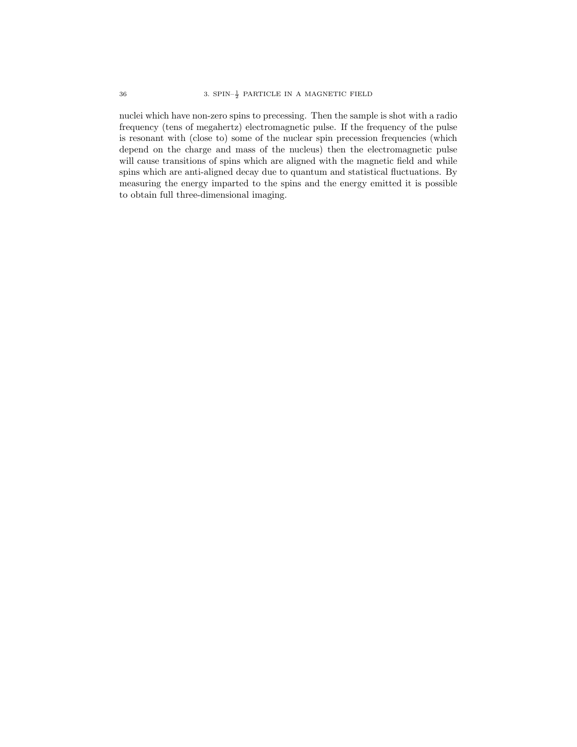nuclei which have non-zero spins to precessing. Then the sample is shot with a radio frequency (tens of megahertz) electromagnetic pulse. If the frequency of the pulse is resonant with (close to) some of the nuclear spin precession frequencies (which depend on the charge and mass of the nucleus) then the electromagnetic pulse will cause transitions of spins which are aligned with the magnetic field and while spins which are anti-aligned decay due to quantum and statistical fluctuations. By measuring the energy imparted to the spins and the energy emitted it is possible to obtain full three-dimensional imaging.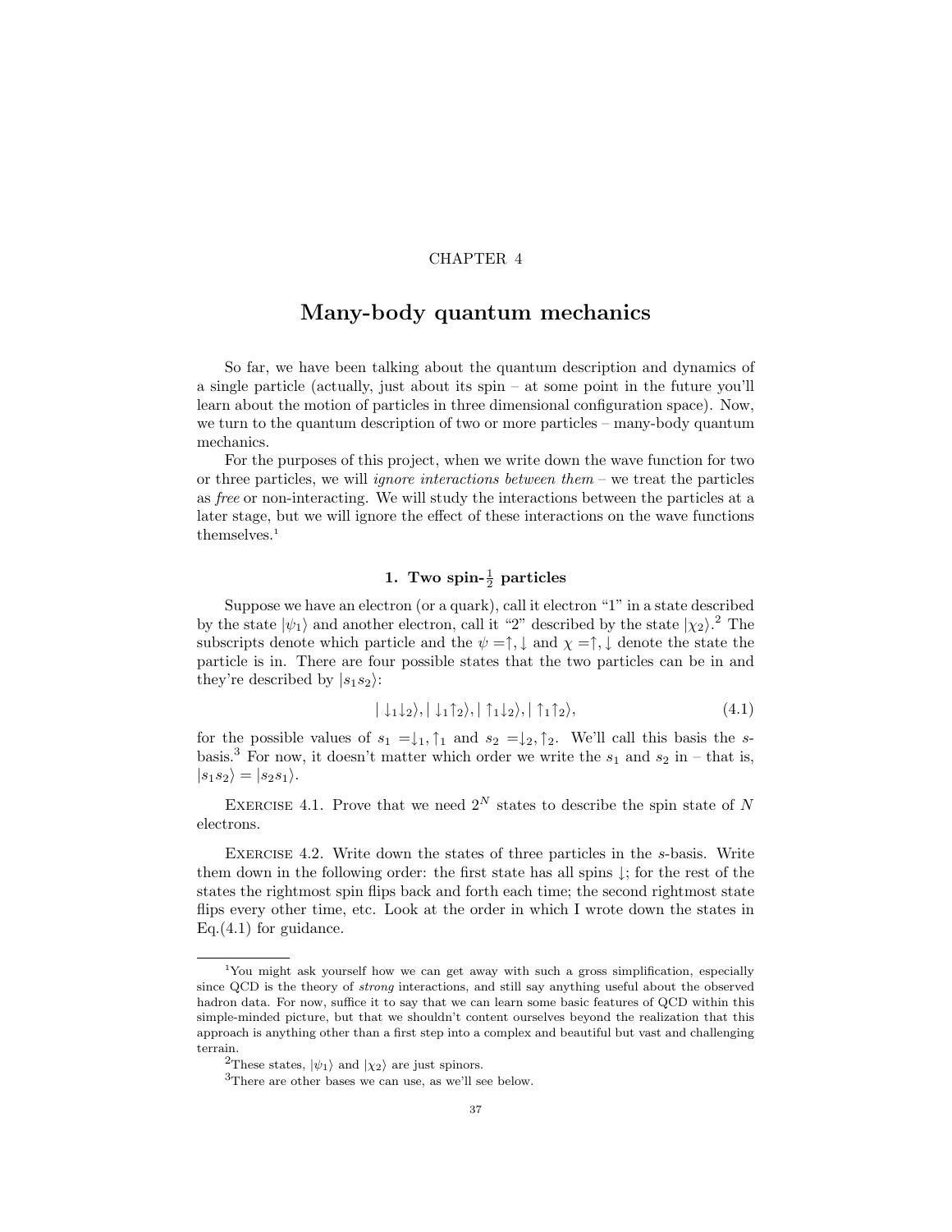CHAPTER 4

# Many-body quantum mechanics

So far, we have been talking about the quantum description and dynamics of a single particle (actually, just about its spin – at some point in the future you'll learn about the motion of particles in three dimensional configuration space). Now, we turn to the quantum description of two or more particles – many-body quantum mechanics.

For the purposes of this project, when we write down the wave function for two or three particles, we will *ignore interactions between them* – we treat the particles as *free* or non-interacting. We will study the interactions between the particles at a later stage, but we will ignore the effect of these interactions on the wave functions themselves.[1]

## 1. Two spin-$\frac{1}{2}$ particles

Suppose we have an electron (or a quark), call it electron "1" in a state described by the state $|\psi_1\rangle$ and another electron, call it "2" described by the state $|\chi_2\rangle$.[2] The subscripts denote which particle and the $\psi =\uparrow, \downarrow$ and $\chi =\uparrow, \downarrow$ denote the state the particle is in. There are four possible states that the two particles can be in and they're described by $|s_1 s_2\rangle$:

$$|\downarrow_1\downarrow_2\rangle, |\downarrow_1\uparrow_2\rangle, |\uparrow_1\downarrow_2\rangle, |\uparrow_1\uparrow_2\rangle, \tag{4.1}$$

for the possible values of $s_1 =\downarrow_1, \uparrow_1$ and $s_2 =\downarrow_2, \uparrow_2$. We'll call this basis the $s$-basis.[3] For now, it doesn't matter which order we write the $s_1$ and $s_2$ in – that is, $|s_1 s_2\rangle = |s_2 s_1\rangle$.

Exercise 4.1. Prove that we need $2^N$ states to describe the spin state of $N$ electrons.

Exercise 4.2. Write down the states of three particles in the $s$-basis. Write them down in the following order: the first state has all spins $\downarrow$; for the rest of the states the rightmost spin flips back and forth each time; the second rightmost state flips every other time, etc. Look at the order in which I wrote down the states in Eq.(4.1) for guidance.

---

[1] You might ask yourself how we can get away with such a gross simplification, especially since QCD is the theory of *strong* interactions, and still say anything useful about the observed hadron data. For now, suffice it to say that we can learn some basic features of QCD within this simple-minded picture, but that we shouldn't content ourselves beyond the realization that this approach is anything other than a first step into a complex and beautiful but vast and challenging terrain.

[2] These states, $|\psi_1\rangle$ and $|\chi_2\rangle$ are just spinors.

[3] There are other bases we can use, as we'll see below.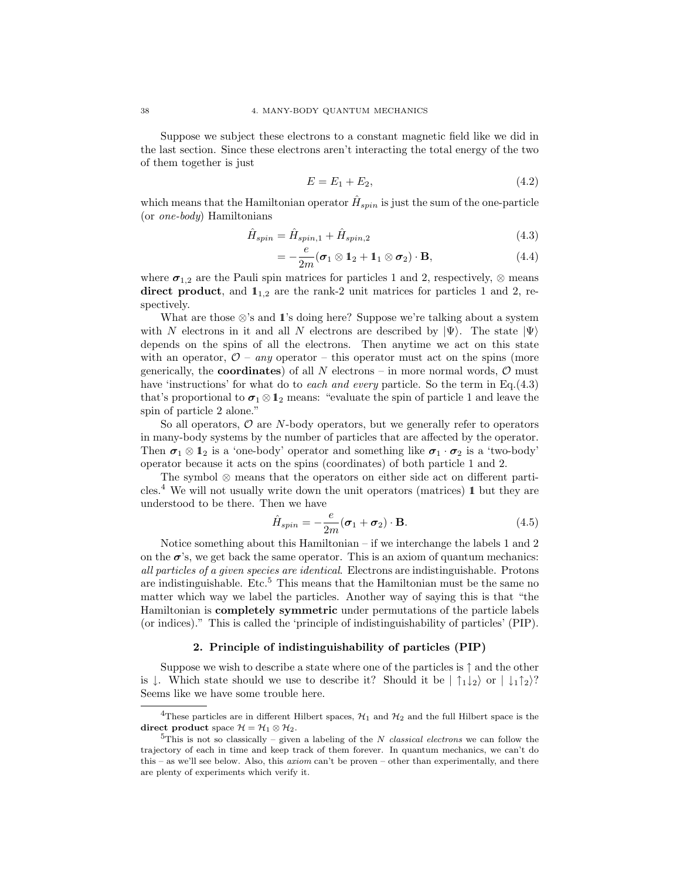Suppose we subject these electrons to a constant magnetic field like we did in the last section. Since these electrons aren't interacting the total energy of the two of them together is just

$$E = E_1 + E_2, \tag{4.2}$$

which means that the Hamiltonian operator $\hat{H}_{spin}$ is just the sum of the one-particle (or *one-body*) Hamiltonians

$$\hat{H}_{spin} = \hat{H}_{spin,1} + \hat{H}_{spin,2} \tag{4.3}$$

$$= -\frac{e}{2m}(\boldsymbol{\sigma}_1 \otimes \mathbb{1}_2 + \mathbb{1}_1 \otimes \boldsymbol{\sigma}_2) \cdot \mathbf{B}, \tag{4.4}$$

where $\boldsymbol{\sigma}_{1,2}$ are the Pauli spin matrices for particles 1 and 2, respectively, $\otimes$ means **direct product**, and $\mathbb{1}_{1,2}$ are the rank-2 unit matrices for particles 1 and 2, respectively.

What are those $\otimes$'s and $\mathbb{1}$'s doing here? Suppose we're talking about a system with $N$ electrons in it and all $N$ electrons are described by $|\Psi\rangle$. The state $|\Psi\rangle$ depends on the spins of all the electrons. Then anytime we act on this state with an operator, $\mathcal{O}$ – *any* operator – this operator must act on the spins (more generically, the **coordinates**) of all $N$ electrons – in more normal words, $\mathcal{O}$ must have 'instructions' for what do to *each and every* particle. So the term in Eq.(4.3) that's proportional to $\boldsymbol{\sigma}_1 \otimes \mathbb{1}_2$ means: "evaluate the spin of particle 1 and leave the spin of particle 2 alone."

So all operators, $\mathcal{O}$ are $N$-body operators, but we generally refer to operators in many-body systems by the number of particles that are affected by the operator. Then $\boldsymbol{\sigma}_1 \otimes \mathbb{1}_2$ is a 'one-body' operator and something like $\boldsymbol{\sigma}_1 \cdot \boldsymbol{\sigma}_2$ is a 'two-body' operator because it acts on the spins (coordinates) of both particle 1 and 2.

The symbol $\otimes$ means that the operators on either side act on different particles.[4] We will not usually write down the unit operators (matrices) $\mathbb{1}$ but they are understood to be there. Then we have

$$\hat{H}_{spin} = -\frac{e}{2m}(\boldsymbol{\sigma}_1 + \boldsymbol{\sigma}_2) \cdot \mathbf{B}. \tag{4.5}$$

Notice something about this Hamiltonian – if we interchange the labels 1 and 2 on the $\boldsymbol{\sigma}$'s, we get back the same operator. This is an axiom of quantum mechanics: *all particles of a given species are identical*. Electrons are indistinguishable. Protons are indistinguishable. Etc.[5] This means that the Hamiltonian must be the same no matter which way we label the particles. Another way of saying this is that "the Hamiltonian is **completely symmetric** under permutations of the particle labels (or indices)." This is called the 'principle of indistinguishability of particles' (PIP).

## 2. Principle of indistinguishability of particles (PIP)

Suppose we wish to describe a state where one of the particles is $\uparrow$ and the other is $\downarrow$. Which state should we use to describe it? Should it be $|\uparrow_1\downarrow_2\rangle$ or $|\downarrow_1\uparrow_2\rangle$? Seems like we have some trouble here.

---

[4] These particles are in different Hilbert spaces, $\mathcal{H}_1$ and $\mathcal{H}_2$ and the full Hilbert space is the **direct product** space $\mathcal{H} = \mathcal{H}_1 \otimes \mathcal{H}_2$.

[5] This is not so classically – given a labeling of the $N$ *classical electrons* we can follow the trajectory of each in time and keep track of them forever. In quantum mechanics, we can't do this – as we'll see below. Also, this *axiom* can't be proven – other than experimentally, and there are plenty of experiments which verify it.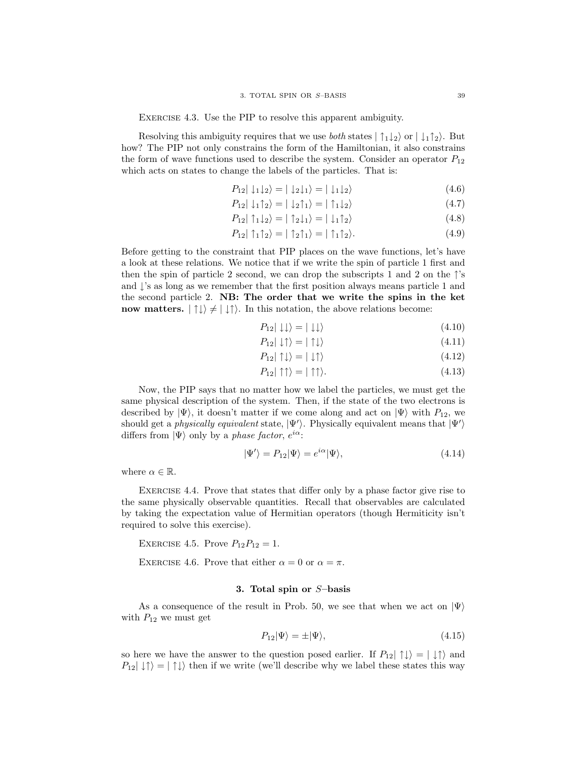Exercise 4.3. Use the PIP to resolve this apparent ambiguity.

Resolving this ambiguity requires that we use *both* states $|\uparrow_1\downarrow_2\rangle$ or $|\downarrow_1\uparrow_2\rangle$. But how? The PIP not only constrains the form of the Hamiltonian, it also constrains the form of wave functions used to describe the system. Consider an operator $P_{12}$ which acts on states to change the labels of the particles. That is:

$$P_{12}|\downarrow_1\downarrow_2\rangle = |\downarrow_2\downarrow_1\rangle = |\downarrow_1\downarrow_2\rangle \tag{4.6}$$

$$P_{12}|\downarrow_1\uparrow_2\rangle = |\downarrow_2\uparrow_1\rangle = |\uparrow_1\downarrow_2\rangle \tag{4.7}$$

$$P_{12}|\uparrow_1\downarrow_2\rangle = |\uparrow_2\downarrow_1\rangle = |\downarrow_1\uparrow_2\rangle \tag{4.8}$$

$$P_{12}|\uparrow_1\uparrow_2\rangle = |\uparrow_2\uparrow_1\rangle = |\uparrow_1\uparrow_2\rangle. \tag{4.9}$$

Before getting to the constraint that PIP places on the wave functions, let's have a look at these relations. We notice that if we write the spin of particle 1 first and then the spin of particle 2 second, we can drop the subscripts 1 and 2 on the $\uparrow$'s and $\downarrow$'s as long as we remember that the first position always means particle 1 and the second particle 2. **NB: The order that we write the spins in the ket now matters.** $|\uparrow\downarrow\rangle \neq |\downarrow\uparrow\rangle$. In this notation, the above relations become:

$$P_{12}|\downarrow\downarrow\rangle = |\downarrow\downarrow\rangle \tag{4.10}$$

$$P_{12}|\downarrow\uparrow\rangle = |\uparrow\downarrow\rangle \tag{4.11}$$

$$P_{12}|\uparrow\downarrow\rangle = |\downarrow\uparrow\rangle \tag{4.12}$$

$$P_{12}|\uparrow\uparrow\rangle = |\uparrow\uparrow\rangle. \tag{4.13}$$

Now, the PIP says that no matter how we label the particles, we must get the same physical description of the system. Then, if the state of the two electrons is described by $|\Psi\rangle$, it doesn't matter if we come along and act on $|\Psi\rangle$ with $P_{12}$, we should get a *physically equivalent* state, $|\Psi'\rangle$. Physically equivalent means that $|\Psi'\rangle$ differs from $|\Psi\rangle$ only by a *phase factor*, $e^{i\alpha}$:

$$|\Psi'\rangle = P_{12}|\Psi\rangle = e^{i\alpha}|\Psi\rangle, \tag{4.14}$$

where $\alpha \in \mathbb{R}$.

Exercise 4.4. Prove that states that differ only by a phase factor give rise to the same physically observable quantities. Recall that observables are calculated by taking the expectation value of Hermitian operators (though Hermiticity isn't required to solve this exercise).

Exercise 4.5. Prove $P_{12}P_{12} = 1$.

Exercise 4.6. Prove that either $\alpha = 0$ or $\alpha = \pi$.

## 3. Total spin or $S$–basis

As a consequence of the result in Prob. 50, we see that when we act on $|\Psi\rangle$ with $P_{12}$ we must get

$$P_{12}|\Psi\rangle = \pm|\Psi\rangle, \tag{4.15}$$

so here we have the answer to the question posed earlier. If $P_{12}|\uparrow\downarrow\rangle = |\downarrow\uparrow\rangle$ and $P_{12}|\downarrow\uparrow\rangle = |\uparrow\downarrow\rangle$ then if we write (we'll describe why we label these states this way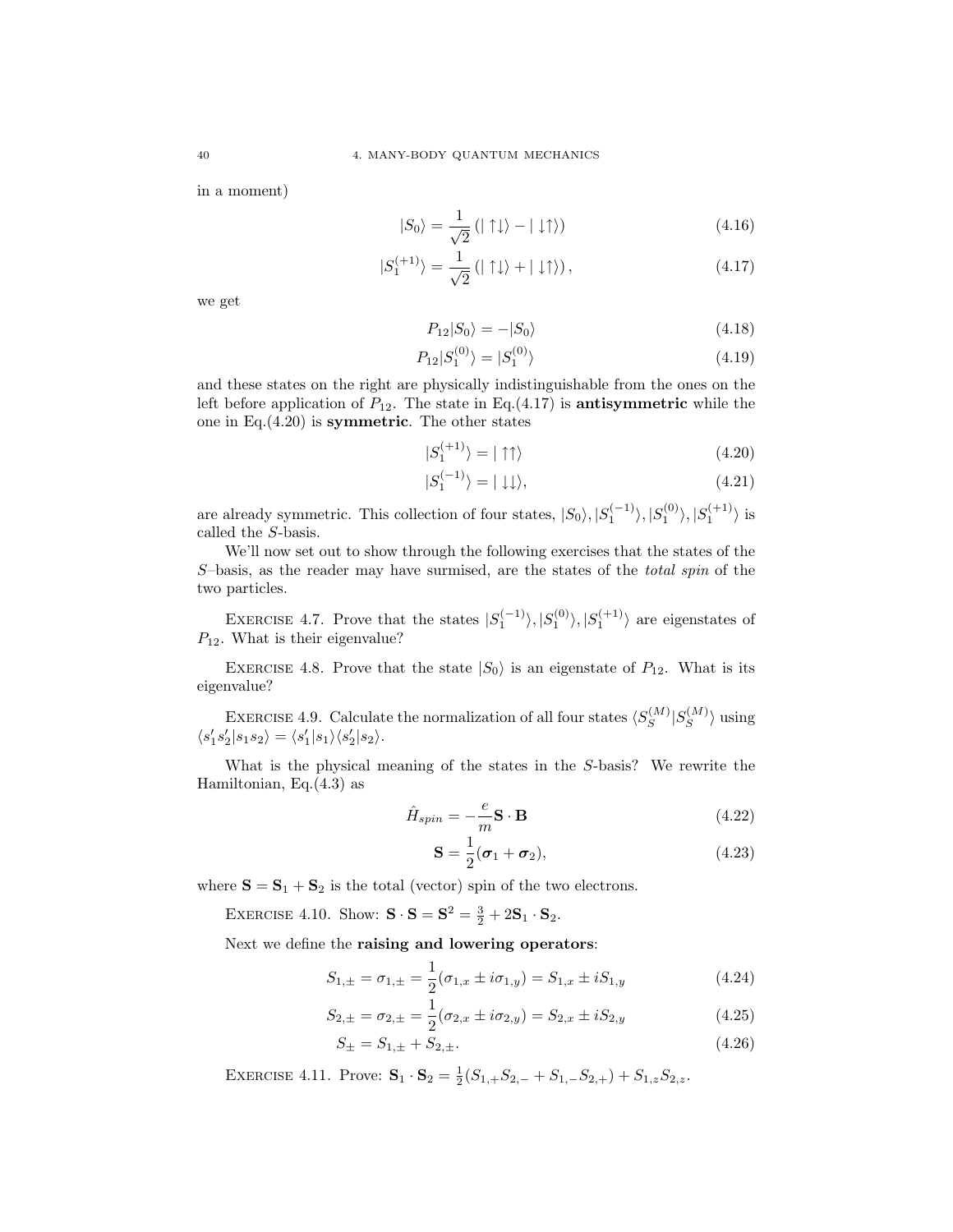in a moment)

$$|S_0\rangle = \frac{1}{\sqrt{2}}\left(|\uparrow\downarrow\rangle - |\downarrow\uparrow\rangle\right) \tag{4.16}$$

$$|S_1^{(+1)}\rangle = \frac{1}{\sqrt{2}}\left(|\uparrow\downarrow\rangle + |\downarrow\uparrow\rangle\right), \tag{4.17}$$

we get

$$P_{12}|S_0\rangle = -|S_0\rangle \tag{4.18}$$

$$P_{12}|S_1^{(0)}\rangle = |S_1^{(0)}\rangle \tag{4.19}$$

and these states on the right are physically indistinguishable from the ones on the left before application of $P_{12}$. The state in Eq.(4.17) is **antisymmetric** while the one in Eq.(4.20) is **symmetric**. The other states

$$|S_1^{(+1)}\rangle = |\uparrow\uparrow\rangle \tag{4.20}$$

$$|S_1^{(-1)}\rangle = |\downarrow\downarrow\rangle, \tag{4.21}$$

are already symmetric. This collection of four states, $|S_0\rangle, |S_1^{(-1)}\rangle, |S_1^{(0)}\rangle, |S_1^{(+1)}\rangle$ is called the $S$-basis.

We'll now set out to show through the following exercises that the states of the $S$–basis, as the reader may have surmised, are the states of the *total spin* of the two particles.

EXERCISE 4.7. Prove that the states $|S_1^{(-1)}\rangle, |S_1^{(0)}\rangle, |S_1^{(+1)}\rangle$ are eigenstates of $P_{12}$. What is their eigenvalue?

EXERCISE 4.8. Prove that the state $|S_0\rangle$ is an eigenstate of $P_{12}$. What is its eigenvalue?

EXERCISE 4.9. Calculate the normalization of all four states $\langle S_S^{(M)}|S_S^{(M)}\rangle$ using $\langle s_1' s_2'|s_1 s_2\rangle = \langle s_1'|s_1\rangle\langle s_2'|s_2\rangle$.

What is the physical meaning of the states in the $S$-basis? We rewrite the Hamiltonian, Eq.(4.3) as

$$\hat{H}_{spin} = -\frac{e}{m}\mathbf{S}\cdot\mathbf{B} \tag{4.22}$$

$$\mathbf{S} = \frac{1}{2}(\boldsymbol{\sigma}_1 + \boldsymbol{\sigma}_2), \tag{4.23}$$

where $\mathbf{S} = \mathbf{S}_1 + \mathbf{S}_2$ is the total (vector) spin of the two electrons.

EXERCISE 4.10. Show: $\mathbf{S}\cdot\mathbf{S} = \mathbf{S}^2 = \frac{3}{2} + 2\mathbf{S}_1\cdot\mathbf{S}_2$.

Next we define the **raising and lowering operators**:

$$S_{1,\pm} = \sigma_{1,\pm} = \frac{1}{2}(\sigma_{1,x} \pm i\sigma_{1,y}) = S_{1,x} \pm iS_{1,y} \tag{4.24}$$

$$S_{2,\pm} = \sigma_{2,\pm} = \frac{1}{2}(\sigma_{2,x} \pm i\sigma_{2,y}) = S_{2,x} \pm iS_{2,y} \tag{4.25}$$

$$S_\pm = S_{1,\pm} + S_{2,\pm}. \tag{4.26}$$

EXERCISE 4.11. Prove: $\mathbf{S}_1\cdot\mathbf{S}_2 = \frac{1}{2}(S_{1,+}S_{2,-} + S_{1,-}S_{2,+}) + S_{1,z}S_{2,z}$.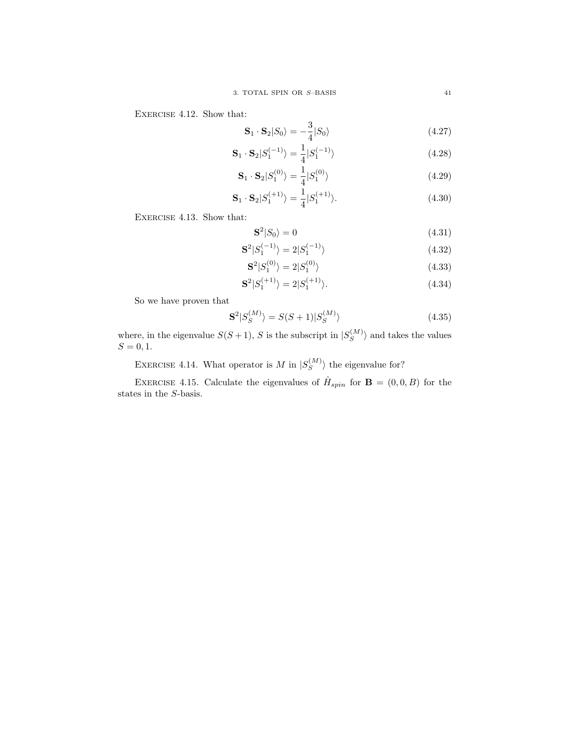Exercise 4.12. Show that:

$$\mathbf{S}_1 \cdot \mathbf{S}_2 |S_0\rangle = -\frac{3}{4}|S_0\rangle \tag{4.27}$$

$$\mathbf{S}_1 \cdot \mathbf{S}_2 |S_1^{(-1)}\rangle = \frac{1}{4}|S_1^{(-1)}\rangle \tag{4.28}$$

$$\mathbf{S}_1 \cdot \mathbf{S}_2 |S_1^{(0)}\rangle = \frac{1}{4}|S_1^{(0)}\rangle \tag{4.29}$$

$$\mathbf{S}_1 \cdot \mathbf{S}_2 |S_1^{(+1)}\rangle = \frac{1}{4}|S_1^{(+1)}\rangle. \tag{4.30}$$

Exercise 4.13. Show that:

$$\mathbf{S}^2 |S_0\rangle = 0 \tag{4.31}$$

$$\mathbf{S}^2 |S_1^{(-1)}\rangle = 2|S_1^{(-1)}\rangle \tag{4.32}$$

$$\mathbf{S}^2 |S_1^{(0)}\rangle = 2|S_1^{(0)}\rangle \tag{4.33}$$

$$\mathbf{S}^2 |S_1^{(+1)}\rangle = 2|S_1^{(+1)}\rangle. \tag{4.34}$$

So we have proven that

$$\mathbf{S}^2 |S_S^{(M)}\rangle = S(S+1)|S_S^{(M)}\rangle \tag{4.35}$$

where, in the eigenvalue $S(S+1)$, $S$ is the subscript in $|S_S^{(M)}\rangle$ and takes the values $S = 0, 1$.

Exercise 4.14. What operator is $M$ in $|S_S^{(M)}\rangle$ the eigenvalue for?

Exercise 4.15. Calculate the eigenvalues of $\hat{H}_{spin}$ for $\mathbf{B} = (0, 0, B)$ for the states in the $S$-basis.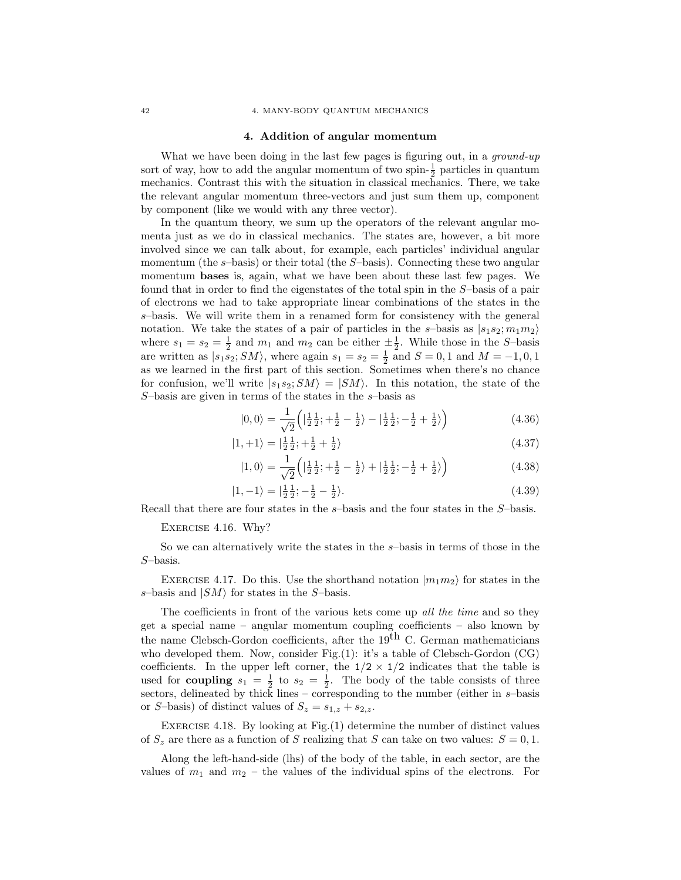### 4. Addition of angular momentum

What we have been doing in the last few pages is figuring out, in a *ground-up* sort of way, how to add the angular momentum of two spin-$\frac{1}{2}$ particles in quantum mechanics. Contrast this with the situation in classical mechanics. There, we take the relevant angular momentum three-vectors and just sum them up, component by component (like we would with any three vector).

In the quantum theory, we sum up the operators of the relevant angular momenta just as we do in classical mechanics. The states are, however, a bit more involved since we can talk about, for example, each particles' individual angular momentum (the $s$–basis) or their total (the $S$–basis). Connecting these two angular momentum **bases** is, again, what we have been about these last few pages. We found that in order to find the eigenstates of the total spin in the $S$–basis of a pair of electrons we had to take appropriate linear combinations of the states in the $s$–basis. We will write them in a renamed form for consistency with the general notation. We take the states of a pair of particles in the $s$–basis as $|s_1 s_2; m_1 m_2\rangle$ where $s_1 = s_2 = \frac{1}{2}$ and $m_1$ and $m_2$ can be either $\pm\frac{1}{2}$. While those in the $S$–basis are written as $|s_1 s_2; SM\rangle$, where again $s_1 = s_2 = \frac{1}{2}$ and $S = 0, 1$ and $M = -1, 0, 1$ as we learned in the first part of this section. Sometimes when there's no chance for confusion, we'll write $|s_1 s_2; SM\rangle = |SM\rangle$. In this notation, the state of the $S$–basis are given in terms of the states in the $s$–basis as

$$|0,0\rangle = \frac{1}{\sqrt{2}}\Big(|\tfrac{1}{2}\tfrac{1}{2}; +\tfrac{1}{2} - \tfrac{1}{2}\rangle - |\tfrac{1}{2}\tfrac{1}{2}; -\tfrac{1}{2} + \tfrac{1}{2}\rangle\Big) \tag{4.36}$$

$$|1,+1\rangle = |\tfrac{1}{2}\tfrac{1}{2}; +\tfrac{1}{2} + \tfrac{1}{2}\rangle \tag{4.37}$$

$$|1,0\rangle = \frac{1}{\sqrt{2}}\Big(|\tfrac{1}{2}\tfrac{1}{2}; +\tfrac{1}{2} - \tfrac{1}{2}\rangle + |\tfrac{1}{2}\tfrac{1}{2}; -\tfrac{1}{2} + \tfrac{1}{2}\rangle\Big) \tag{4.38}$$

$$|1,-1\rangle = |\tfrac{1}{2}\tfrac{1}{2}; -\tfrac{1}{2} - \tfrac{1}{2}\rangle. \tag{4.39}$$

Recall that there are four states in the $s$–basis and the four states in the $S$–basis.

Exercise 4.16. Why?

So we can alternatively write the states in the $s$–basis in terms of those in the $S$–basis.

Exercise 4.17. Do this. Use the shorthand notation $|m_1 m_2\rangle$ for states in the $s$–basis and $|SM\rangle$ for states in the $S$–basis.

The coefficients in front of the various kets come up *all the time* and so they get a special name – angular momentum coupling coefficients – also known by the name Clebsch-Gordon coefficients, after the 19$^{\text{th}}$ C. German mathematicians who developed them. Now, consider Fig.(1): it's a table of Clebsch-Gordon (CG) coefficients. In the upper left corner, the `1/2 × 1/2` indicates that the table is used for **coupling** $s_1 = \frac{1}{2}$ to $s_2 = \frac{1}{2}$. The body of the table consists of three sectors, delineated by thick lines – corresponding to the number (either in $s$–basis or $S$–basis) of distinct values of $S_z = s_{1,z} + s_{2,z}$.

Exercise 4.18. By looking at Fig.(1) determine the number of distinct values of $S_z$ are there as a function of $S$ realizing that $S$ can take on two values: $S = 0, 1$.

Along the left-hand-side (lhs) of the body of the table, in each sector, are the values of $m_1$ and $m_2$ – the values of the individual spins of the electrons. For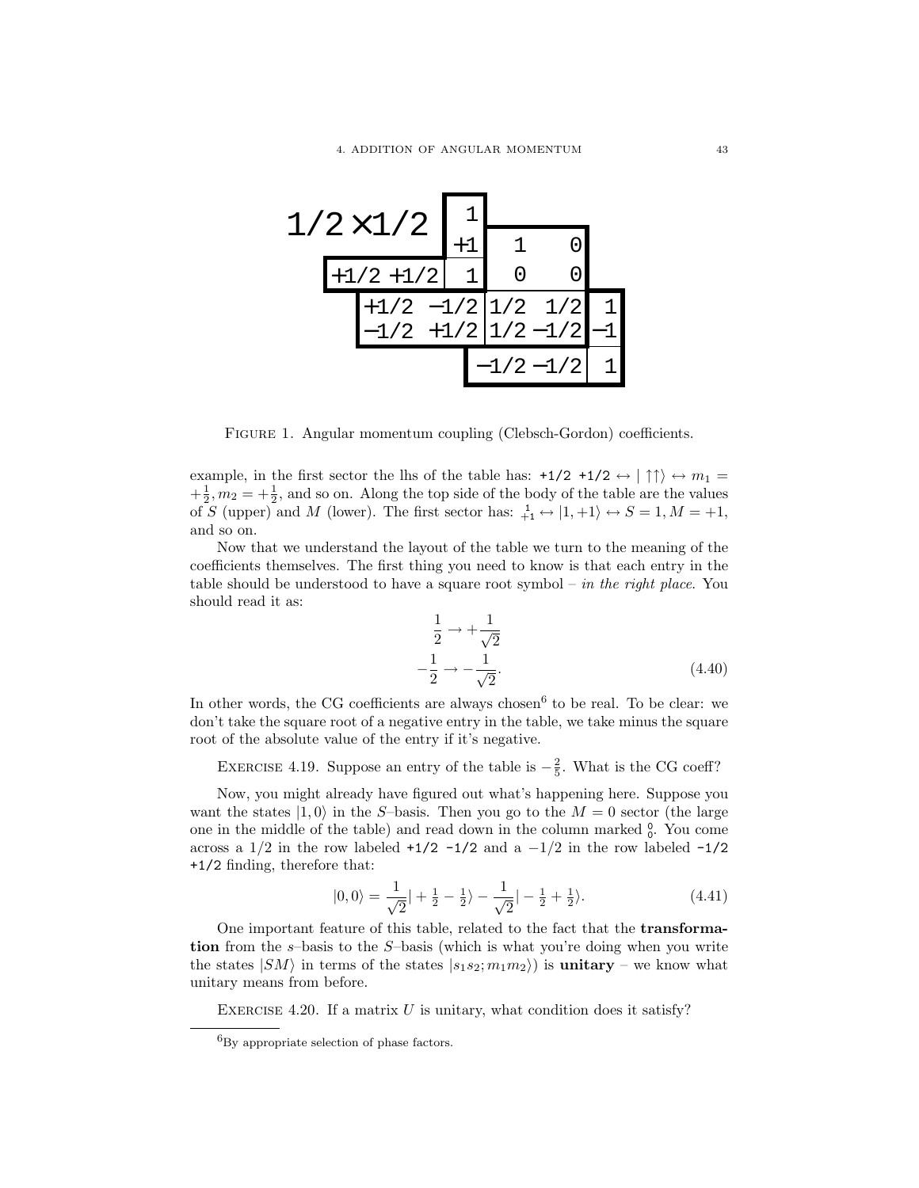| 1/2 × 1/2 | | 1<br>+1 | | |
|---|---|---|---|---|
| +1/2 +1/2 | | 1 | | |

| | 1<br>0 | 0<br>0 | |
|---|---|---|---|
| +1/2 −1/2 | 1/2 | 1/2 | |
| −1/2 +1/2 | 1/2 | −1/2 | |

| | 1<br>−1 |
|---|---|
| −1/2 −1/2 | 1 |

FIGURE 1. Angular momentum coupling (Clebsch-Gordon) coefficients.

example, in the first sector the lhs of the table has: `+1/2 +1/2` $\leftrightarrow |\uparrow\uparrow\rangle \leftrightarrow m_1 = +\frac{1}{2}, m_2 = +\frac{1}{2}$, and so on. Along the top side of the body of the table are the values of $S$ (upper) and $M$ (lower). The first sector has: ${}^{1}_{+1} \leftrightarrow |1, +1\rangle \leftrightarrow S = 1, M = +1$, and so on.

Now that we understand the layout of the table we turn to the meaning of the coefficients themselves. The first thing you need to know is that each entry in the table should be understood to have a square root symbol – *in the right place*. You should read it as:

$$\frac{1}{2} \to +\frac{1}{\sqrt{2}}$$
$$-\frac{1}{2} \to -\frac{1}{\sqrt{2}}. \tag{4.40}$$

In other words, the CG coefficients are always chosen[6] to be real. To be clear: we don't take the square root of a negative entry in the table, we take minus the square root of the absolute value of the entry if it's negative.

EXERCISE 4.19. Suppose an entry of the table is $-\frac{2}{5}$. What is the CG coeff?

Now, you might already have figured out what's happening here. Suppose you want the states $|1, 0\rangle$ in the $S$–basis. Then you go to the $M = 0$ sector (the large one in the middle of the table) and read down in the column marked ${}^{0}_{0}$. You come across a $1/2$ in the row labeled `+1/2 -1/2` and a $-1/2$ in the row labeled `-1/2 +1/2` finding, therefore that:

$$|0, 0\rangle = \frac{1}{\sqrt{2}}|+\tfrac{1}{2} - \tfrac{1}{2}\rangle - \frac{1}{\sqrt{2}}|-\tfrac{1}{2} + \tfrac{1}{2}\rangle. \tag{4.41}$$

One important feature of this table, related to the fact that the **transformation** from the $s$–basis to the $S$–basis (which is what you're doing when you write the states $|SM\rangle$ in terms of the states $|s_1 s_2; m_1 m_2\rangle$) is **unitary** – we know what unitary means from before.

EXERCISE 4.20. If a matrix $U$ is unitary, what condition does it satisfy?

[6] By appropriate selection of phase factors.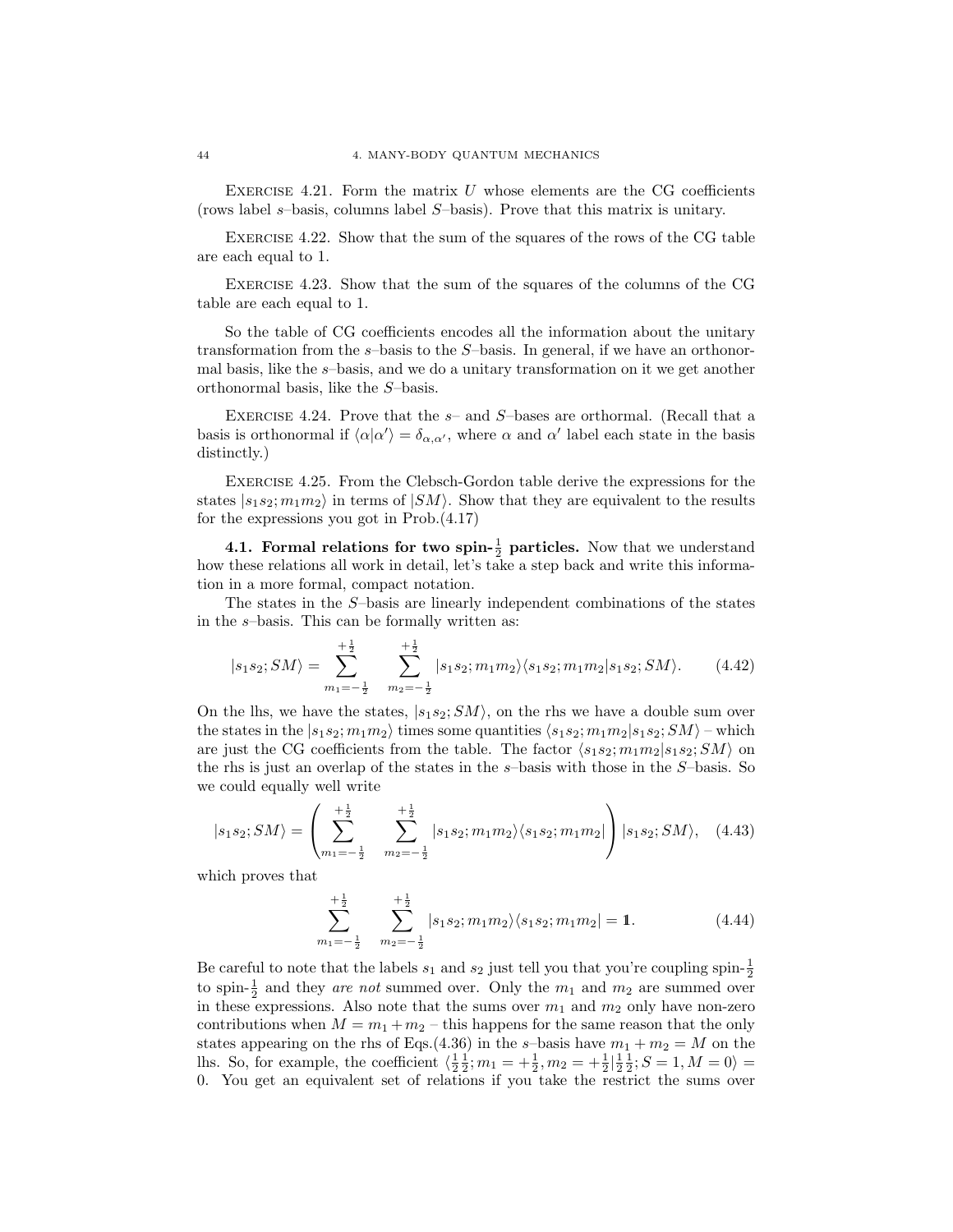Exercise 4.21. Form the matrix $U$ whose elements are the CG coefficients (rows label $s$–basis, columns label $S$–basis). Prove that this matrix is unitary.

Exercise 4.22. Show that the sum of the squares of the rows of the CG table are each equal to 1.

Exercise 4.23. Show that the sum of the squares of the columns of the CG table are each equal to 1.

So the table of CG coefficients encodes all the information about the unitary transformation from the $s$–basis to the $S$–basis. In general, if we have an orthonormal basis, like the $s$–basis, and we do a unitary transformation on it we get another orthonormal basis, like the $S$–basis.

Exercise 4.24. Prove that the $s$– and $S$–bases are orthormal. (Recall that a basis is orthonormal if $\langle\alpha|\alpha'\rangle = \delta_{\alpha,\alpha'}$, where $\alpha$ and $\alpha'$ label each state in the basis distinctly.)

Exercise 4.25. From the Clebsch-Gordon table derive the expressions for the states $|s_1 s_2; m_1 m_2\rangle$ in terms of $|SM\rangle$. Show that they are equivalent to the results for the expressions you got in Prob.(4.17)

**4.1. Formal relations for two spin-$\frac{1}{2}$ particles.** Now that we understand how these relations all work in detail, let's take a step back and write this information in a more formal, compact notation.

The states in the $S$–basis are linearly independent combinations of the states in the $s$–basis. This can be formally written as:

$$|s_1 s_2; SM\rangle = \sum_{m_1=-\frac{1}{2}}^{+\frac{1}{2}} \sum_{m_2=-\frac{1}{2}}^{+\frac{1}{2}} |s_1 s_2; m_1 m_2\rangle\langle s_1 s_2; m_1 m_2 | s_1 s_2; SM\rangle. \tag{4.42}$$

On the lhs, we have the states, $|s_1 s_2; SM\rangle$, on the rhs we have a double sum over the states in the $|s_1 s_2; m_1 m_2\rangle$ times some quantities $\langle s_1 s_2; m_1 m_2 | s_1 s_2; SM\rangle$ – which are just the CG coefficients from the table. The factor $\langle s_1 s_2; m_1 m_2 | s_1 s_2; SM\rangle$ on the rhs is just an overlap of the states in the $s$–basis with those in the $S$–basis. So we could equally well write

$$|s_1 s_2; SM\rangle = \left( \sum_{m_1=-\frac{1}{2}}^{+\frac{1}{2}} \sum_{m_2=-\frac{1}{2}}^{+\frac{1}{2}} |s_1 s_2; m_1 m_2\rangle\langle s_1 s_2; m_1 m_2| \right) |s_1 s_2; SM\rangle, \tag{4.43}$$

which proves that

$$\sum_{m_1=-\frac{1}{2}}^{+\frac{1}{2}} \sum_{m_2=-\frac{1}{2}}^{+\frac{1}{2}} |s_1 s_2; m_1 m_2\rangle\langle s_1 s_2; m_1 m_2| = \mathbb{1}. \tag{4.44}$$

Be careful to note that the labels $s_1$ and $s_2$ just tell you that you're coupling spin-$\frac{1}{2}$ to spin-$\frac{1}{2}$ and they *are not* summed over. Only the $m_1$ and $m_2$ are summed over in these expressions. Also note that the sums over $m_1$ and $m_2$ only have non-zero contributions when $M = m_1 + m_2$ – this happens for the same reason that the only states appearing on the rhs of Eqs.(4.36) in the $s$–basis have $m_1 + m_2 = M$ on the lhs. So, for example, the coefficient $\langle \frac{1}{2}\frac{1}{2}; m_1 = +\frac{1}{2}, m_2 = +\frac{1}{2} | \frac{1}{2}\frac{1}{2}; S = 1, M = 0\rangle = 0$. You get an equivalent set of relations if you take the restrict the sums over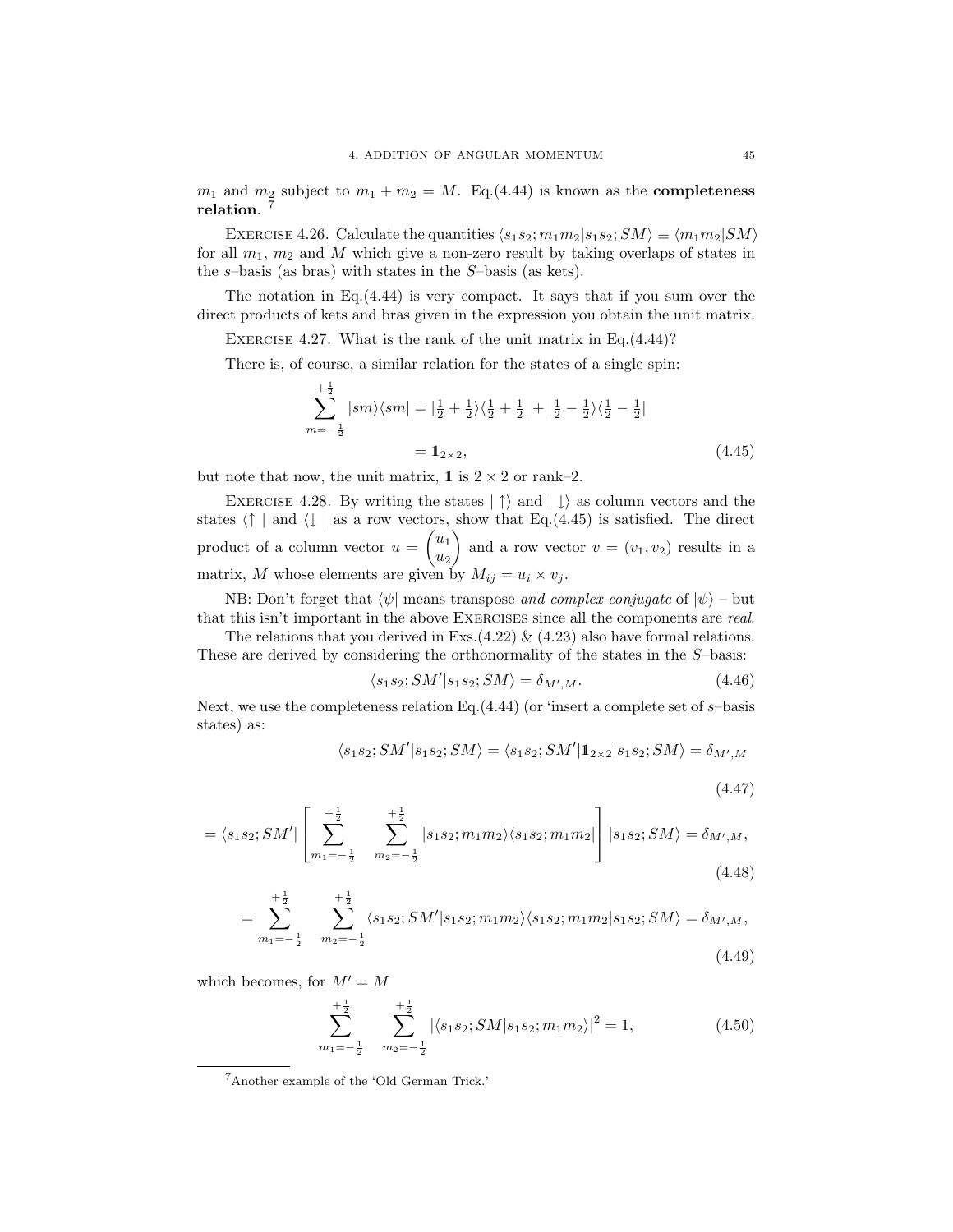$m_1$ and $m_2$ subject to $m_1 + m_2 = M$. Eq.(4.44) is known as the **completeness relation**. [7]

EXERCISE 4.26. Calculate the quantities $\langle s_1 s_2; m_1 m_2 | s_1 s_2; SM\rangle \equiv \langle m_1 m_2 | SM\rangle$ for all $m_1$, $m_2$ and $M$ which give a non-zero result by taking overlaps of states in the $s$–basis (as bras) with states in the $S$–basis (as kets).

The notation in Eq.(4.44) is very compact. It says that if you sum over the direct products of kets and bras given in the expression you obtain the unit matrix.

EXERCISE 4.27. What is the rank of the unit matrix in Eq.(4.44)?

There is, of course, a similar relation for the states of a single spin:

$$\sum_{m=-\frac{1}{2}}^{+\frac{1}{2}} |sm\rangle\langle sm| = |\tfrac{1}{2}+\tfrac{1}{2}\rangle\langle\tfrac{1}{2}+\tfrac{1}{2}| + |\tfrac{1}{2}-\tfrac{1}{2}\rangle\langle\tfrac{1}{2}-\tfrac{1}{2}|$$
$$= \mathbb{1}_{2\times 2}, \tag{4.45}$$

but note that now, the unit matrix, $\mathbb{1}$ is $2\times 2$ or rank–2.

EXERCISE 4.28. By writing the states $|\uparrow\rangle$ and $|\downarrow\rangle$ as column vectors and the states $\langle\uparrow|$ and $\langle\downarrow|$ as a row vectors, show that Eq.(4.45) is satisfied. The direct product of a column vector $u = \begin{pmatrix} u_1 \\ u_2 \end{pmatrix}$ and a row vector $v = (v_1, v_2)$ results in a matrix, $M$ whose elements are given by $M_{ij} = u_i \times v_j$.

NB: Don't forget that $\langle\psi|$ means transpose *and complex conjugate* of $|\psi\rangle$ – but that this isn't important in the above EXERCISES since all the components are *real*.

The relations that you derived in Exs.(4.22) & (4.23) also have formal relations. These are derived by considering the orthonormality of the states in the $S$–basis:

$$\langle s_1 s_2; SM' | s_1 s_2; SM\rangle = \delta_{M',M}. \tag{4.46}$$

Next, we use the completeness relation Eq.(4.44) (or 'insert a complete set of $s$–basis states) as:

$$\langle s_1 s_2; SM' | s_1 s_2; SM\rangle = \langle s_1 s_2; SM' | \mathbb{1}_{2\times 2} | s_1 s_2; SM\rangle = \delta_{M',M} \tag{4.47}$$

$$= \langle s_1 s_2; SM'| \left[ \sum_{m_1=-\frac{1}{2}}^{+\frac{1}{2}} \sum_{m_2=-\frac{1}{2}}^{+\frac{1}{2}} |s_1 s_2; m_1 m_2\rangle\langle s_1 s_2; m_1 m_2| \right] |s_1 s_2; SM\rangle = \delta_{M',M}, \tag{4.48}$$

$$= \sum_{m_1=-\frac{1}{2}}^{+\frac{1}{2}} \sum_{m_2=-\frac{1}{2}}^{+\frac{1}{2}} \langle s_1 s_2; SM' | s_1 s_2; m_1 m_2\rangle\langle s_1 s_2; m_1 m_2 | s_1 s_2; SM\rangle = \delta_{M',M}, \tag{4.49}$$

which becomes, for $M' = M$

$$\sum_{m_1=-\frac{1}{2}}^{+\frac{1}{2}} \sum_{m_2=-\frac{1}{2}}^{+\frac{1}{2}} |\langle s_1 s_2; SM | s_1 s_2; m_1 m_2\rangle|^2 = 1, \tag{4.50}$$

[7] Another example of the 'Old German Trick.'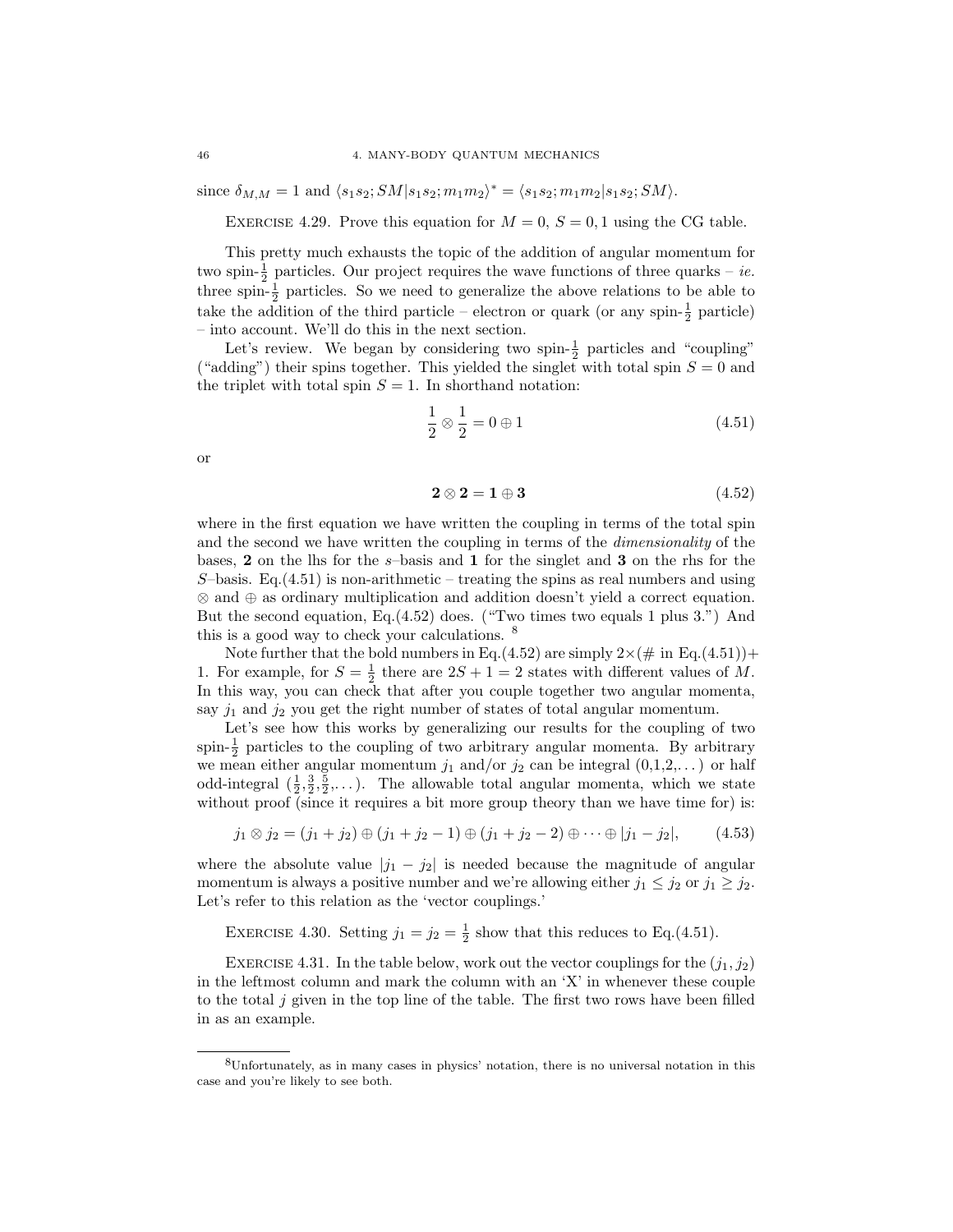since $\delta_{M,M} = 1$ and $\langle s_1 s_2; SM | s_1 s_2; m_1 m_2 \rangle^* = \langle s_1 s_2; m_1 m_2 | s_1 s_2; SM \rangle$.

EXERCISE 4.29. Prove this equation for $M = 0$, $S = 0, 1$ using the CG table.

This pretty much exhausts the topic of the addition of angular momentum for two spin-$\frac{1}{2}$ particles. Our project requires the wave functions of three quarks – *ie.* three spin-$\frac{1}{2}$ particles. So we need to generalize the above relations to be able to take the addition of the third particle – electron or quark (or any spin-$\frac{1}{2}$ particle) – into account. We'll do this in the next section.

Let's review. We began by considering two spin-$\frac{1}{2}$ particles and "coupling" ("adding") their spins together. This yielded the singlet with total spin $S = 0$ and the triplet with total spin $S = 1$. In shorthand notation:

$$\frac{1}{2} \otimes \frac{1}{2} = 0 \oplus 1 \tag{4.51}$$

or

$$\mathbf{2} \otimes \mathbf{2} = \mathbf{1} \oplus \mathbf{3} \tag{4.52}$$

where in the first equation we have written the coupling in terms of the total spin and the second we have written the coupling in terms of the *dimensionality* of the bases, **2** on the lhs for the $s$–basis and **1** for the singlet and **3** on the rhs for the $S$–basis. Eq.(4.51) is non-arithmetic – treating the spins as real numbers and using $\otimes$ and $\oplus$ as ordinary multiplication and addition doesn't yield a correct equation. But the second equation, Eq.(4.52) does. ("Two times two equals 1 plus 3.") And this is a good way to check your calculations. [8]

Note further that the bold numbers in Eq.(4.52) are simply $2\times$(# in Eq.(4.51))+1. For example, for $S = \frac{1}{2}$ there are $2S + 1 = 2$ states with different values of $M$. In this way, you can check that after you couple together two angular momenta, say $j_1$ and $j_2$ you get the right number of states of total angular momentum.

Let's see how this works by generalizing our results for the coupling of two spin-$\frac{1}{2}$ particles to the coupling of two arbitrary angular momenta. By arbitrary we mean either angular momentum $j_1$ and/or $j_2$ can be integral (0,1,2,...) or half odd-integral ($\frac{1}{2}$,$\frac{3}{2}$,$\frac{5}{2}$,...). The allowable total angular momenta, which we state without proof (since it requires a bit more group theory than we have time for) is:

$$j_1 \otimes j_2 = (j_1 + j_2) \oplus (j_1 + j_2 - 1) \oplus (j_1 + j_2 - 2) \oplus \cdots \oplus |j_1 - j_2|, \tag{4.53}$$

where the absolute value $|j_1 - j_2|$ is needed because the magnitude of angular momentum is always a positive number and we're allowing either $j_1 \leq j_2$ or $j_1 \geq j_2$. Let's refer to this relation as the 'vector couplings.'

EXERCISE 4.30. Setting $j_1 = j_2 = \frac{1}{2}$ show that this reduces to Eq.(4.51).

EXERCISE 4.31. In the table below, work out the vector couplings for the $(j_1, j_2)$ in the leftmost column and mark the column with an 'X' in whenever these couple to the total $j$ given in the top line of the table. The first two rows have been filled in as an example.

[8] Unfortunately, as in many cases in physics' notation, there is no universal notation in this case and you're likely to see both.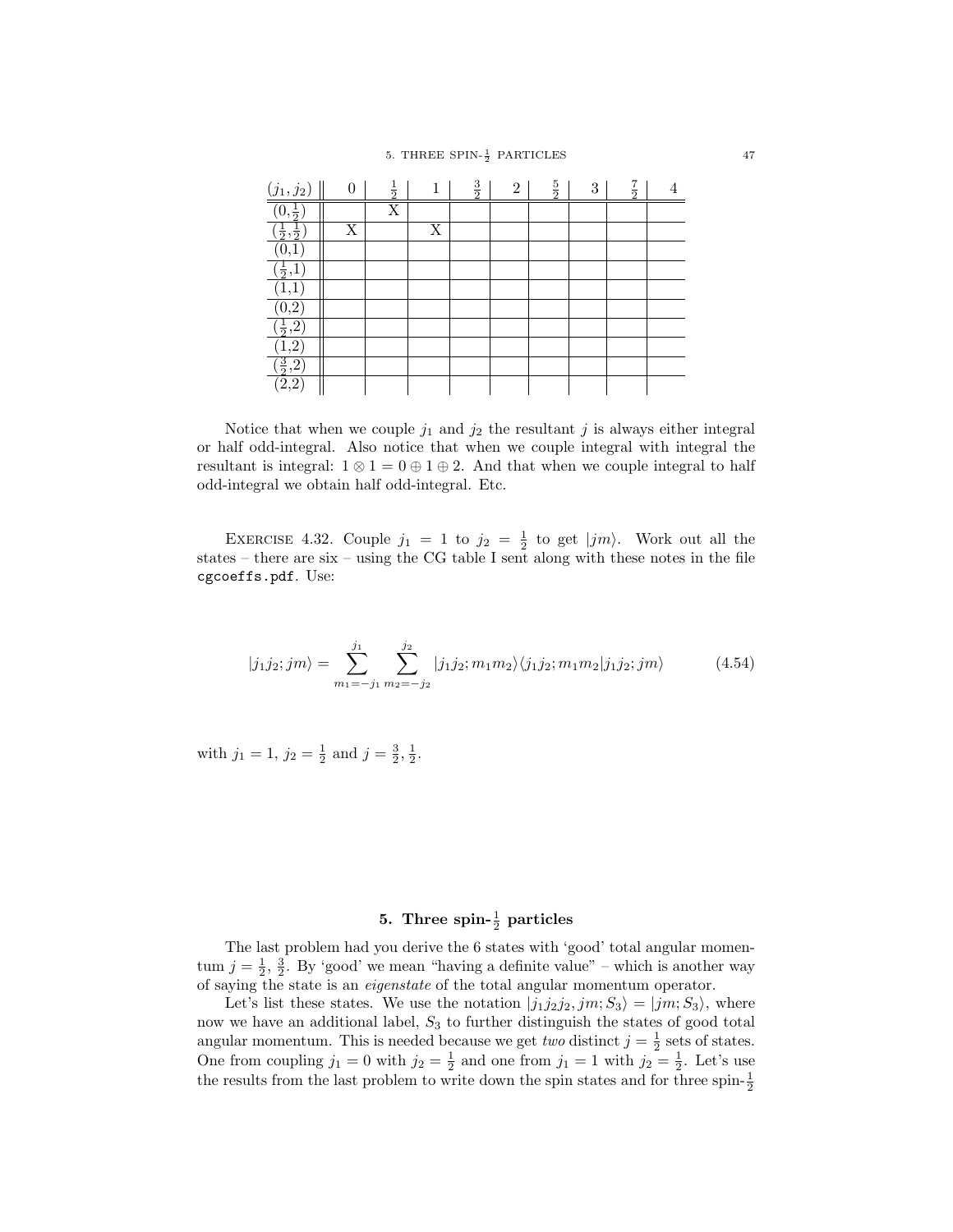| $(j_1, j_2)$ | 0 | $\frac{1}{2}$ | 1 | $\frac{3}{2}$ | 2 | $\frac{5}{2}$ | 3 | $\frac{7}{2}$ | 4 |
|---|---|---|---|---|---|---|---|---|---|
| $(0,\frac{1}{2})$ | | X | | | | | | | |
| $(\frac{1}{2},\frac{1}{2})$ | X | | X | | | | | | |
| (0,1) | | | | | | | | | |
| $(\frac{1}{2}$,1) | | | | | | | | | |
| (1,1) | | | | | | | | | |
| (0,2) | | | | | | | | | |
| $(\frac{1}{2}$,2) | | | | | | | | | |
| (1,2) | | | | | | | | | |
| $(\frac{3}{2}$,2) | | | | | | | | | |
| (2,2) | | | | | | | | | |

Notice that when we couple $j_1$ and $j_2$ the resultant $j$ is always either integral or half odd-integral. Also notice that when we couple integral with integral the resultant is integral: $1 \otimes 1 = 0 \oplus 1 \oplus 2$. And that when we couple integral to half odd-integral we obtain half odd-integral. Etc.

EXERCISE 4.32. Couple $j_1 = 1$ to $j_2 = \frac{1}{2}$ to get $|jm\rangle$. Work out all the states – there are six – using the CG table I sent along with these notes in the file `cgcoeffs.pdf`. Use:

$$|j_1 j_2; jm\rangle = \sum_{m_1=-j_1}^{j_1} \sum_{m_2=-j_2}^{j_2} |j_1 j_2; m_1 m_2\rangle\langle j_1 j_2; m_1 m_2|j_1 j_2; jm\rangle \tag{4.54}$$

with $j_1 = 1$, $j_2 = \frac{1}{2}$ and $j = \frac{3}{2}, \frac{1}{2}$.

## 5. Three spin-$\frac{1}{2}$ particles

The last problem had you derive the 6 states with 'good' total angular momentum $j = \frac{1}{2}, \frac{3}{2}$. By 'good' we mean "having a definite value" – which is another way of saying the state is an *eigenstate* of the total angular momentum operator.

Let's list these states. We use the notation $|j_1 j_2 j_2, jm; S_3\rangle = |jm; S_3\rangle$, where now we have an additional label, $S_3$ to further distinguish the states of good total angular momentum. This is needed because we get *two* distinct $j = \frac{1}{2}$ sets of states. One from coupling $j_1 = 0$ with $j_2 = \frac{1}{2}$ and one from $j_1 = 1$ with $j_2 = \frac{1}{2}$. Let's use the results from the last problem to write down the spin states and for three spin-$\frac{1}{2}$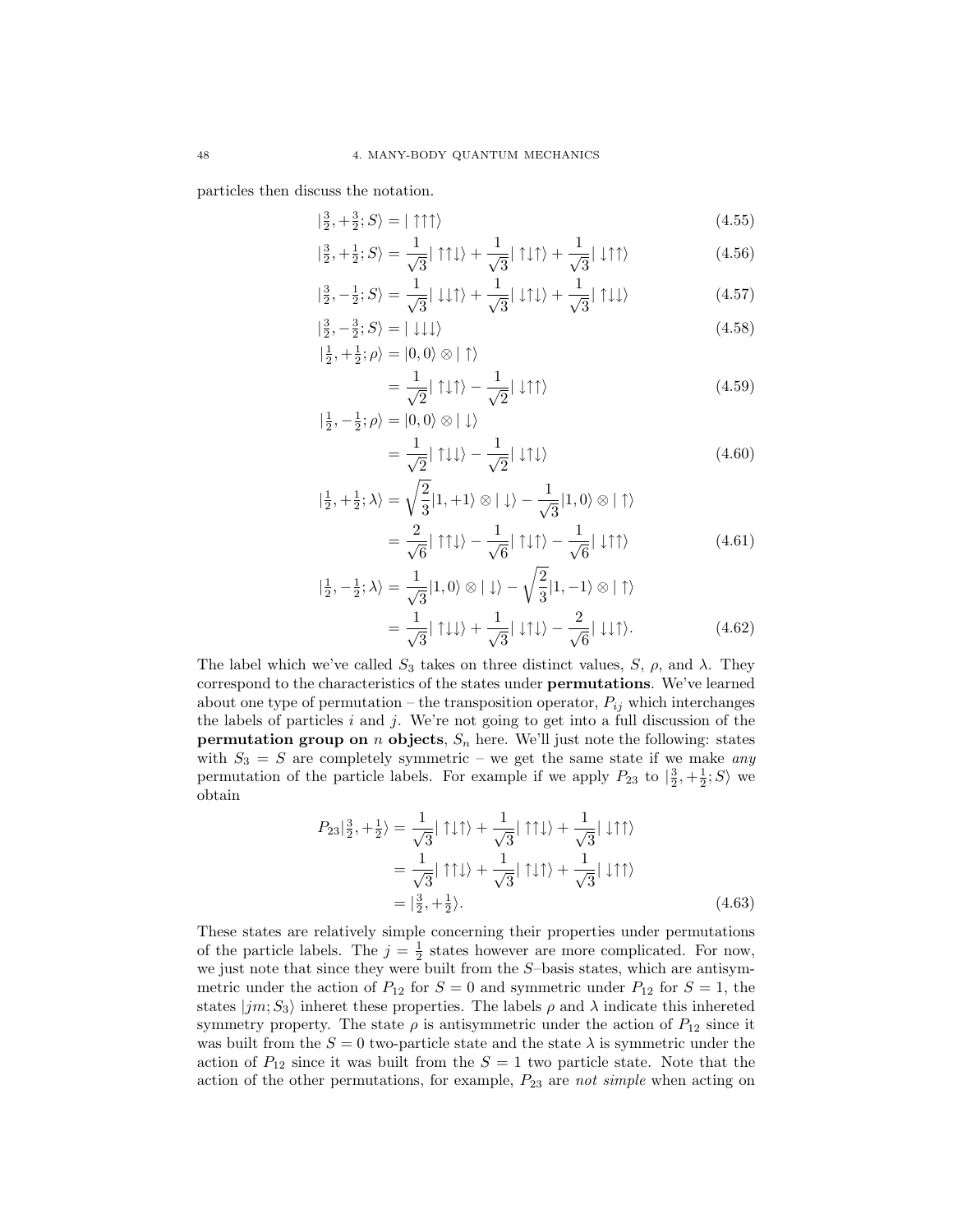particles then discuss the notation.

$$|\tfrac{3}{2}, +\tfrac{3}{2}; S\rangle = |\uparrow\uparrow\uparrow\rangle \tag{4.55}$$

$$|\tfrac{3}{2}, +\tfrac{1}{2}; S\rangle = \frac{1}{\sqrt{3}}|\uparrow\uparrow\downarrow\rangle + \frac{1}{\sqrt{3}}|\uparrow\downarrow\uparrow\rangle + \frac{1}{\sqrt{3}}|\downarrow\uparrow\uparrow\rangle \tag{4.56}$$

$$|\tfrac{3}{2}, -\tfrac{1}{2}; S\rangle = \frac{1}{\sqrt{3}}|\downarrow\downarrow\uparrow\rangle + \frac{1}{\sqrt{3}}|\downarrow\uparrow\downarrow\rangle + \frac{1}{\sqrt{3}}|\uparrow\downarrow\downarrow\rangle \tag{4.57}$$

$$|\tfrac{3}{2}, -\tfrac{3}{2}; S\rangle = |\downarrow\downarrow\downarrow\rangle \tag{4.58}$$

$$\begin{aligned}|\tfrac{1}{2}, +\tfrac{1}{2}; \rho\rangle &= |0,0\rangle \otimes |\uparrow\rangle \\ &= \frac{1}{\sqrt{2}}|\uparrow\downarrow\uparrow\rangle - \frac{1}{\sqrt{2}}|\downarrow\uparrow\uparrow\rangle \end{aligned}\tag{4.59}$$

$$\begin{aligned}|\tfrac{1}{2}, -\tfrac{1}{2}; \rho\rangle &= |0,0\rangle \otimes |\downarrow\rangle \\ &= \frac{1}{\sqrt{2}}|\uparrow\downarrow\downarrow\rangle - \frac{1}{\sqrt{2}}|\downarrow\uparrow\downarrow\rangle \end{aligned}\tag{4.60}$$

$$\begin{aligned}|\tfrac{1}{2}, +\tfrac{1}{2}; \lambda\rangle &= \sqrt{\frac{2}{3}}|1,+1\rangle \otimes |\downarrow\rangle - \frac{1}{\sqrt{3}}|1,0\rangle \otimes |\uparrow\rangle \\ &= \frac{2}{\sqrt{6}}|\uparrow\uparrow\downarrow\rangle - \frac{1}{\sqrt{6}}|\uparrow\downarrow\uparrow\rangle - \frac{1}{\sqrt{6}}|\downarrow\uparrow\uparrow\rangle \end{aligned}\tag{4.61}$$

$$\begin{aligned}|\tfrac{1}{2}, -\tfrac{1}{2}; \lambda\rangle &= \frac{1}{\sqrt{3}}|1,0\rangle \otimes |\downarrow\rangle - \sqrt{\frac{2}{3}}|1,-1\rangle \otimes |\uparrow\rangle \\ &= \frac{1}{\sqrt{3}}|\uparrow\downarrow\downarrow\rangle + \frac{1}{\sqrt{3}}|\downarrow\uparrow\downarrow\rangle - \frac{2}{\sqrt{6}}|\downarrow\downarrow\uparrow\rangle. \end{aligned}\tag{4.62}$$

The label which we've called $S_3$ takes on three distinct values, $S$, $\rho$, and $\lambda$. They correspond to the characteristics of the states under **permutations**. We've learned about one type of permutation – the transposition operator, $P_{ij}$ which interchanges the labels of particles $i$ and $j$. We're not going to get into a full discussion of the **permutation group on $n$ objects**, $S_n$ here. We'll just note the following: states with $S_3 = S$ are completely symmetric – we get the same state if we make *any* permutation of the particle labels. For example if we apply $P_{23}$ to $|\frac{3}{2}, +\frac{1}{2}; S\rangle$ we obtain

$$\begin{aligned}P_{23}|\tfrac{3}{2}, +\tfrac{1}{2}\rangle &= \frac{1}{\sqrt{3}}|\uparrow\downarrow\uparrow\rangle + \frac{1}{\sqrt{3}}|\uparrow\uparrow\downarrow\rangle + \frac{1}{\sqrt{3}}|\downarrow\uparrow\uparrow\rangle \\ &= \frac{1}{\sqrt{3}}|\uparrow\uparrow\downarrow\rangle + \frac{1}{\sqrt{3}}|\uparrow\downarrow\uparrow\rangle + \frac{1}{\sqrt{3}}|\downarrow\uparrow\uparrow\rangle \\ &= |\tfrac{3}{2}, +\tfrac{1}{2}\rangle. \end{aligned}\tag{4.63}$$

These states are relatively simple concerning their properties under permutations of the particle labels. The $j = \frac{1}{2}$ states however are more complicated. For now, we just note that since they were built from the $S$–basis states, which are antisymmetric under the action of $P_{12}$ for $S = 0$ and symmetric under $P_{12}$ for $S = 1$, the states $|jm; S_3\rangle$ inheret these properties. The labels $\rho$ and $\lambda$ indicate this inhereted symmetry property. The state $\rho$ is antisymmetric under the action of $P_{12}$ since it was built from the $S = 0$ two-particle state and the state $\lambda$ is symmetric under the action of $P_{12}$ since it was built from the $S = 1$ two particle state. Note that the action of the other permutations, for example, $P_{23}$ are *not simple* when acting on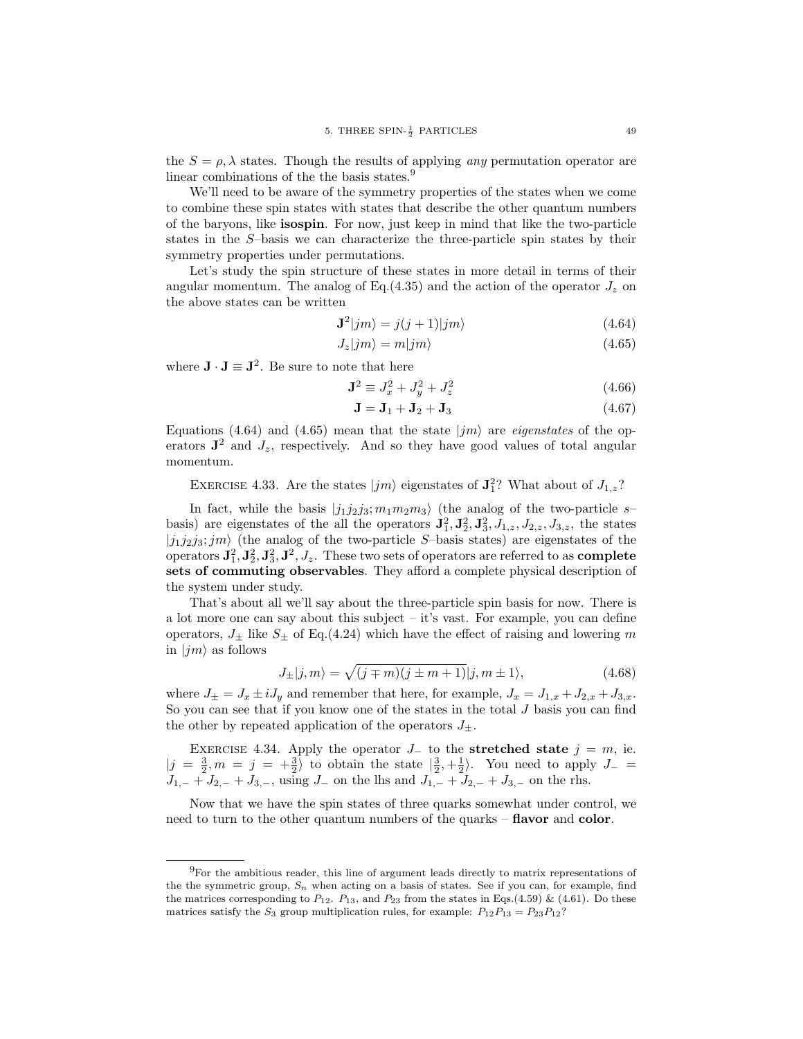the $S = \rho, \lambda$ states. Though the results of applying *any* permutation operator are linear combinations of the the basis states.[9]

We'll need to be aware of the symmetry properties of the states when we come to combine these spin states with states that describe the other quantum numbers of the baryons, like **isospin**. For now, just keep in mind that like the two-particle states in the $S$–basis we can characterize the three-particle spin states by their symmetry properties under permutations.

Let's study the spin structure of these states in more detail in terms of their angular momentum. The analog of Eq.(4.35) and the action of the operator $J_z$ on the above states can be written

$$\mathbf{J}^2|jm\rangle = j(j+1)|jm\rangle \tag{4.64}$$

$$J_z|jm\rangle = m|jm\rangle \tag{4.65}$$

where $\mathbf{J}\cdot\mathbf{J} \equiv \mathbf{J}^2$. Be sure to note that here

$$\mathbf{J}^2 \equiv J_x^2 + J_y^2 + J_z^2 \tag{4.66}$$

$$\mathbf{J} = \mathbf{J}_1 + \mathbf{J}_2 + \mathbf{J}_3 \tag{4.67}$$

Equations (4.64) and (4.65) mean that the state $|jm\rangle$ are *eigenstates* of the operators $\mathbf{J}^2$ and $J_z$, respectively. And so they have good values of total angular momentum.

EXERCISE 4.33. Are the states $|jm\rangle$ eigenstates of $\mathbf{J}_1^2$? What about of $J_{1,z}$?

In fact, while the basis $|j_1j_2j_3; m_1m_2m_3\rangle$ (the analog of the two-particle $s$–basis) are eigenstates of the all the operators $\mathbf{J}_1^2, \mathbf{J}_2^2, \mathbf{J}_3^2, J_{1,z}, J_{2,z}, J_{3,z}$, the states $|j_1j_2j_3; jm\rangle$ (the analog of the two-particle $S$–basis states) are eigenstates of the operators $\mathbf{J}_1^2, \mathbf{J}_2^2, \mathbf{J}_3^2, \mathbf{J}^2, J_z$. These two sets of operators are referred to as **complete sets of commuting observables**. They afford a complete physical description of the system under study.

That's about all we'll say about the three-particle spin basis for now. There is a lot more one can say about this subject – it's vast. For example, you can define operators, $J_\pm$ like $S_\pm$ of Eq.(4.24) which have the effect of raising and lowering $m$ in $|jm\rangle$ as follows

$$J_\pm|j,m\rangle = \sqrt{(j \mp m)(j \pm m + 1)}|j, m \pm 1\rangle, \tag{4.68}$$

where $J_\pm = J_x \pm iJ_y$ and remember that here, for example, $J_x = J_{1,x} + J_{2,x} + J_{3,x}$. So you can see that if you know one of the states in the total $J$ basis you can find the other by repeated application of the operators $J_\pm$.

EXERCISE 4.34. Apply the operator $J_-$ to the **stretched state** $j = m$, ie. $|j = \frac{3}{2}, m = j = +\frac{3}{2}\rangle$ to obtain the state $|\frac{3}{2}, +\frac{1}{2}\rangle$. You need to apply $J_- = J_{1,-} + J_{2,-} + J_{3,-}$, using $J_-$ on the lhs and $J_{1,-} + J_{2,-} + J_{3,-}$ on the rhs.

Now that we have the spin states of three quarks somewhat under control, we need to turn to the other quantum numbers of the quarks – **flavor** and **color**.

---

[9]For the ambitious reader, this line of argument leads directly to matrix representations of the the symmetric group, $S_n$ when acting on a basis of states. See if you can, for example, find the matrices corresponding to $P_{12}$. $P_{13}$, and $P_{23}$ from the states in Eqs.(4.59) & (4.61). Do these matrices satisfy the $S_3$ group multiplication rules, for example: $P_{12}P_{13} = P_{23}P_{12}$?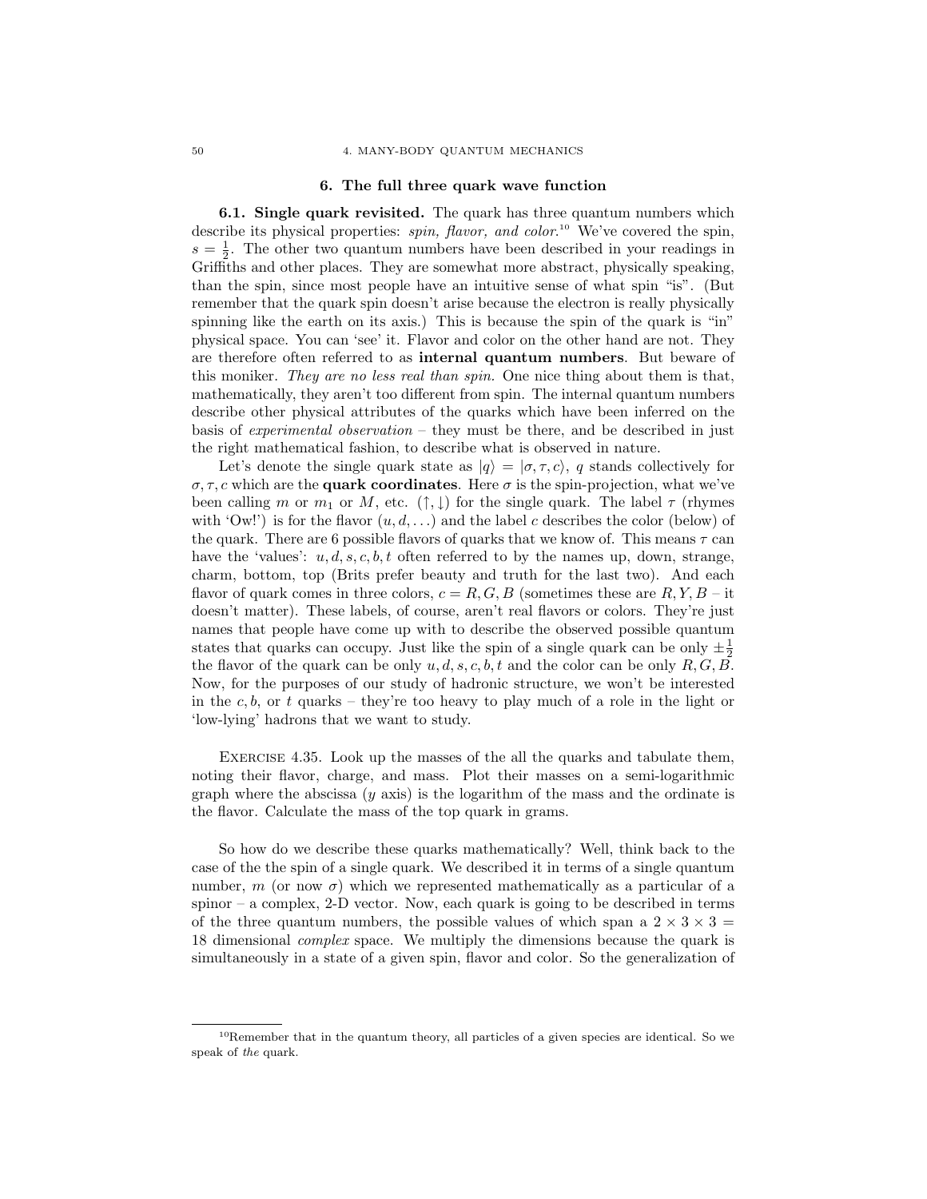## 6. The full three quark wave function

**6.1. Single quark revisited.** The quark has three quantum numbers which describe its physical properties: *spin, flavor, and color.*[10] We've covered the spin, $s = \frac{1}{2}$. The other two quantum numbers have been described in your readings in Griffiths and other places. They are somewhat more abstract, physically speaking, than the spin, since most people have an intuitive sense of what spin "is". (But remember that the quark spin doesn't arise because the electron is really physically spinning like the earth on its axis.) This is because the spin of the quark is "in" physical space. You can 'see' it. Flavor and color on the other hand are not. They are therefore often referred to as **internal quantum numbers**. But beware of this moniker. *They are no less real than spin.* One nice thing about them is that, mathematically, they aren't too different from spin. The internal quantum numbers describe other physical attributes of the quarks which have been inferred on the basis of *experimental observation* – they must be there, and be described in just the right mathematical fashion, to describe what is observed in nature.

Let's denote the single quark state as $|q\rangle = |\sigma, \tau, c\rangle$, $q$ stands collectively for $\sigma, \tau, c$ which are the **quark coordinates**. Here $\sigma$ is the spin-projection, what we've been calling $m$ or $m_1$ or $M$, etc. $(\uparrow, \downarrow)$ for the single quark. The label $\tau$ (rhymes with 'Ow!') is for the flavor $(u, d, \ldots)$ and the label $c$ describes the color (below) of the quark. There are 6 possible flavors of quarks that we know of. This means $\tau$ can have the 'values': $u, d, s, c, b, t$ often referred to by the names up, down, strange, charm, bottom, top (Brits prefer beauty and truth for the last two). And each flavor of quark comes in three colors, $c = R, G, B$ (sometimes these are $R, Y, B$ – it doesn't matter). These labels, of course, aren't real flavors or colors. They're just names that people have come up with to describe the observed possible quantum states that quarks can occupy. Just like the spin of a single quark can be only $\pm\frac{1}{2}$ the flavor of the quark can be only $u, d, s, c, b, t$ and the color can be only $R, G, B$. Now, for the purposes of our study of hadronic structure, we won't be interested in the $c, b$, or $t$ quarks – they're too heavy to play much of a role in the light or 'low-lying' hadrons that we want to study.

Exercise 4.35. Look up the masses of the all the quarks and tabulate them, noting their flavor, charge, and mass. Plot their masses on a semi-logarithmic graph where the abscissa ($y$ axis) is the logarithm of the mass and the ordinate is the flavor. Calculate the mass of the top quark in grams.

So how do we describe these quarks mathematically? Well, think back to the case of the the spin of a single quark. We described it in terms of a single quantum number, $m$ (or now $\sigma$) which we represented mathematically as a particular of a spinor – a complex, 2-D vector. Now, each quark is going to be described in terms of the three quantum numbers, the possible values of which span a $2 \times 3 \times 3 = 18$ dimensional *complex* space. We multiply the dimensions because the quark is simultaneously in a state of a given spin, flavor and color. So the generalization of

[10] Remember that in the quantum theory, all particles of a given species are identical. So we speak of *the* quark.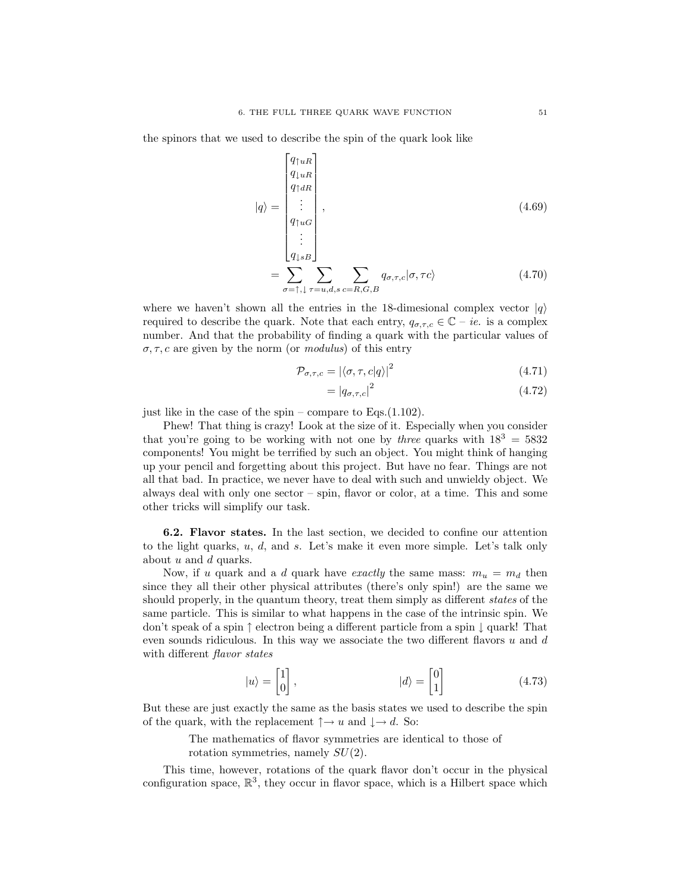the spinors that we used to describe the spin of the quark look like

$$|q\rangle = \begin{bmatrix} q_{\uparrow uR} \\ q_{\downarrow uR} \\ q_{\uparrow dR} \\ \vdots \\ q_{\uparrow uG} \\ \vdots \\ q_{\downarrow sB} \end{bmatrix}, \tag{4.69}$$

$$= \sum_{\sigma=\uparrow,\downarrow} \sum_{\tau=u,d,s} \sum_{c=R,G,B} q_{\sigma,\tau,c} |\sigma, \tau c\rangle \tag{4.70}$$

where we haven't shown all the entries in the 18-dimesional complex vector $|q\rangle$ required to describe the quark. Note that each entry, $q_{\sigma,\tau,c} \in \mathbb{C}$ – *ie.* is a complex number. And that the probability of finding a quark with the particular values of $\sigma, \tau, c$ are given by the norm (or *modulus*) of this entry

$$\mathcal{P}_{\sigma,\tau,c} = |\langle \sigma, \tau, c|q\rangle|^2 \tag{4.71}$$

$$= |q_{\sigma,\tau,c}|^2 \tag{4.72}$$

just like in the case of the spin – compare to Eqs.(1.102).

Phew! That thing is crazy! Look at the size of it. Especially when you consider that you're going to be working with not one by *three* quarks with $18^3 = 5832$ components! You might be terrified by such an object. You might think of hanging up your pencil and forgetting about this project. But have no fear. Things are not all that bad. In practice, we never have to deal with such and unwieldy object. We always deal with only one sector – spin, flavor or color, at a time. This and some other tricks will simplify our task.

**6.2. Flavor states.** In the last section, we decided to confine our attention to the light quarks, $u$, $d$, and $s$. Let's make it even more simple. Let's talk only about $u$ and $d$ quarks.

Now, if $u$ quark and a $d$ quark have *exactly* the same mass: $m_u = m_d$ then since they all their other physical attributes (there's only spin!) are the same we should properly, in the quantum theory, treat them simply as different *states* of the same particle. This is similar to what happens in the case of the intrinsic spin. We don't speak of a spin $\uparrow$ electron being a different particle from a spin $\downarrow$ quark! That even sounds ridiculous. In this way we associate the two different flavors $u$ and $d$ with different *flavor states*

$$|u\rangle = \begin{bmatrix} 1 \\ 0 \end{bmatrix}, \qquad\qquad |d\rangle = \begin{bmatrix} 0 \\ 1 \end{bmatrix} \tag{4.73}$$

But these are just exactly the same as the basis states we used to describe the spin of the quark, with the replacement $\uparrow\rightarrow u$ and $\downarrow\rightarrow d$. So:

> The mathematics of flavor symmetries are identical to those of rotation symmetries, namely $SU(2)$.

This time, however, rotations of the quark flavor don't occur in the physical configuration space, $\mathbb{R}^3$, they occur in flavor space, which is a Hilbert space which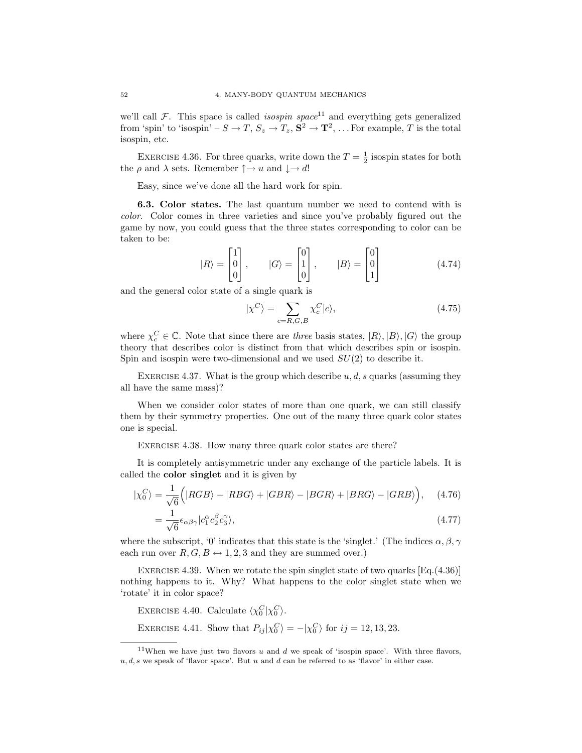we'll call $\mathcal{F}$. This space is called *isospin space*[11] and everything gets generalized from 'spin' to 'isospin' – $S \to T$, $S_z \to T_z$, $\mathbf{S}^2 \to \mathbf{T}^2$, ... For example, $T$ is the total isospin, etc.

EXERCISE 4.36. For three quarks, write down the $T = \frac{1}{2}$ isospin states for both the $\rho$ and $\lambda$ sets. Remember $\uparrow \to u$ and $\downarrow \to d$!

Easy, since we've done all the hard work for spin.

**6.3. Color states.** The last quantum number we need to contend with is *color*. Color comes in three varieties and since you've probably figured out the game by now, you could guess that the three states corresponding to color can be taken to be:

$$|R\rangle = \begin{bmatrix} 1 \\ 0 \\ 0 \end{bmatrix}, \qquad |G\rangle = \begin{bmatrix} 0 \\ 1 \\ 0 \end{bmatrix}, \qquad |B\rangle = \begin{bmatrix} 0 \\ 0 \\ 1 \end{bmatrix} \tag{4.74}$$

and the general color state of a single quark is

$$|\chi^C\rangle = \sum_{c=R,G,B} \chi_c^C |c\rangle, \tag{4.75}$$

where $\chi_c^C \in \mathbb{C}$. Note that since there are *three* basis states, $|R\rangle, |B\rangle, |G\rangle$ the group theory that describes color is distinct from that which describes spin or isospin. Spin and isospin were two-dimensional and we used $SU(2)$ to describe it.

EXERCISE 4.37. What is the group which describe $u, d, s$ quarks (assuming they all have the same mass)?

When we consider color states of more than one quark, we can still classify them by their symmetry properties. One out of the many three quark color states one is special.

EXERCISE 4.38. How many three quark color states are there?

It is completely antisymmetric under any exchange of the particle labels. It is called the **color singlet** and it is given by

$$|\chi_0^C\rangle = \frac{1}{\sqrt{6}}\Big(|RGB\rangle - |RBG\rangle + |GBR\rangle - |BGR\rangle + |BRG\rangle - |GRB\rangle\Big), \tag{4.76}$$

$$= \frac{1}{\sqrt{6}} \epsilon_{\alpha\beta\gamma} |c_1^\alpha c_2^\beta c_3^\gamma\rangle, \tag{4.77}$$

where the subscript, '0' indicates that this state is the 'singlet.' (The indices $\alpha, \beta, \gamma$ each run over $R, G, B \leftrightarrow 1, 2, 3$ and they are summed over.)

EXERCISE 4.39. When we rotate the spin singlet state of two quarks [Eq.(4.36)] nothing happens to it. Why? What happens to the color singlet state when we 'rotate' it in color space?

EXERCISE 4.40. Calculate $\langle \chi_0^C | \chi_0^C \rangle$.

EXERCISE 4.41. Show that $P_{ij}|\chi_0^C\rangle = -|\chi_0^C\rangle$ for $ij = 12, 13, 23$.

---

[11] When we have just two flavors $u$ and $d$ we speak of 'isospin space'. With three flavors, $u, d, s$ we speak of 'flavor space'. But $u$ and $d$ can be referred to as 'flavor' in either case.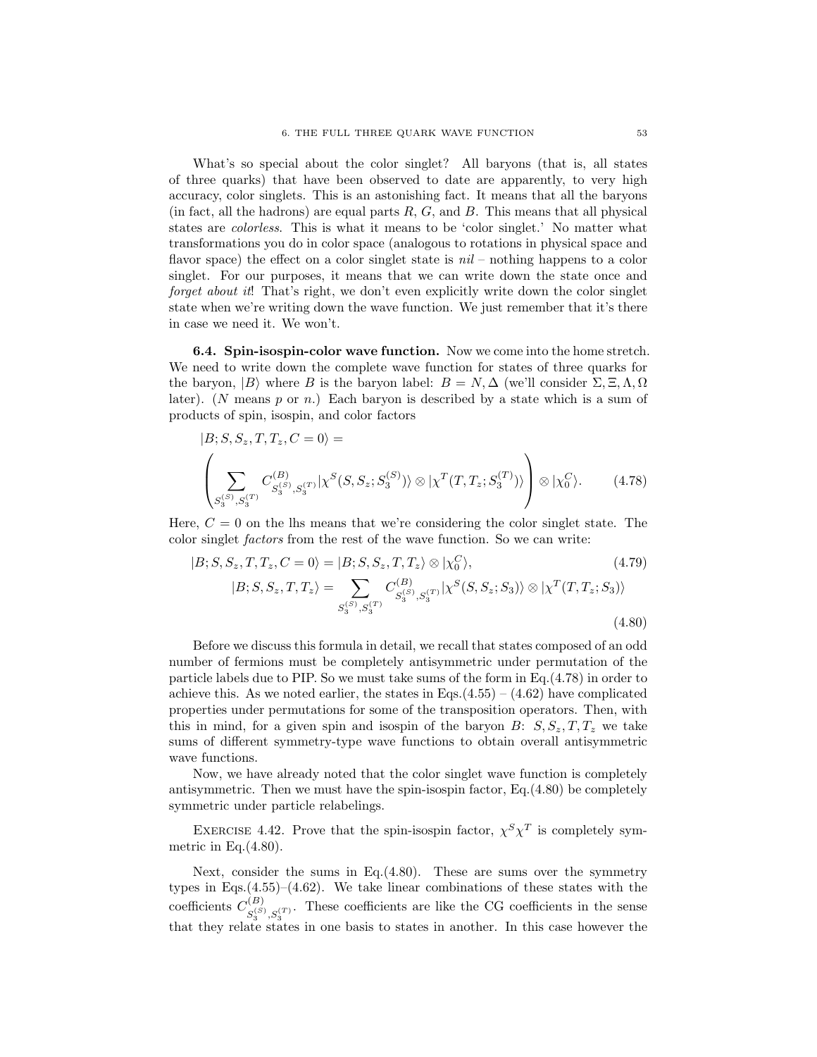What's so special about the color singlet? All baryons (that is, all states of three quarks) that have been observed to date are apparently, to very high accuracy, color singlets. This is an astonishing fact. It means that all the baryons (in fact, all the hadrons) are equal parts $R$, $G$, and $B$. This means that all physical states are *colorless*. This is what it means to be 'color singlet.' No matter what transformations you do in color space (analogous to rotations in physical space and flavor space) the effect on a color singlet state is *nil* – nothing happens to a color singlet. For our purposes, it means that we can write down the state once and *forget about it*! That's right, we don't even explicitly write down the color singlet state when we're writing down the wave function. We just remember that it's there in case we need it. We won't.

**6.4. Spin-isospin-color wave function.** Now we come into the home stretch. We need to write down the complete wave function for states of three quarks for the baryon, $|B\rangle$ where $B$ is the baryon label: $B = N, \Delta$ (we'll consider $\Sigma, \Xi, \Lambda, \Omega$ later). ($N$ means $p$ or $n$.) Each baryon is described by a state which is a sum of products of spin, isospin, and color factors

$$|B; S, S_z, T, T_z, C = 0\rangle =$$
$$\left( \sum_{S_3^{(S)}, S_3^{(T)}} C^{(B)}_{S_3^{(S)}, S_3^{(T)}} |\chi^S(S, S_z; S_3^{(S)})\rangle \otimes |\chi^T(T, T_z; S_3^{(T)})\rangle \right) \otimes |\chi_0^C\rangle. \tag{4.78}$$

Here, $C = 0$ on the lhs means that we're considering the color singlet state. The color singlet *factors* from the rest of the wave function. So we can write:

$$|B; S, S_z, T, T_z, C = 0\rangle = |B; S, S_z, T, T_z\rangle \otimes |\chi_0^C\rangle, \tag{4.79}$$

$$|B; S, S_z, T, T_z\rangle = \sum_{S_3^{(S)}, S_3^{(T)}} C^{(B)}_{S_3^{(S)}, S_3^{(T)}} |\chi^S(S, S_z; S_3)\rangle \otimes |\chi^T(T, T_z; S_3)\rangle \tag{4.80}$$

Before we discuss this formula in detail, we recall that states composed of an odd number of fermions must be completely antisymmetric under permutation of the particle labels due to PIP. So we must take sums of the form in Eq.(4.78) in order to achieve this. As we noted earlier, the states in Eqs.(4.55) – (4.62) have complicated properties under permutations for some of the transposition operators. Then, with this in mind, for a given spin and isospin of the baryon $B$: $S, S_z, T, T_z$ we take sums of different symmetry-type wave functions to obtain overall antisymmetric wave functions.

Now, we have already noted that the color singlet wave function is completely antisymmetric. Then we must have the spin-isospin factor, Eq.(4.80) be completely symmetric under particle relabelings.

Exercise 4.42. Prove that the spin-isospin factor, $\chi^S \chi^T$ is completely symmetric in Eq.(4.80).

Next, consider the sums in Eq.(4.80). These are sums over the symmetry types in Eqs.(4.55)–(4.62). We take linear combinations of these states with the coefficients $C^{(B)}_{S_3^{(S)}, S_3^{(T)}}$. These coefficients are like the CG coefficients in the sense that they relate states in one basis to states in another. In this case however the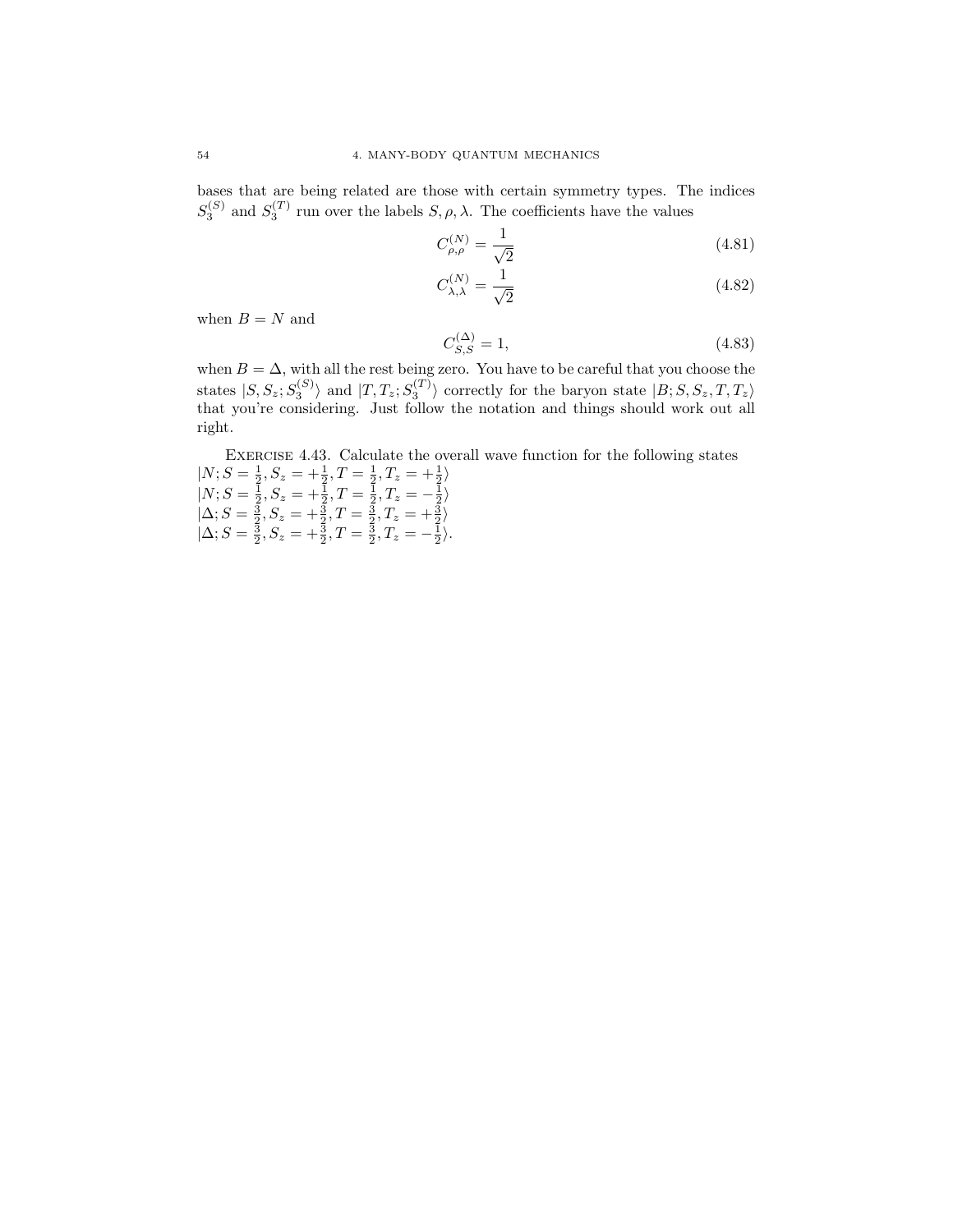bases that are being related are those with certain symmetry types. The indices $S_3^{(S)}$ and $S_3^{(T)}$ run over the labels $S, \rho, \lambda$. The coefficients have the values

$$C_{\rho,\rho}^{(N)} = \frac{1}{\sqrt{2}} \tag{4.81}$$

$$C_{\lambda,\lambda}^{(N)} = \frac{1}{\sqrt{2}} \tag{4.82}$$

when $B = N$ and

$$C_{S,S}^{(\Delta)} = 1, \tag{4.83}$$

when $B = \Delta$, with all the rest being zero. You have to be careful that you choose the states $|S, S_z; S_3^{(S)}\rangle$ and $|T, T_z; S_3^{(T)}\rangle$ correctly for the baryon state $|B; S, S_z, T, T_z\rangle$ that you're considering. Just follow the notation and things should work out all right.

Exercise 4.43. Calculate the overall wave function for the following states
$|N; S = \frac{1}{2}, S_z = +\frac{1}{2}, T = \frac{1}{2}, T_z = +\frac{1}{2}\rangle$
$|N; S = \frac{1}{2}, S_z = +\frac{1}{2}, T = \frac{1}{2}, T_z = -\frac{1}{2}\rangle$
$|\Delta; S = \frac{3}{2}, S_z = +\frac{3}{2}, T = \frac{3}{2}, T_z = +\frac{3}{2}\rangle$
$|\Delta; S = \frac{3}{2}, S_z = +\frac{3}{2}, T = \frac{3}{2}, T_z = -\frac{1}{2}\rangle$.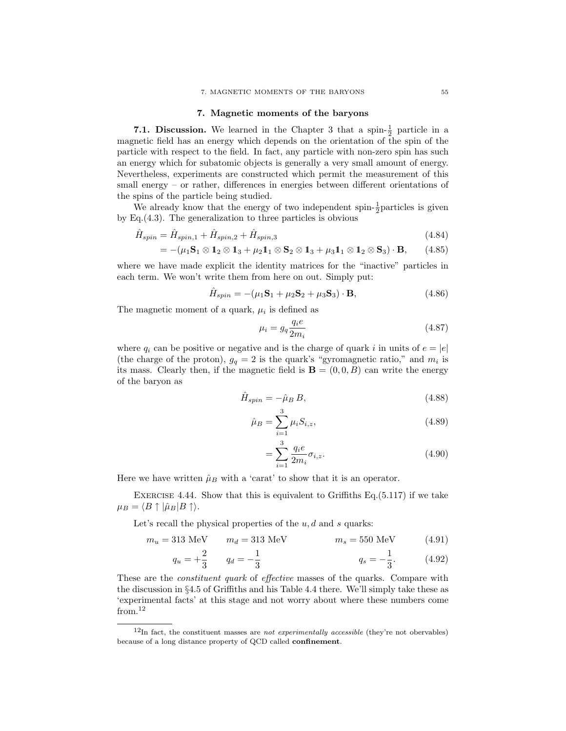## 7. Magnetic moments of the baryons

**7.1. Discussion.** We learned in the Chapter 3 that a spin-$\frac{1}{2}$ particle in a magnetic field has an energy which depends on the orientation of the spin of the particle with respect to the field. In fact, any particle with non-zero spin has such an energy which for subatomic objects is generally a very small amount of energy. Nevertheless, experiments are constructed which permit the measurement of this small energy – or rather, differences in energies between different orientations of the spins of the particle being studied.

We already know that the energy of two independent spin-$\frac{1}{2}$particles is given by Eq.(4.3). The generalization to three particles is obvious

$$\hat{H}_{spin} = \hat{H}_{spin,1} + \hat{H}_{spin,2} + \hat{H}_{spin,3} \tag{4.84}$$

$$= -(\mu_1 \mathbf{S}_1 \otimes \mathbb{1}_2 \otimes \mathbb{1}_3 + \mu_2 \mathbb{1}_1 \otimes \mathbf{S}_2 \otimes \mathbb{1}_3 + \mu_3 \mathbb{1}_1 \otimes \mathbb{1}_2 \otimes \mathbf{S}_3) \cdot \mathbf{B}, \tag{4.85}$$

where we have made explicit the identity matrices for the "inactive" particles in each term. We won't write them from here on out. Simply put:

$$\hat{H}_{spin} = -(\mu_1 \mathbf{S}_1 + \mu_2 \mathbf{S}_2 + \mu_3 \mathbf{S}_3) \cdot \mathbf{B}, \tag{4.86}$$

The magnetic moment of a quark, $\mu_i$ is defined as

$$\mu_i = g_q \frac{q_i e}{2m_i} \tag{4.87}$$

where $q_i$ can be positive or negative and is the charge of quark $i$ in units of $e = |e|$ (the charge of the proton), $g_q = 2$ is the quark's "gyromagnetic ratio," and $m_i$ is its mass. Clearly then, if the magnetic field is $\mathbf{B} = (0, 0, B)$ can write the energy of the baryon as

$$\hat{H}_{spin} = -\hat{\mu}_B \, B, \tag{4.88}$$

$$\hat{\mu}_B = \sum_{i=1}^{3} \mu_i S_{i,z}, \tag{4.89}$$

$$= \sum_{i=1}^{3} \frac{q_i e}{2m_i} \sigma_{i,z}. \tag{4.90}$$

Here we have written $\hat{\mu}_B$ with a 'carat' to show that it is an operator.

Exercise 4.44. Show that this is equivalent to Griffiths Eq.(5.117) if we take $\mu_B = \langle B \uparrow | \hat{\mu}_B | B \uparrow \rangle$.

Let's recall the physical properties of the $u, d$ and $s$ quarks:

$$m_u = 313 \text{ MeV} \qquad m_d = 313 \text{ MeV} \qquad m_s = 550 \text{ MeV} \tag{4.91}$$

$$q_u = +\frac{2}{3} \qquad q_d = -\frac{1}{3} \qquad q_s = -\frac{1}{3}. \tag{4.92}$$

These are the *constituent quark* of *effective* masses of the quarks. Compare with the discussion in §4.5 of Griffiths and his Table 4.4 there. We'll simply take these as 'experimental facts' at this stage and not worry about where these numbers come from.[12]

[12] In fact, the constituent masses are *not experimentally accessible* (they're not obervables) because of a long distance property of QCD called **confinement**.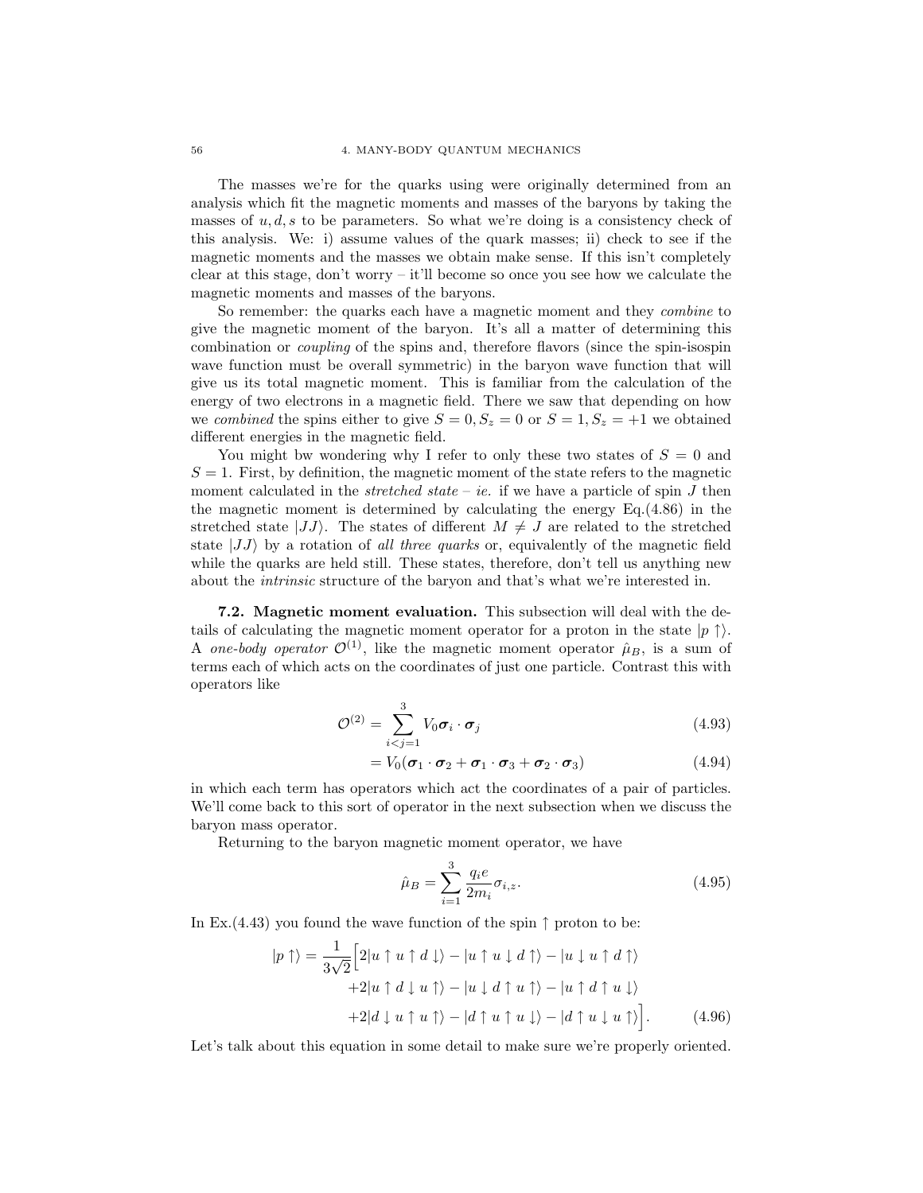The masses we're for the quarks using were originally determined from an analysis which fit the magnetic moments and masses of the baryons by taking the masses of $u, d, s$ to be parameters. So what we're doing is a consistency check of this analysis. We: i) assume values of the quark masses; ii) check to see if the magnetic moments and the masses we obtain make sense. If this isn't completely clear at this stage, don't worry – it'll become so once you see how we calculate the magnetic moments and masses of the baryons.

So remember: the quarks each have a magnetic moment and they *combine* to give the magnetic moment of the baryon. It's all a matter of determining this combination or *coupling* of the spins and, therefore flavors (since the spin-isospin wave function must be overall symmetric) in the baryon wave function that will give us its total magnetic moment. This is familiar from the calculation of the energy of two electrons in a magnetic field. There we saw that depending on how we *combined* the spins either to give $S = 0, S_z = 0$ or $S = 1, S_z = +1$ we obtained different energies in the magnetic field.

You might bw wondering why I refer to only these two states of $S = 0$ and $S = 1$. First, by definition, the magnetic moment of the state refers to the magnetic moment calculated in the *stretched state* – *ie.* if we have a particle of spin $J$ then the magnetic moment is determined by calculating the energy Eq.(4.86) in the stretched state $|JJ\rangle$. The states of different $M \neq J$ are related to the stretched state $|JJ\rangle$ by a rotation of *all three quarks* or, equivalently of the magnetic field while the quarks are held still. These states, therefore, don't tell us anything new about the *intrinsic* structure of the baryon and that's what we're interested in.

**7.2. Magnetic moment evaluation.** This subsection will deal with the details of calculating the magnetic moment operator for a proton in the state $|p\uparrow\rangle$. A *one-body operator* $\mathcal{O}^{(1)}$, like the magnetic moment operator $\hat{\mu}_B$, is a sum of terms each of which acts on the coordinates of just one particle. Contrast this with operators like

$$\mathcal{O}^{(2)} = \sum_{i<j=1}^{3} V_0 \boldsymbol{\sigma}_i \cdot \boldsymbol{\sigma}_j \tag{4.93}$$

$$= V_0(\boldsymbol{\sigma}_1 \cdot \boldsymbol{\sigma}_2 + \boldsymbol{\sigma}_1 \cdot \boldsymbol{\sigma}_3 + \boldsymbol{\sigma}_2 \cdot \boldsymbol{\sigma}_3) \tag{4.94}$$

in which each term has operators which act the coordinates of a pair of particles. We'll come back to this sort of operator in the next subsection when we discuss the baryon mass operator.

Returning to the baryon magnetic moment operator, we have

$$\hat{\mu}_B = \sum_{i=1}^{3} \frac{q_i e}{2m_i} \sigma_{i,z}. \tag{4.95}$$

In Ex.(4.43) you found the wave function of the spin $\uparrow$ proton to be:

$$\begin{aligned}
|p\uparrow\rangle = \frac{1}{3\sqrt{2}}\Big[&2|u\uparrow u\uparrow d\downarrow\rangle - |u\uparrow u\downarrow d\uparrow\rangle - |u\downarrow u\uparrow d\uparrow\rangle \\
&+2|u\uparrow d\downarrow u\uparrow\rangle - |u\downarrow d\uparrow u\uparrow\rangle - |u\uparrow d\uparrow u\downarrow\rangle \\
&+2|d\downarrow u\uparrow u\uparrow\rangle - |d\uparrow u\uparrow u\downarrow\rangle - |d\uparrow u\downarrow u\uparrow\rangle\Big].
\end{aligned} \tag{4.96}$$

Let's talk about this equation in some detail to make sure we're properly oriented.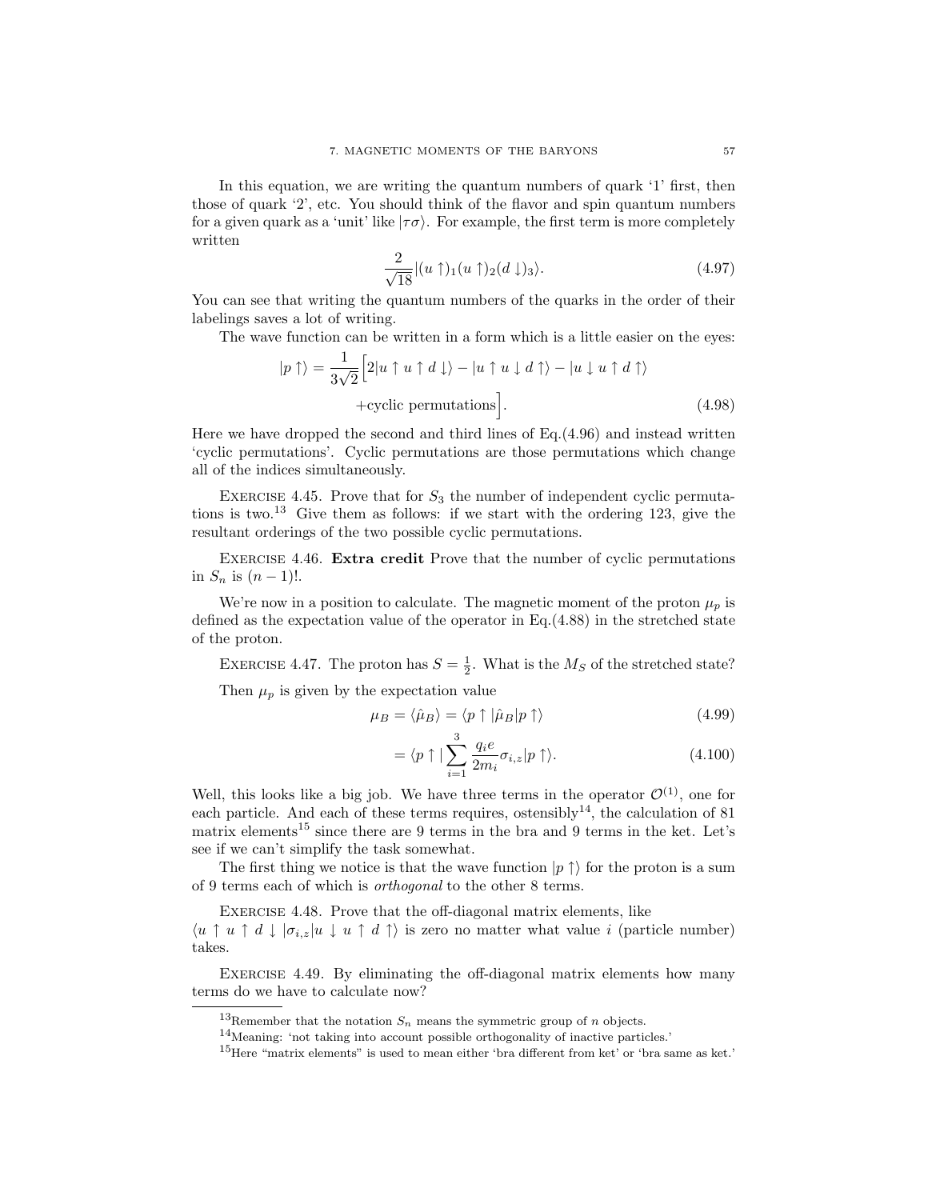In this equation, we are writing the quantum numbers of quark '1' first, then those of quark '2', etc. You should think of the flavor and spin quantum numbers for a given quark as a 'unit' like $|\tau\sigma\rangle$. For example, the first term is more completely written

$$\frac{2}{\sqrt{18}}|(u\uparrow)_1(u\uparrow)_2(d\downarrow)_3\rangle. \tag{4.97}$$

You can see that writing the quantum numbers of the quarks in the order of their labelings saves a lot of writing.

The wave function can be written in a form which is a little easier on the eyes:

$$|p\uparrow\rangle = \frac{1}{3\sqrt{2}}\Big[2|u\uparrow u\uparrow d\downarrow\rangle - |u\uparrow u\downarrow d\uparrow\rangle - |u\downarrow u\uparrow d\uparrow\rangle$$
$$+\text{cyclic permutations}\Big]. \tag{4.98}$$

Here we have dropped the second and third lines of Eq.(4.96) and instead written 'cyclic permutations'. Cyclic permutations are those permutations which change all of the indices simultaneously.

Exercise 4.45. Prove that for $S_3$ the number of independent cyclic permutations is two.[13] Give them as follows: if we start with the ordering 123, give the resultant orderings of the two possible cyclic permutations.

Exercise 4.46. **Extra credit** Prove that the number of cyclic permutations in $S_n$ is $(n-1)!$.

We're now in a position to calculate. The magnetic moment of the proton $\mu_p$ is defined as the expectation value of the operator in Eq.(4.88) in the stretched state of the proton.

Exercise 4.47. The proton has $S = \frac{1}{2}$. What is the $M_S$ of the stretched state?

Then $\mu_p$ is given by the expectation value

$$\mu_B = \langle\hat{\mu}_B\rangle = \langle p\uparrow|\hat{\mu}_B|p\uparrow\rangle \tag{4.99}$$

$$= \langle p\uparrow|\sum_{i=1}^{3}\frac{q_i e}{2m_i}\sigma_{i,z}|p\uparrow\rangle. \tag{4.100}$$

Well, this looks like a big job. We have three terms in the operator $\mathcal{O}^{(1)}$, one for each particle. And each of these terms requires, ostensibly[14], the calculation of 81 matrix elements[15] since there are 9 terms in the bra and 9 terms in the ket. Let's see if we can't simplify the task somewhat.

The first thing we notice is that the wave function $|p\uparrow\rangle$ for the proton is a sum of 9 terms each of which is *orthogonal* to the other 8 terms.

Exercise 4.48. Prove that the off-diagonal matrix elements, like $\langle u\uparrow u\uparrow d\downarrow|\sigma_{i,z}|u\downarrow u\uparrow d\uparrow\rangle$ is zero no matter what value $i$ (particle number) takes.

Exercise 4.49. By eliminating the off-diagonal matrix elements how many terms do we have to calculate now?

---

[13] Remember that the notation $S_n$ means the symmetric group of $n$ objects.

[14] Meaning: 'not taking into account possible orthogonality of inactive particles.'

[15] Here "matrix elements" is used to mean either 'bra different from ket' or 'bra same as ket.'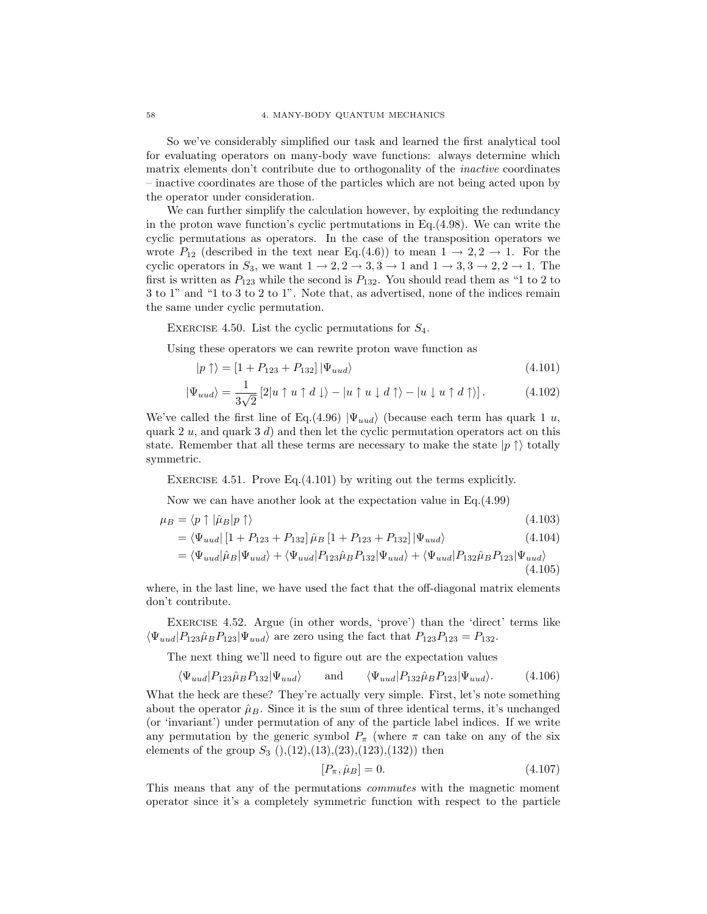So we've considerably simplified our task and learned the first analytical tool for evaluating operators on many-body wave functions: always determine which matrix elements don't contribute due to orthogonality of the *inactive* coordinates – inactive coordinates are those of the particles which are not being acted upon by the operator under consideration.

We can further simplify the calculation however, by exploiting the redundancy in the proton wave function's cyclic pertmutations in Eq.(4.98). We can write the cyclic permutations as operators. In the case of the transposition operators we wrote $P_{12}$ (described in the text near Eq.(4.6)) to mean $1 \to 2, 2 \to 1$. For the cyclic operators in $S_3$, we want $1 \to 2, 2 \to 3, 3 \to 1$ and $1 \to 3, 3 \to 2, 2 \to 1$. The first is written as $P_{123}$ while the second is $P_{132}$. You should read them as "1 to 2 to 3 to 1" and "1 to 3 to 2 to 1". Note that, as advertised, none of the indices remain the same under cyclic permutation.

Exercise 4.50. List the cyclic permutations for $S_4$.

Using these operators we can rewrite proton wave function as

$$|p\uparrow\rangle = [1 + P_{123} + P_{132}]\,|\Psi_{uud}\rangle \tag{4.101}$$

$$|\Psi_{uud}\rangle = \frac{1}{3\sqrt{2}}\left[2|u\uparrow u\uparrow d\downarrow\rangle - |u\uparrow u\downarrow d\uparrow\rangle - |u\downarrow u\uparrow d\uparrow\rangle\right]. \tag{4.102}$$

We've called the first line of Eq.(4.96) $|\Psi_{uud}\rangle$ (because each term has quark 1 $u$, quark 2 $u$, and quark 3 $d$) and then let the cyclic permutation operators act on this state. Remember that all these terms are necessary to make the state $|p\uparrow\rangle$ totally symmetric.

Exercise 4.51. Prove Eq.(4.101) by writing out the terms explicitly.

Now we can have another look at the expectation value in Eq.(4.99)

$$\mu_B = \langle p\uparrow|\hat{\mu}_B|p\uparrow\rangle \tag{4.103}$$

$$= \langle\Psi_{uud}|\,[1 + P_{123} + P_{132}]\,\hat{\mu}_B\,[1 + P_{123} + P_{132}]\,|\Psi_{uud}\rangle \tag{4.104}$$

$$= \langle\Psi_{uud}|\hat{\mu}_B|\Psi_{uud}\rangle + \langle\Psi_{uud}|P_{123}\hat{\mu}_B P_{132}|\Psi_{uud}\rangle + \langle\Psi_{uud}|P_{132}\hat{\mu}_B P_{123}|\Psi_{uud}\rangle \tag{4.105}$$

where, in the last line, we have used the fact that the off-diagonal matrix elements don't contribute.

Exercise 4.52. Argue (in other words, 'prove') than the 'direct' terms like $\langle\Psi_{uud}|P_{123}\hat{\mu}_B P_{123}|\Psi_{uud}\rangle$ are zero using the fact that $P_{123}P_{123} = P_{132}$.

The next thing we'll need to figure out are the expectation values

$$\langle\Psi_{uud}|P_{123}\hat{\mu}_B P_{132}|\Psi_{uud}\rangle \qquad \text{and} \qquad \langle\Psi_{uud}|P_{132}\hat{\mu}_B P_{123}|\Psi_{uud}\rangle. \tag{4.106}$$

What the heck are these? They're actually very simple. First, let's note something about the operator $\hat{\mu}_B$. Since it is the sum of three identical terms, it's unchanged (or 'invariant') under permutation of any of the particle label indices. If we write any permutation by the generic symbol $P_\pi$ (where $\pi$ can take on any of the six elements of the group $S_3$ (),(12),(13),(23),(123),(132)) then

$$[P_\pi, \hat{\mu}_B] = 0. \tag{4.107}$$

This means that any of the permutations *commutes* with the magnetic moment operator since it's a completely symmetric function with respect to the particle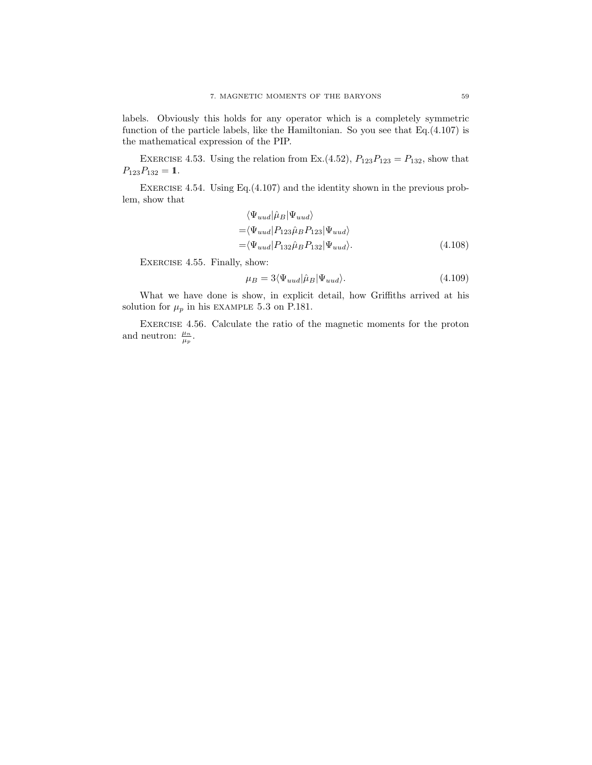labels. Obviously this holds for any operator which is a completely symmetric function of the particle labels, like the Hamiltonian. So you see that Eq.(4.107) is the mathematical expression of the PIP.

EXERCISE 4.53. Using the relation from Ex.(4.52), $P_{123}P_{123} = P_{132}$, show that $P_{123}P_{132} = \mathbb{1}$.

EXERCISE 4.54. Using Eq.(4.107) and the identity shown in the previous problem, show that

$$
\begin{aligned}
&\langle \Psi_{uud} | \hat{\mu}_B | \Psi_{uud} \rangle \\
=&\langle \Psi_{uud} | P_{123} \hat{\mu}_B P_{123} | \Psi_{uud} \rangle \\
=&\langle \Psi_{uud} | P_{132} \hat{\mu}_B P_{132} | \Psi_{uud} \rangle .
\end{aligned} \tag{4.108}
$$

EXERCISE 4.55. Finally, show:

$$
\mu_B = 3 \langle \Psi_{uud} | \hat{\mu}_B | \Psi_{uud} \rangle . \tag{4.109}
$$

What we have done is show, in explicit detail, how Griffiths arrived at his solution for $\mu_p$ in his EXAMPLE 5.3 on P.181.

EXERCISE 4.56. Calculate the ratio of the magnetic moments for the proton and neutron: $\frac{\mu_n}{\mu_p}$.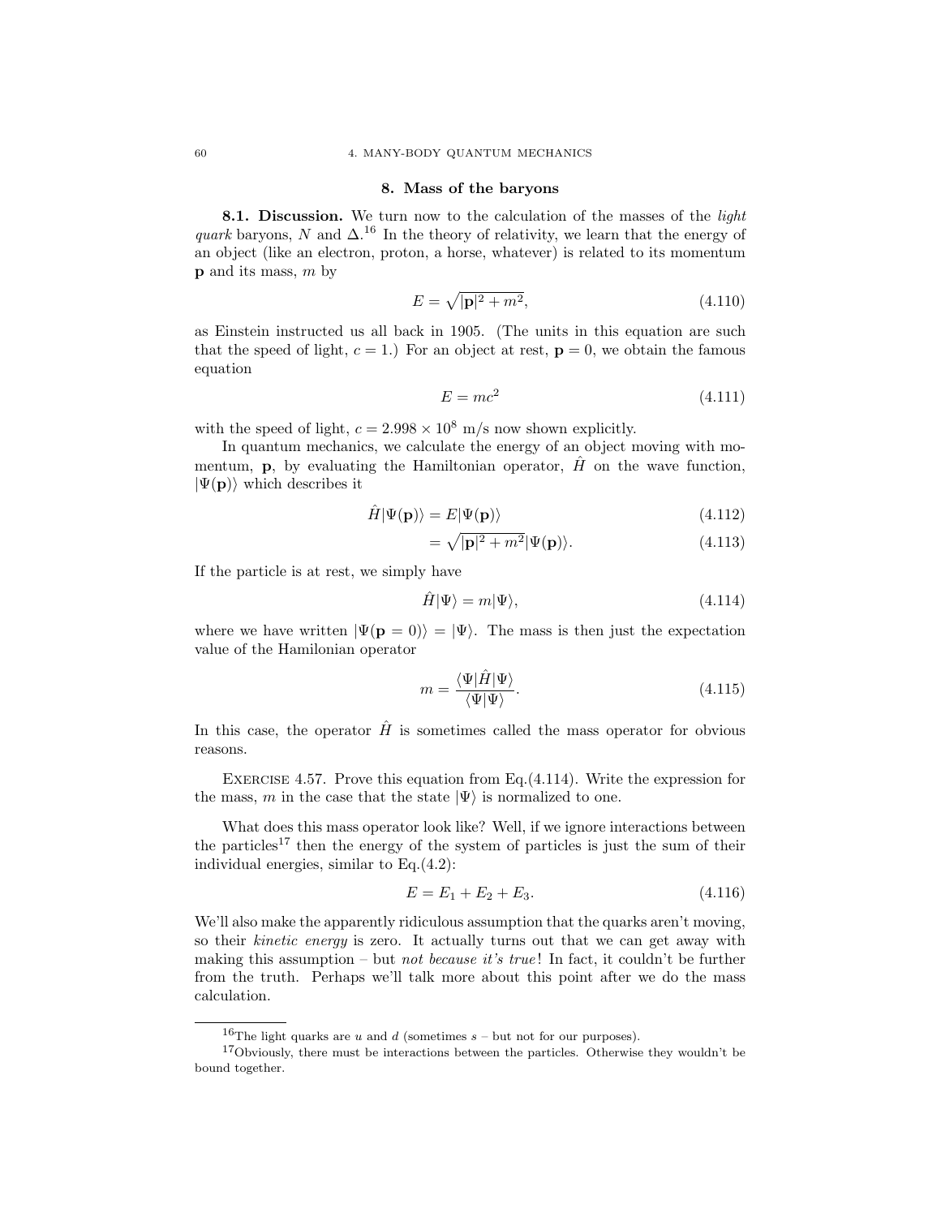## 8. Mass of the baryons

**8.1. Discussion.** We turn now to the calculation of the masses of the *light quark* baryons, $N$ and $\Delta$.[16] In the theory of relativity, we learn that the energy of an object (like an electron, proton, a horse, whatever) is related to its momentum $\mathbf{p}$ and its mass, $m$ by

$$E = \sqrt{|\mathbf{p}|^2 + m^2}, \tag{4.110}$$

as Einstein instructed us all back in 1905. (The units in this equation are such that the speed of light, $c = 1$.) For an object at rest, $\mathbf{p} = 0$, we obtain the famous equation

$$E = mc^2 \tag{4.111}$$

with the speed of light, $c = 2.998 \times 10^8$ m/s now shown explicitly.

In quantum mechanics, we calculate the energy of an object moving with momentum, $\mathbf{p}$, by evaluating the Hamiltonian operator, $\hat{H}$ on the wave function, $|\Psi(\mathbf{p})\rangle$ which describes it

$$\hat{H}|\Psi(\mathbf{p})\rangle = E|\Psi(\mathbf{p})\rangle \tag{4.112}$$

$$= \sqrt{|\mathbf{p}|^2 + m^2}|\Psi(\mathbf{p})\rangle. \tag{4.113}$$

If the particle is at rest, we simply have

$$\hat{H}|\Psi\rangle = m|\Psi\rangle, \tag{4.114}$$

where we have written $|\Psi(\mathbf{p} = 0)\rangle = |\Psi\rangle$. The mass is then just the expectation value of the Hamilonian operator

$$m = \frac{\langle\Psi|\hat{H}|\Psi\rangle}{\langle\Psi|\Psi\rangle}. \tag{4.115}$$

In this case, the operator $\hat{H}$ is sometimes called the mass operator for obvious reasons.

Exercise 4.57. Prove this equation from Eq.(4.114). Write the expression for the mass, $m$ in the case that the state $|\Psi\rangle$ is normalized to one.

What does this mass operator look like? Well, if we ignore interactions between the particles[17] then the energy of the system of particles is just the sum of their individual energies, similar to Eq.(4.2):

$$E = E_1 + E_2 + E_3. \tag{4.116}$$

We'll also make the apparently ridiculous assumption that the quarks aren't moving, so their *kinetic energy* is zero. It actually turns out that we can get away with making this assumption – but *not because it's true*! In fact, it couldn't be further from the truth. Perhaps we'll talk more about this point after we do the mass calculation.

---

[16] The light quarks are $u$ and $d$ (sometimes $s$ – but not for our purposes).

[17] Obviously, there must be interactions between the particles. Otherwise they wouldn't be bound together.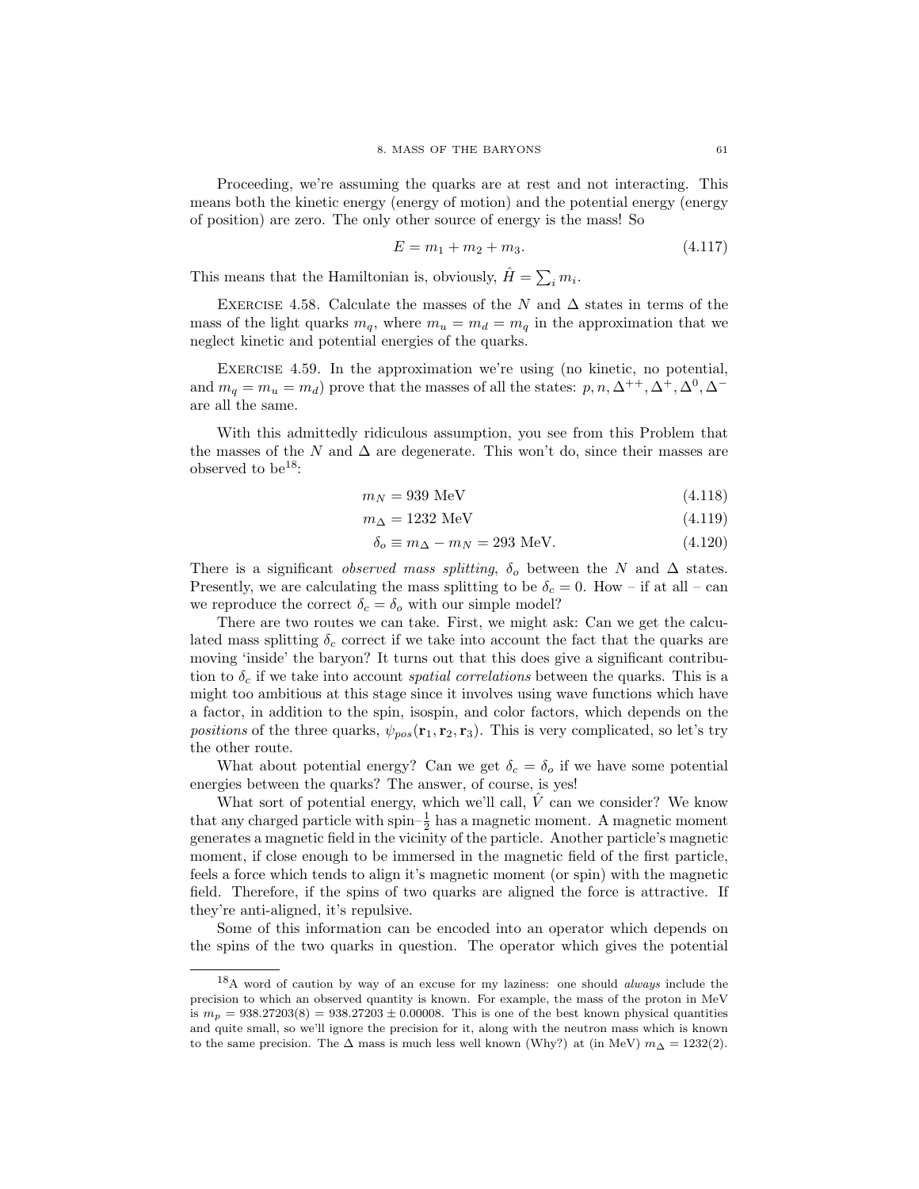Proceeding, we're assuming the quarks are at rest and not interacting. This means both the kinetic energy (energy of motion) and the potential energy (energy of position) are zero. The only other source of energy is the mass! So

$$E = m_1 + m_2 + m_3. \tag{4.117}$$

This means that the Hamiltonian is, obviously, $\hat{H} = \sum_i m_i$.

Exercise 4.58. Calculate the masses of the $N$ and $\Delta$ states in terms of the mass of the light quarks $m_q$, where $m_u = m_d = m_q$ in the approximation that we neglect kinetic and potential energies of the quarks.

Exercise 4.59. In the approximation we're using (no kinetic, no potential, and $m_q = m_u = m_d$) prove that the masses of all the states: $p, n, \Delta^{++}, \Delta^{+}, \Delta^{0}, \Delta^{-}$ are all the same.

With this admittedly ridiculous assumption, you see from this Problem that the masses of the $N$ and $\Delta$ are degenerate. This won't do, since their masses are observed to be[18]:

$$m_N = 939 \text{ MeV} \tag{4.118}$$

$$m_\Delta = 1232 \text{ MeV} \tag{4.119}$$

$$\delta_o \equiv m_\Delta - m_N = 293 \text{ MeV}. \tag{4.120}$$

There is a significant *observed mass splitting*, $\delta_o$ between the $N$ and $\Delta$ states. Presently, we are calculating the mass splitting to be $\delta_c = 0$. How – if at all – can we reproduce the correct $\delta_c = \delta_o$ with our simple model?

There are two routes we can take. First, we might ask: Can we get the calculated mass splitting $\delta_c$ correct if we take into account the fact that the quarks are moving 'inside' the baryon? It turns out that this does give a significant contribution to $\delta_c$ if we take into account *spatial correlations* between the quarks. This is a might too ambitious at this stage since it involves using wave functions which have a factor, in addition to the spin, isospin, and color factors, which depends on the *positions* of the three quarks, $\psi_{pos}(\mathbf{r}_1, \mathbf{r}_2, \mathbf{r}_3)$. This is very complicated, so let's try the other route.

What about potential energy? Can we get $\delta_c = \delta_o$ if we have some potential energies between the quarks? The answer, of course, is yes!

What sort of potential energy, which we'll call, $\hat{V}$ can we consider? We know that any charged particle with spin–$\frac{1}{2}$ has a magnetic moment. A magnetic moment generates a magnetic field in the vicinity of the particle. Another particle's magnetic moment, if close enough to be immersed in the magnetic field of the first particle, feels a force which tends to align it's magnetic moment (or spin) with the magnetic field. Therefore, if the spins of two quarks are aligned the force is attractive. If they're anti-aligned, it's repulsive.

Some of this information can be encoded into an operator which depends on the spins of the two quarks in question. The operator which gives the potential

[18] A word of caution by way of an excuse for my laziness: one should *always* include the precision to which an observed quantity is known. For example, the mass of the proton in MeV is $m_p = 938.27203(8) = 938.27203 \pm 0.00008$. This is one of the best known physical quantities and quite small, so we'll ignore the precision for it, along with the neutron mass which is known to the same precision. The $\Delta$ mass is much less well known (Why?) at (in MeV) $m_\Delta = 1232(2)$.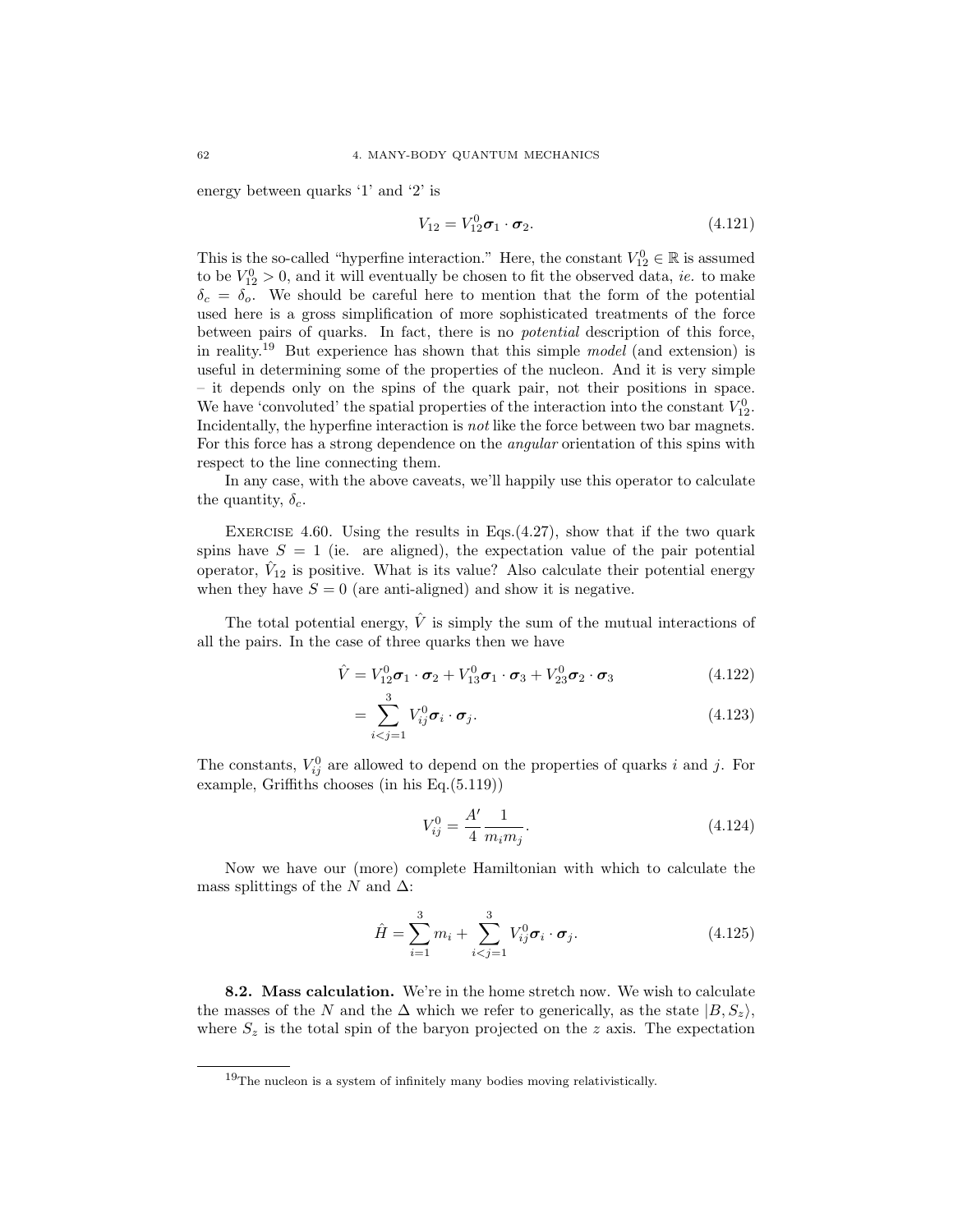energy between quarks '1' and '2' is

$$V_{12} = V_{12}^0 \boldsymbol{\sigma}_1 \cdot \boldsymbol{\sigma}_2. \tag{4.121}$$

This is the so-called "hyperfine interaction." Here, the constant $V_{12}^0 \in \mathbb{R}$ is assumed to be $V_{12}^0 > 0$, and it will eventually be chosen to fit the observed data, *ie.* to make $\delta_c = \delta_o$. We should be careful here to mention that the form of the potential used here is a gross simplification of more sophisticated treatments of the force between pairs of quarks. In fact, there is no *potential* description of this force, in reality.[19] But experience has shown that this simple *model* (and extension) is useful in determining some of the properties of the nucleon. And it is very simple – it depends only on the spins of the quark pair, not their positions in space. We have 'convoluted' the spatial properties of the interaction into the constant $V_{12}^0$. Incidentally, the hyperfine interaction is *not* like the force between two bar magnets. For this force has a strong dependence on the *angular* orientation of this spins with respect to the line connecting them.

In any case, with the above caveats, we'll happily use this operator to calculate the quantity, $\delta_c$.

Exercise 4.60. Using the results in Eqs.(4.27), show that if the two quark spins have $S = 1$ (ie. are aligned), the expectation value of the pair potential operator, $\hat{V}_{12}$ is positive. What is its value? Also calculate their potential energy when they have $S = 0$ (are anti-aligned) and show it is negative.

The total potential energy, $\hat{V}$ is simply the sum of the mutual interactions of all the pairs. In the case of three quarks then we have

$$\hat{V} = V_{12}^0 \boldsymbol{\sigma}_1 \cdot \boldsymbol{\sigma}_2 + V_{13}^0 \boldsymbol{\sigma}_1 \cdot \boldsymbol{\sigma}_3 + V_{23}^0 \boldsymbol{\sigma}_2 \cdot \boldsymbol{\sigma}_3 \tag{4.122}$$

$$= \sum_{i<j=1}^{3} V_{ij}^0 \boldsymbol{\sigma}_i \cdot \boldsymbol{\sigma}_j. \tag{4.123}$$

The constants, $V_{ij}^0$ are allowed to depend on the properties of quarks $i$ and $j$. For example, Griffiths chooses (in his Eq.(5.119))

$$V_{ij}^0 = \frac{A'}{4} \frac{1}{m_i m_j}. \tag{4.124}$$

Now we have our (more) complete Hamiltonian with which to calculate the mass splittings of the $N$ and $\Delta$:

$$\hat{H} = \sum_{i=1}^{3} m_i + \sum_{i<j=1}^{3} V_{ij}^0 \boldsymbol{\sigma}_i \cdot \boldsymbol{\sigma}_j. \tag{4.125}$$

**8.2. Mass calculation.** We're in the home stretch now. We wish to calculate the masses of the $N$ and the $\Delta$ which we refer to generically, as the state $|B, S_z\rangle$, where $S_z$ is the total spin of the baryon projected on the $z$ axis. The expectation

[19] The nucleon is a system of infinitely many bodies moving relativistically.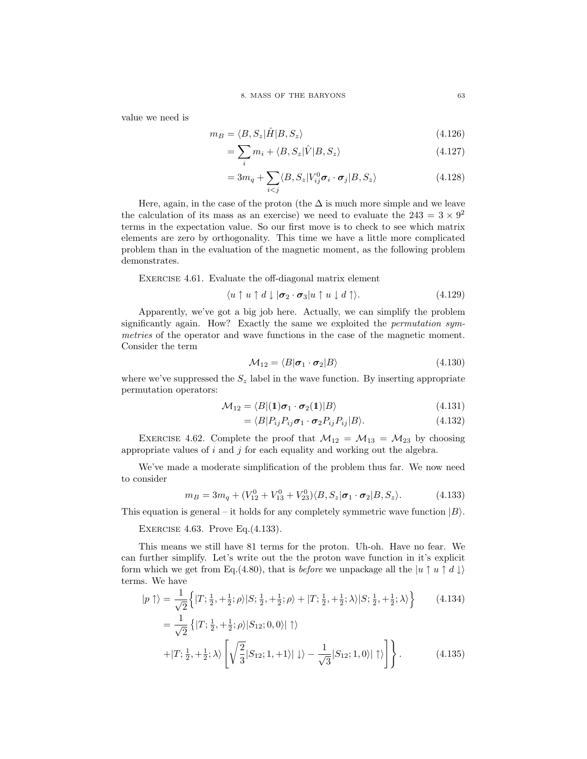value we need is

$$m_B = \langle B, S_z|\hat{H}|B, S_z\rangle \tag{4.126}$$

$$= \sum_i m_i + \langle B, S_z|\hat{V}|B, S_z\rangle \tag{4.127}$$

$$= 3m_q + \sum_{i<j} \langle B, S_z|V^0_{ij}\boldsymbol{\sigma}_i \cdot \boldsymbol{\sigma}_j|B, S_z\rangle \tag{4.128}$$

Here, again, in the case of the proton (the $\Delta$ is much more simple and we leave the calculation of its mass as an exercise) we need to evaluate the $243 = 3 \times 9^2$ terms in the expectation value. So our first move is to check to see which matrix elements are zero by orthogonality. This time we have a little more complicated problem than in the evaluation of the magnetic moment, as the following problem demonstrates.

Exercise 4.61. Evaluate the off-diagonal matrix element

$$\langle u\uparrow u\uparrow d\downarrow|\boldsymbol{\sigma}_2 \cdot \boldsymbol{\sigma}_3|u\uparrow u\downarrow d\uparrow\rangle. \tag{4.129}$$

Apparently, we've got a big job here. Actually, we can simplify the problem significantly again. How? Exactly the same we exploited the *permutation symmetries* of the operator and wave functions in the case of the magnetic moment. Consider the term

$$\mathcal{M}_{12} = \langle B|\boldsymbol{\sigma}_1 \cdot \boldsymbol{\sigma}_2|B\rangle \tag{4.130}$$

where we've suppressed the $S_z$ label in the wave function. By inserting appropriate permutation operators:

$$\mathcal{M}_{12} = \langle B|(\mathbb{1})\boldsymbol{\sigma}_1 \cdot \boldsymbol{\sigma}_2(\mathbb{1})|B\rangle \tag{4.131}$$

$$= \langle B|P_{ij}P_{ij}\boldsymbol{\sigma}_1 \cdot \boldsymbol{\sigma}_2 P_{ij}P_{ij}|B\rangle. \tag{4.132}$$

Exercise 4.62. Complete the proof that $\mathcal{M}_{12} = \mathcal{M}_{13} = \mathcal{M}_{23}$ by choosing appropriate values of $i$ and $j$ for each equality and working out the algebra.

We've made a moderate simplification of the problem thus far. We now need to consider

$$m_B = 3m_q + (V^0_{12} + V^0_{13} + V^0_{23})\langle B, S_z|\boldsymbol{\sigma}_1 \cdot \boldsymbol{\sigma}_2|B, S_z\rangle. \tag{4.133}$$

This equation is general – it holds for any completely symmetric wave function $|B\rangle$.

Exercise 4.63. Prove Eq.(4.133).

This means we still have 81 terms for the proton. Uh-oh. Have no fear. We can further simplify. Let's write out the the proton wave function in it's explicit form which we get from Eq.(4.80), that is *before* we unpackage all the $|u\uparrow u\uparrow d\downarrow\rangle$ terms. We have

$$|p\uparrow\rangle = \frac{1}{\sqrt{2}}\Big\{|T; \tfrac{1}{2}, +\tfrac{1}{2}; \rho\rangle|S; \tfrac{1}{2}, +\tfrac{1}{2}; \rho\rangle + |T; \tfrac{1}{2}, +\tfrac{1}{2}; \lambda\rangle|S; \tfrac{1}{2}, +\tfrac{1}{2}; \lambda\rangle\Big\} \tag{4.134}$$

$$= \frac{1}{\sqrt{2}}\Big\{|T; \tfrac{1}{2}, +\tfrac{1}{2}; \rho\rangle|S_{12}; 0, 0\rangle|\uparrow\rangle + |T; \tfrac{1}{2}, +\tfrac{1}{2}; \lambda\rangle\left[\sqrt{\frac{2}{3}}|S_{12}; 1, +1\rangle|\downarrow\rangle - \frac{1}{\sqrt{3}}|S_{12}; 1, 0\rangle|\uparrow\rangle\right]\Big\}. \tag{4.135}$$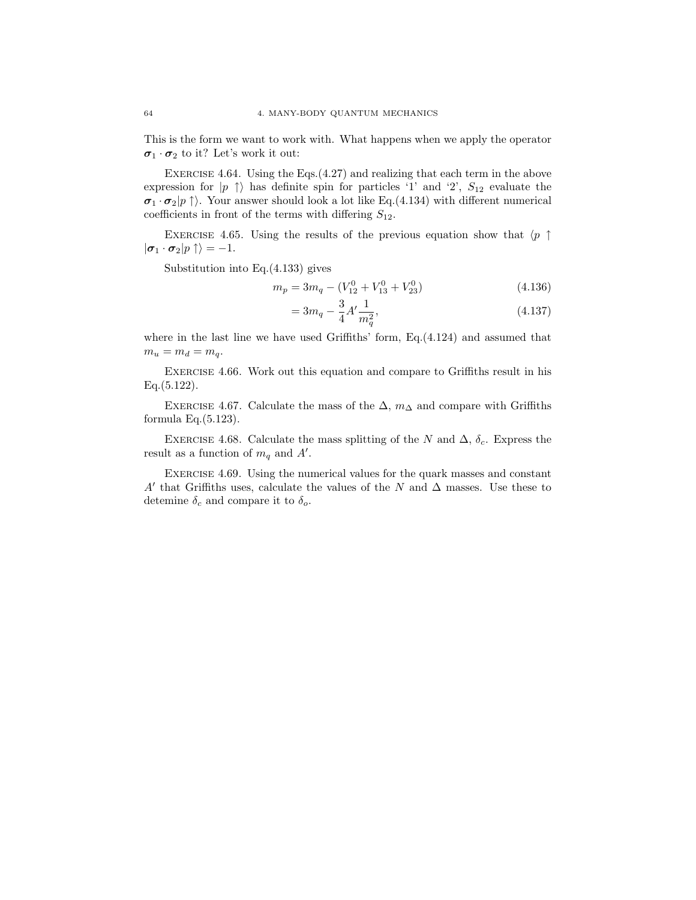This is the form we want to work with. What happens when we apply the operator $\boldsymbol{\sigma}_1 \cdot \boldsymbol{\sigma}_2$ to it? Let's work it out:

EXERCISE 4.64. Using the Eqs.(4.27) and realizing that each term in the above expression for $|p \uparrow\rangle$ has definite spin for particles '1' and '2', $S_{12}$ evaluate the $\boldsymbol{\sigma}_1 \cdot \boldsymbol{\sigma}_2 |p \uparrow\rangle$. Your answer should look a lot like Eq.(4.134) with different numerical coefficients in front of the terms with differing $S_{12}$.

EXERCISE 4.65. Using the results of the previous equation show that $\langle p \uparrow |\boldsymbol{\sigma}_1 \cdot \boldsymbol{\sigma}_2 |p \uparrow\rangle = -1$.

Substitution into Eq.(4.133) gives

$$m_p = 3m_q - (V_{12}^0 + V_{13}^0 + V_{23}^0) \tag{4.136}$$

$$= 3m_q - \frac{3}{4} A' \frac{1}{m_q^2}, \tag{4.137}$$

where in the last line we have used Griffiths' form, Eq.(4.124) and assumed that $m_u = m_d = m_q$.

EXERCISE 4.66. Work out this equation and compare to Griffiths result in his Eq.(5.122).

EXERCISE 4.67. Calculate the mass of the $\Delta$, $m_\Delta$ and compare with Griffiths formula Eq.(5.123).

EXERCISE 4.68. Calculate the mass splitting of the $N$ and $\Delta$, $\delta_c$. Express the result as a function of $m_q$ and $A'$.

EXERCISE 4.69. Using the numerical values for the quark masses and constant $A'$ that Griffiths uses, calculate the values of the $N$ and $\Delta$ masses. Use these to detemine $\delta_c$ and compare it to $\delta_o$.